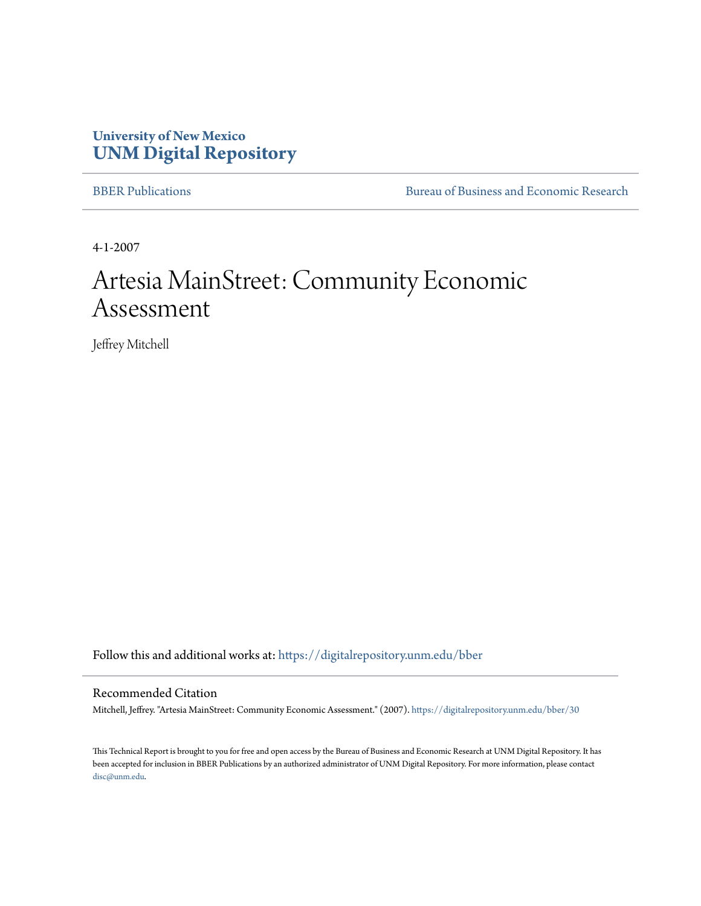University of New Mexico
# UNM Digital Repository

BBER Publications | Bureau of Business and Economic Research

4-1-2007

# Artesia MainStreet: Community Economic Assessment

Jeffrey Mitchell

Follow this and additional works at: https://digitalrepository.unm.edu/bber

## Recommended Citation

Mitchell, Jeffrey. "Artesia MainStreet: Community Economic Assessment." (2007). https://digitalrepository.unm.edu/bber/30

This Technical Report is brought to you for free and open access by the Bureau of Business and Economic Research at UNM Digital Repository. It has been accepted for inclusion in BBER Publications by an authorized administrator of UNM Digital Repository. For more information, please contact disc@unm.edu.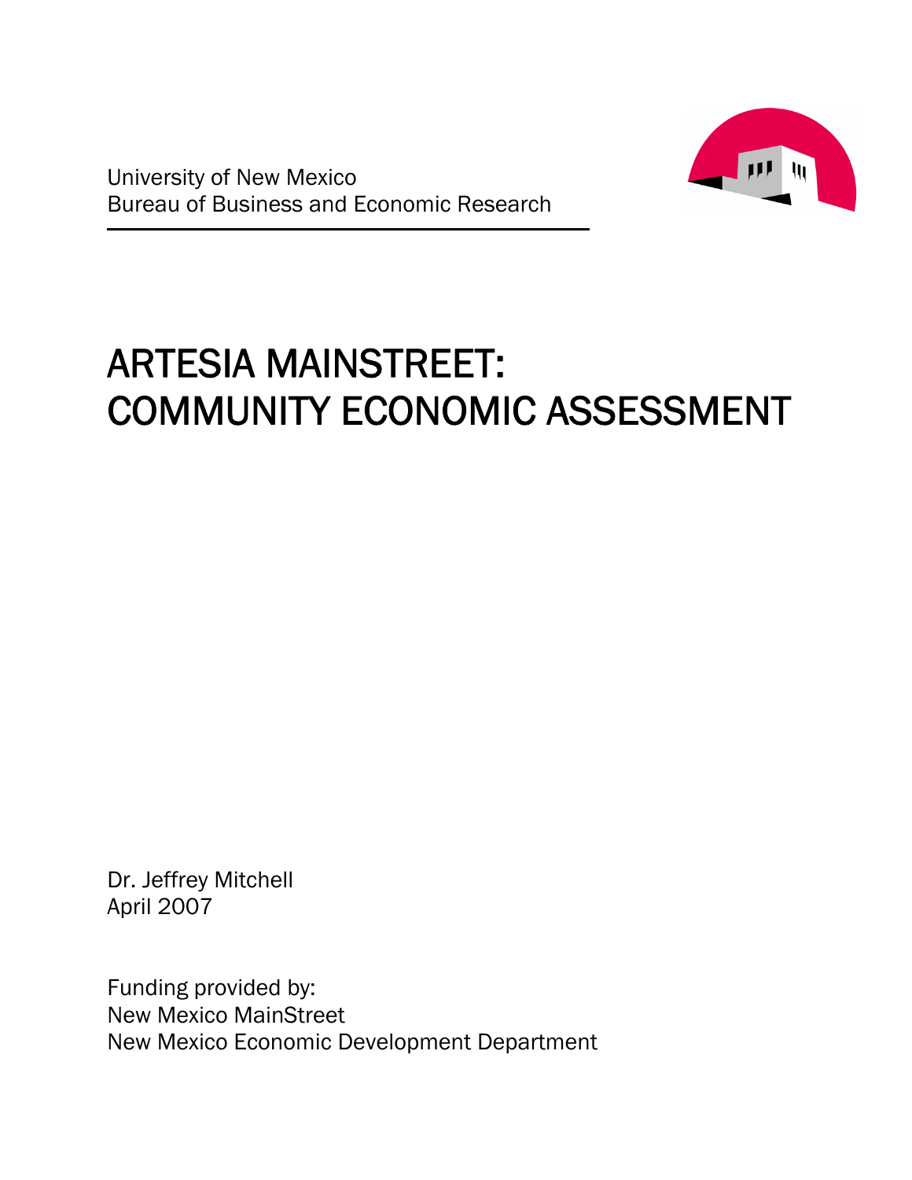University of New Mexico
Bureau of Business and Economic Research

# ARTESIA MAINSTREET: COMMUNITY ECONOMIC ASSESSMENT

Dr. Jeffrey Mitchell
April 2007

Funding provided by:
New Mexico MainStreet
New Mexico Economic Development Department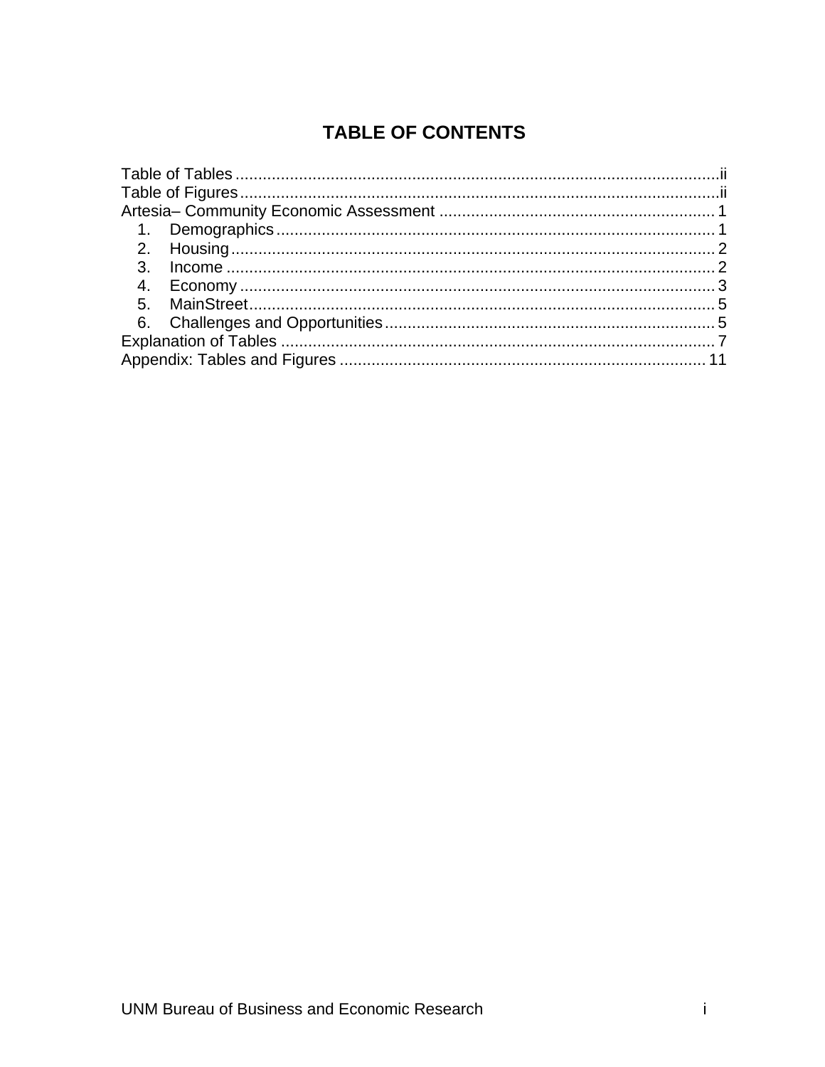# TABLE OF CONTENTS

Table of Tables ........................................................................................................... ii
Table of Figures .......................................................................................................... ii
Artesia– Community Economic Assessment ............................................................. 1
    1. Demographics .................................................................................................. 1
    2. Housing ............................................................................................................ 2
    3. Income ............................................................................................................. 2
    4. Economy .......................................................................................................... 3
    5. MainStreet ........................................................................................................ 5
    6. Challenges and Opportunities .......................................................................... 5
Explanation of Tables ................................................................................................. 7
Appendix: Tables and Figures ................................................................................. 11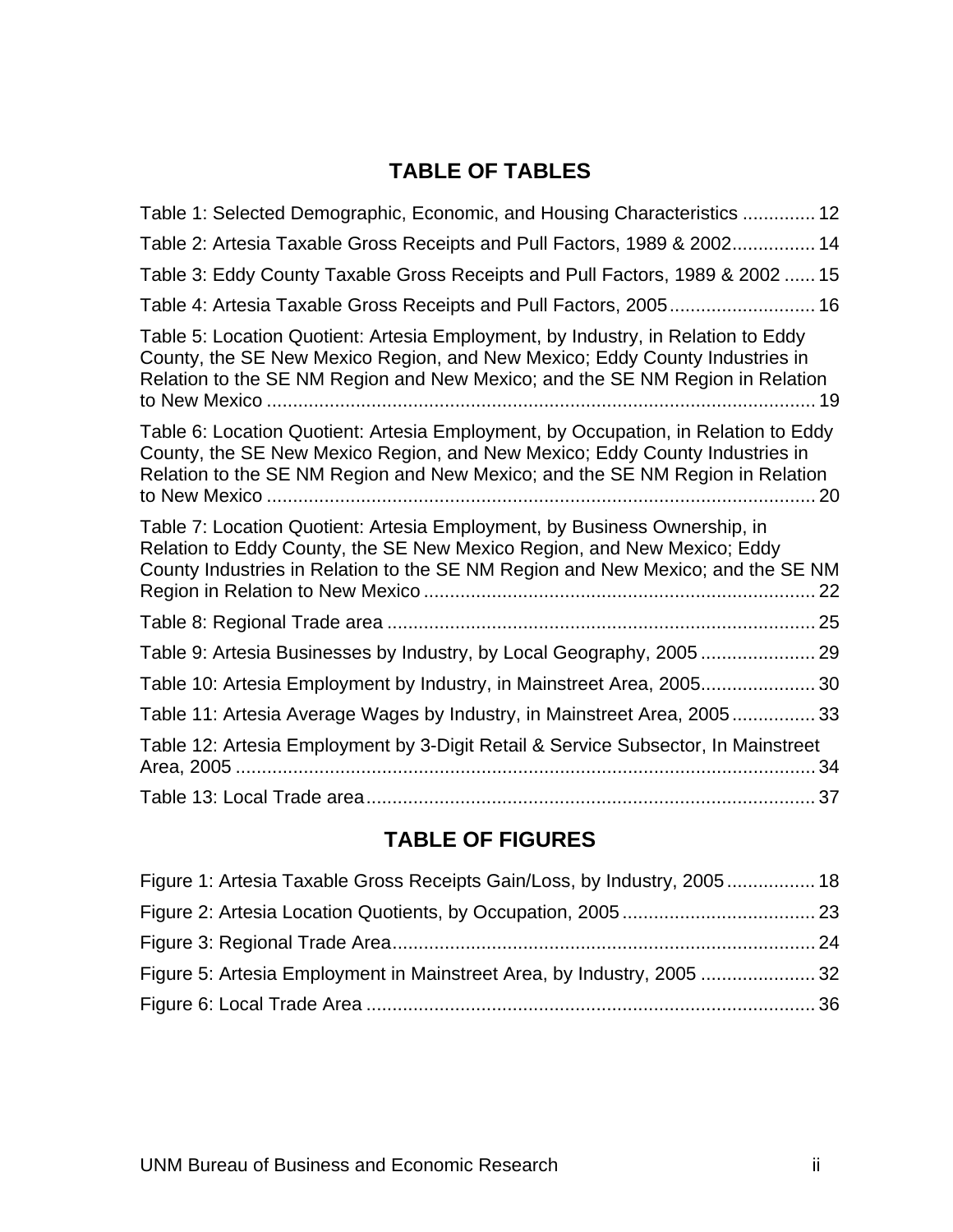## TABLE OF TABLES

Table 1: Selected Demographic, Economic, and Housing Characteristics .............. 12

Table 2: Artesia Taxable Gross Receipts and Pull Factors, 1989 & 2002................ 14

Table 3: Eddy County Taxable Gross Receipts and Pull Factors, 1989 & 2002 ...... 15

Table 4: Artesia Taxable Gross Receipts and Pull Factors, 2005............................ 16

Table 5: Location Quotient: Artesia Employment, by Industry, in Relation to Eddy County, the SE New Mexico Region, and New Mexico; Eddy County Industries in Relation to the SE NM Region and New Mexico; and the SE NM Region in Relation to New Mexico ........................................................................................................ 19

Table 6: Location Quotient: Artesia Employment, by Occupation, in Relation to Eddy County, the SE New Mexico Region, and New Mexico; Eddy County Industries in Relation to the SE NM Region and New Mexico; and the SE NM Region in Relation to New Mexico ........................................................................................................ 20

Table 7: Location Quotient: Artesia Employment, by Business Ownership, in Relation to Eddy County, the SE New Mexico Region, and New Mexico; Eddy County Industries in Relation to the SE NM Region and New Mexico; and the SE NM Region in Relation to New Mexico ........................................................................... 22

Table 8: Regional Trade area ................................................................................. 25

Table 9: Artesia Businesses by Industry, by Local Geography, 2005 ...................... 29

Table 10: Artesia Employment by Industry, in Mainstreet Area, 2005...................... 30

Table 11: Artesia Average Wages by Industry, in Mainstreet Area, 2005................ 33

Table 12: Artesia Employment by 3-Digit Retail & Service Subsector, In Mainstreet Area, 2005 ............................................................................................................... 34

Table 13: Local Trade area...................................................................................... 37

## TABLE OF FIGURES

Figure 1: Artesia Taxable Gross Receipts Gain/Loss, by Industry, 2005 ................. 18

Figure 2: Artesia Location Quotients, by Occupation, 2005 ..................................... 23

Figure 3: Regional Trade Area................................................................................. 24

Figure 5: Artesia Employment in Mainstreet Area, by Industry, 2005 ...................... 32

Figure 6: Local Trade Area ...................................................................................... 36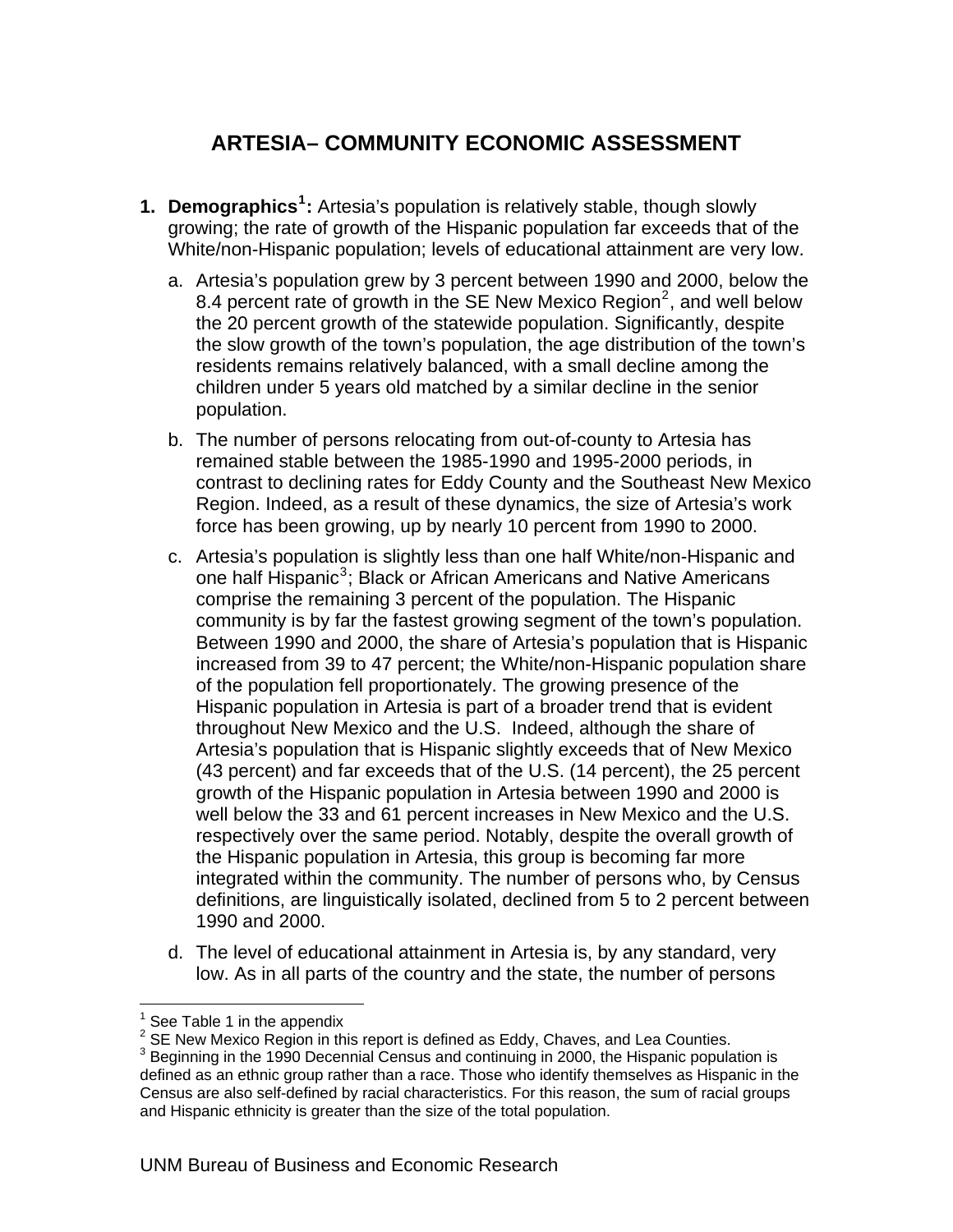# ARTESIA– COMMUNITY ECONOMIC ASSESSMENT

1. **Demographics[1]:** Artesia's population is relatively stable, though slowly growing; the rate of growth of the Hispanic population far exceeds that of the White/non-Hispanic population; levels of educational attainment are very low.

   a. Artesia's population grew by 3 percent between 1990 and 2000, below the 8.4 percent rate of growth in the SE New Mexico Region[2], and well below the 20 percent growth of the statewide population. Significantly, despite the slow growth of the town's population, the age distribution of the town's residents remains relatively balanced, with a small decline among the children under 5 years old matched by a similar decline in the senior population.

   b. The number of persons relocating from out-of-county to Artesia has remained stable between the 1985-1990 and 1995-2000 periods, in contrast to declining rates for Eddy County and the Southeast New Mexico Region. Indeed, as a result of these dynamics, the size of Artesia's work force has been growing, up by nearly 10 percent from 1990 to 2000.

   c. Artesia's population is slightly less than one half White/non-Hispanic and one half Hispanic[3]; Black or African Americans and Native Americans comprise the remaining 3 percent of the population. The Hispanic community is by far the fastest growing segment of the town's population. Between 1990 and 2000, the share of Artesia's population that is Hispanic increased from 39 to 47 percent; the White/non-Hispanic population share of the population fell proportionately. The growing presence of the Hispanic population in Artesia is part of a broader trend that is evident throughout New Mexico and the U.S. Indeed, although the share of Artesia's population that is Hispanic slightly exceeds that of New Mexico (43 percent) and far exceeds that of the U.S. (14 percent), the 25 percent growth of the Hispanic population in Artesia between 1990 and 2000 is well below the 33 and 61 percent increases in New Mexico and the U.S. respectively over the same period. Notably, despite the overall growth of the Hispanic population in Artesia, this group is becoming far more integrated within the community. The number of persons who, by Census definitions, are linguistically isolated, declined from 5 to 2 percent between 1990 and 2000.

   d. The level of educational attainment in Artesia is, by any standard, very low. As in all parts of the country and the state, the number of persons

---

[1] See Table 1 in the appendix

[2] SE New Mexico Region in this report is defined as Eddy, Chaves, and Lea Counties.

[3] Beginning in the 1990 Decennial Census and continuing in 2000, the Hispanic population is defined as an ethnic group rather than a race. Those who identify themselves as Hispanic in the Census are also self-defined by racial characteristics. For this reason, the sum of racial groups and Hispanic ethnicity is greater than the size of the total population.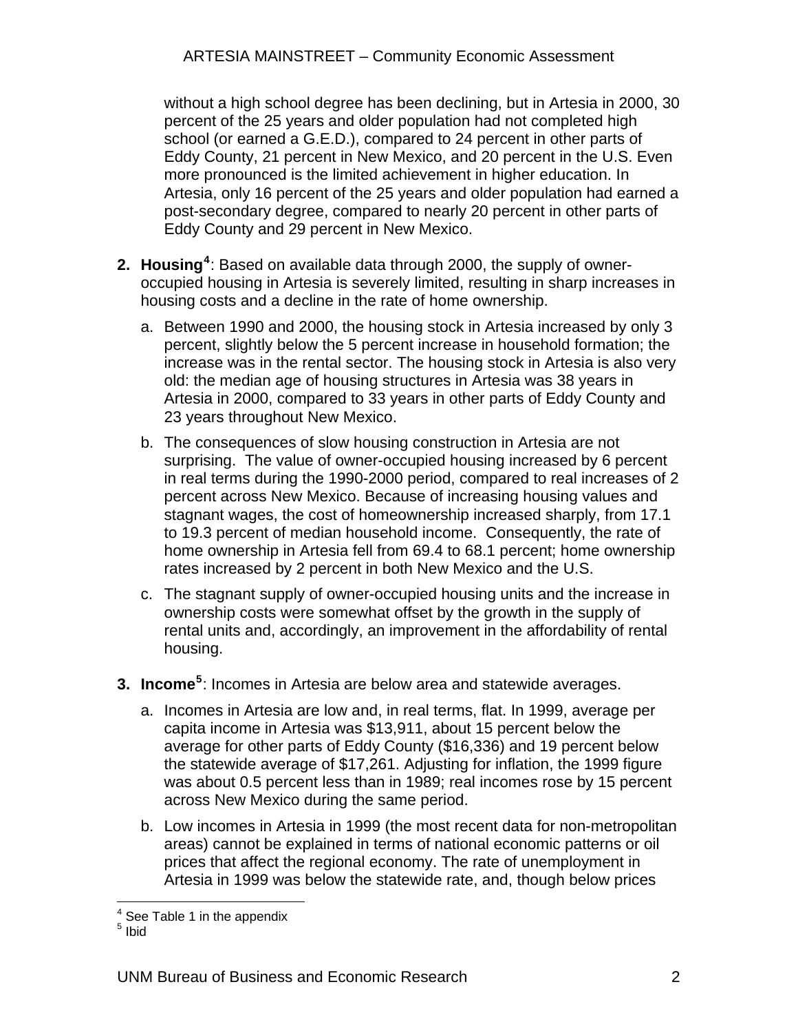without a high school degree has been declining, but in Artesia in 2000, 30 percent of the 25 years and older population had not completed high school (or earned a G.E.D.), compared to 24 percent in other parts of Eddy County, 21 percent in New Mexico, and 20 percent in the U.S. Even more pronounced is the limited achievement in higher education. In Artesia, only 16 percent of the 25 years and older population had earned a post-secondary degree, compared to nearly 20 percent in other parts of Eddy County and 29 percent in New Mexico.

2. **Housing**[4]: Based on available data through 2000, the supply of owner-occupied housing in Artesia is severely limited, resulting in sharp increases in housing costs and a decline in the rate of home ownership.

   a. Between 1990 and 2000, the housing stock in Artesia increased by only 3 percent, slightly below the 5 percent increase in household formation; the increase was in the rental sector. The housing stock in Artesia is also very old: the median age of housing structures in Artesia was 38 years in Artesia in 2000, compared to 33 years in other parts of Eddy County and 23 years throughout New Mexico.

   b. The consequences of slow housing construction in Artesia are not surprising. The value of owner-occupied housing increased by 6 percent in real terms during the 1990-2000 period, compared to real increases of 2 percent across New Mexico. Because of increasing housing values and stagnant wages, the cost of homeownership increased sharply, from 17.1 to 19.3 percent of median household income. Consequently, the rate of home ownership in Artesia fell from 69.4 to 68.1 percent; home ownership rates increased by 2 percent in both New Mexico and the U.S.

   c. The stagnant supply of owner-occupied housing units and the increase in ownership costs were somewhat offset by the growth in the supply of rental units and, accordingly, an improvement in the affordability of rental housing.

3. **Income**[5]: Incomes in Artesia are below area and statewide averages.

   a. Incomes in Artesia are low and, in real terms, flat. In 1999, average per capita income in Artesia was $13,911, about 15 percent below the average for other parts of Eddy County ($16,336) and 19 percent below the statewide average of $17,261. Adjusting for inflation, the 1999 figure was about 0.5 percent less than in 1989; real incomes rose by 15 percent across New Mexico during the same period.

   b. Low incomes in Artesia in 1999 (the most recent data for non-metropolitan areas) cannot be explained in terms of national economic patterns or oil prices that affect the regional economy. The rate of unemployment in Artesia in 1999 was below the statewide rate, and, though below prices

[4] See Table 1 in the appendix
[5] Ibid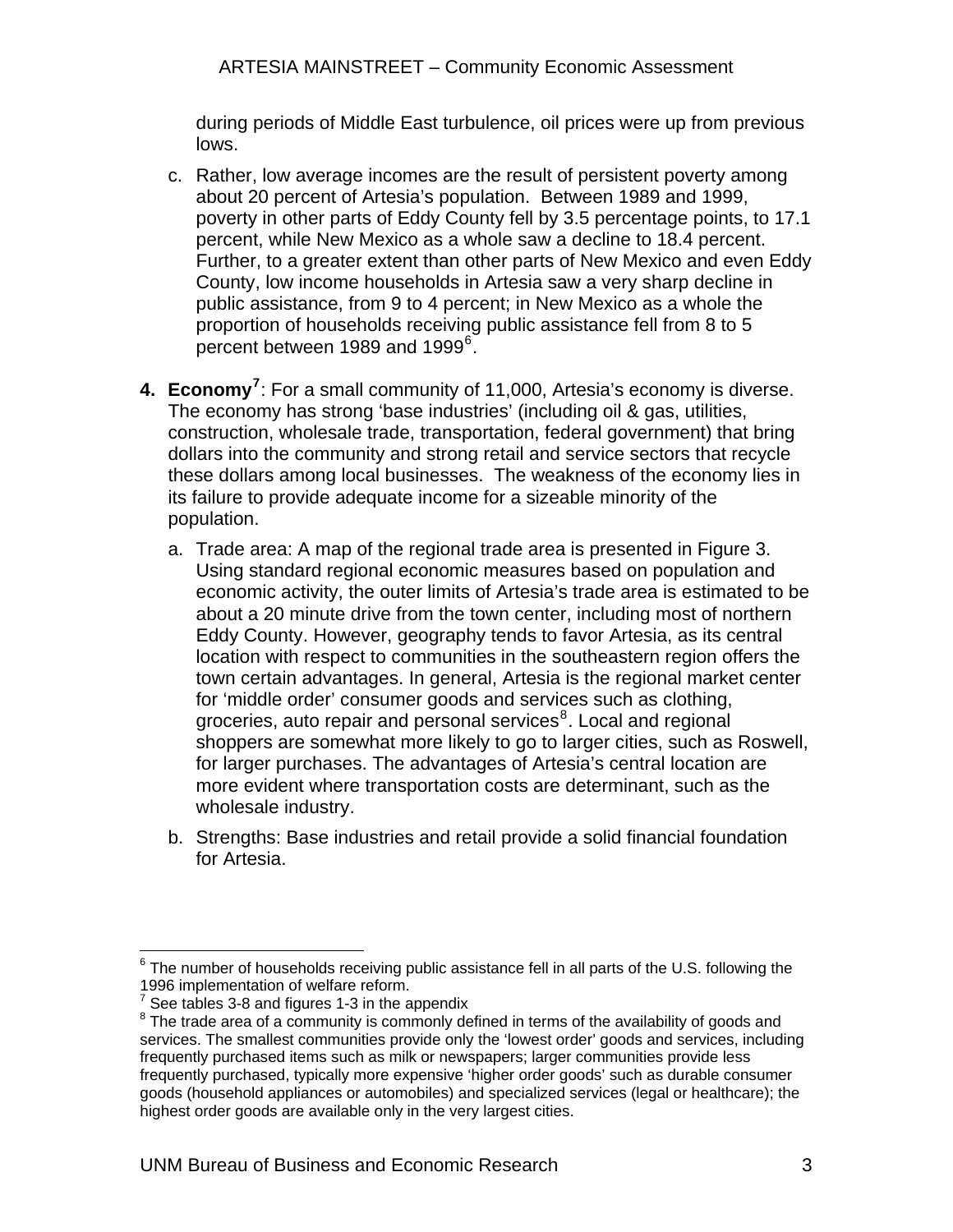during periods of Middle East turbulence, oil prices were up from previous lows.

c. Rather, low average incomes are the result of persistent poverty among about 20 percent of Artesia's population. Between 1989 and 1999, poverty in other parts of Eddy County fell by 3.5 percentage points, to 17.1 percent, while New Mexico as a whole saw a decline to 18.4 percent. Further, to a greater extent than other parts of New Mexico and even Eddy County, low income households in Artesia saw a very sharp decline in public assistance, from 9 to 4 percent; in New Mexico as a whole the proportion of households receiving public assistance fell from 8 to 5 percent between 1989 and 1999[6].

4. **Economy[7]**: For a small community of 11,000, Artesia's economy is diverse. The economy has strong 'base industries' (including oil & gas, utilities, construction, wholesale trade, transportation, federal government) that bring dollars into the community and strong retail and service sectors that recycle these dollars among local businesses. The weakness of the economy lies in its failure to provide adequate income for a sizeable minority of the population.

   a. Trade area: A map of the regional trade area is presented in Figure 3. Using standard regional economic measures based on population and economic activity, the outer limits of Artesia's trade area is estimated to be about a 20 minute drive from the town center, including most of northern Eddy County. However, geography tends to favor Artesia, as its central location with respect to communities in the southeastern region offers the town certain advantages. In general, Artesia is the regional market center for 'middle order' consumer goods and services such as clothing, groceries, auto repair and personal services[8]. Local and regional shoppers are somewhat more likely to go to larger cities, such as Roswell, for larger purchases. The advantages of Artesia's central location are more evident where transportation costs are determinant, such as the wholesale industry.

   b. Strengths: Base industries and retail provide a solid financial foundation for Artesia.

---

[6] The number of households receiving public assistance fell in all parts of the U.S. following the 1996 implementation of welfare reform.

[7] See tables 3-8 and figures 1-3 in the appendix

[8] The trade area of a community is commonly defined in terms of the availability of goods and services. The smallest communities provide only the 'lowest order' goods and services, including frequently purchased items such as milk or newspapers; larger communities provide less frequently purchased, typically more expensive 'higher order goods' such as durable consumer goods (household appliances or automobiles) and specialized services (legal or healthcare); the highest order goods are available only in the very largest cities.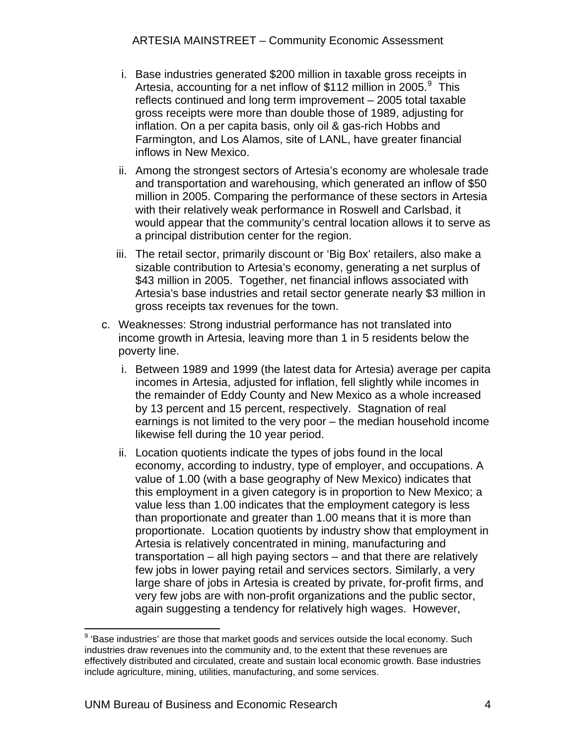i. Base industries generated $200 million in taxable gross receipts in Artesia, accounting for a net inflow of $112 million in 2005.[9] This reflects continued and long term improvement – 2005 total taxable gross receipts were more than double those of 1989, adjusting for inflation. On a per capita basis, only oil & gas-rich Hobbs and Farmington, and Los Alamos, site of LANL, have greater financial inflows in New Mexico.

ii. Among the strongest sectors of Artesia's economy are wholesale trade and transportation and warehousing, which generated an inflow of $50 million in 2005. Comparing the performance of these sectors in Artesia with their relatively weak performance in Roswell and Carlsbad, it would appear that the community's central location allows it to serve as a principal distribution center for the region.

iii. The retail sector, primarily discount or 'Big Box' retailers, also make a sizable contribution to Artesia's economy, generating a net surplus of $43 million in 2005. Together, net financial inflows associated with Artesia's base industries and retail sector generate nearly $3 million in gross receipts tax revenues for the town.

c. Weaknesses: Strong industrial performance has not translated into income growth in Artesia, leaving more than 1 in 5 residents below the poverty line.

i. Between 1989 and 1999 (the latest data for Artesia) average per capita incomes in Artesia, adjusted for inflation, fell slightly while incomes in the remainder of Eddy County and New Mexico as a whole increased by 13 percent and 15 percent, respectively. Stagnation of real earnings is not limited to the very poor – the median household income likewise fell during the 10 year period.

ii. Location quotients indicate the types of jobs found in the local economy, according to industry, type of employer, and occupations. A value of 1.00 (with a base geography of New Mexico) indicates that this employment in a given category is in proportion to New Mexico; a value less than 1.00 indicates that the employment category is less than proportionate and greater than 1.00 means that it is more than proportionate. Location quotients by industry show that employment in Artesia is relatively concentrated in mining, manufacturing and transportation – all high paying sectors – and that there are relatively few jobs in lower paying retail and services sectors. Similarly, a very large share of jobs in Artesia is created by private, for-profit firms, and very few jobs are with non-profit organizations and the public sector, again suggesting a tendency for relatively high wages. However,

[9] 'Base industries' are those that market goods and services outside the local economy. Such industries draw revenues into the community and, to the extent that these revenues are effectively distributed and circulated, create and sustain local economic growth. Base industries include agriculture, mining, utilities, manufacturing, and some services.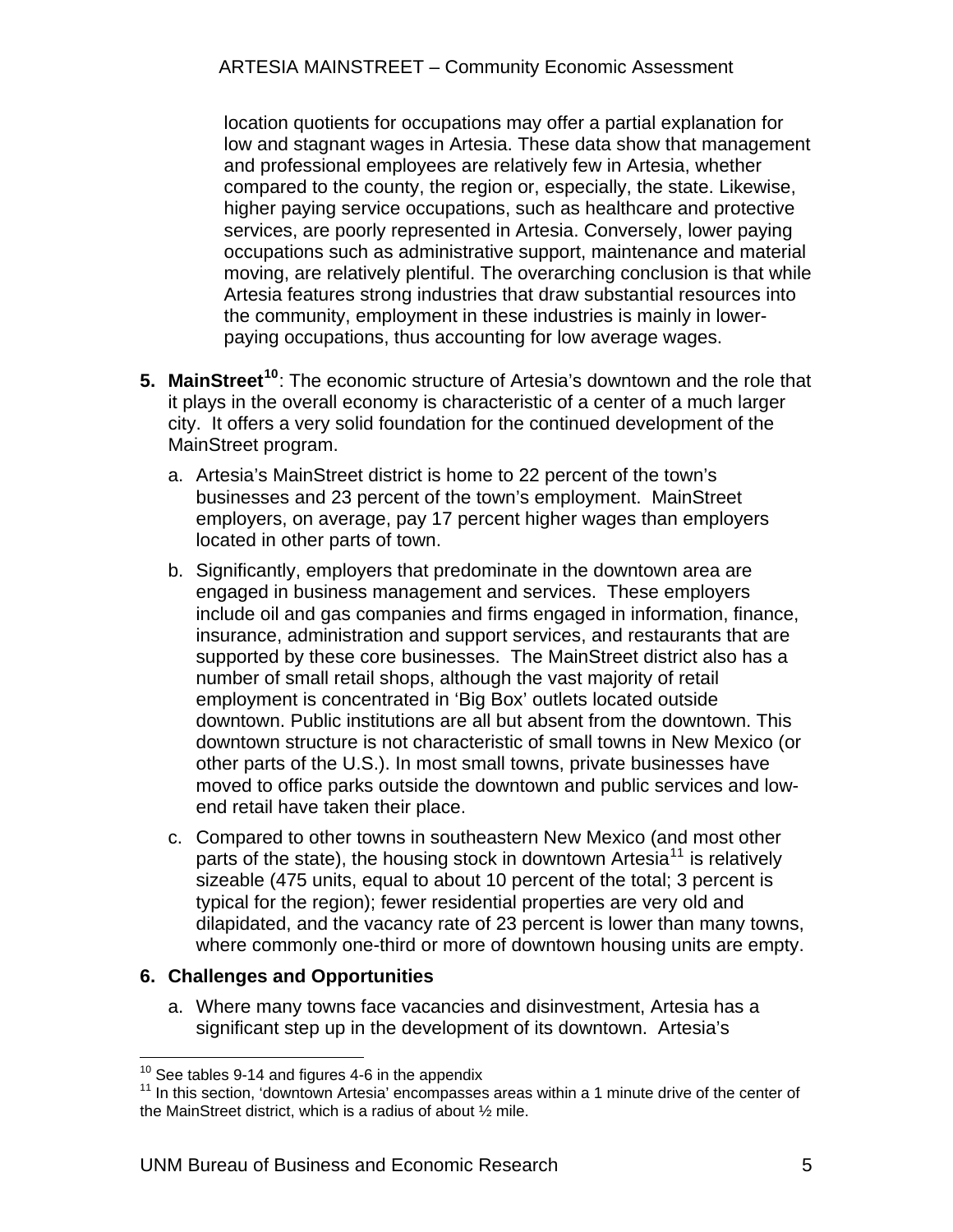location quotients for occupations may offer a partial explanation for low and stagnant wages in Artesia. These data show that management and professional employees are relatively few in Artesia, whether compared to the county, the region or, especially, the state. Likewise, higher paying service occupations, such as healthcare and protective services, are poorly represented in Artesia. Conversely, lower paying occupations such as administrative support, maintenance and material moving, are relatively plentiful. The overarching conclusion is that while Artesia features strong industries that draw substantial resources into the community, employment in these industries is mainly in lower-paying occupations, thus accounting for low average wages.

5. **MainStreet**[10]: The economic structure of Artesia's downtown and the role that it plays in the overall economy is characteristic of a center of a much larger city. It offers a very solid foundation for the continued development of the MainStreet program.

   a. Artesia's MainStreet district is home to 22 percent of the town's businesses and 23 percent of the town's employment. MainStreet employers, on average, pay 17 percent higher wages than employers located in other parts of town.

   b. Significantly, employers that predominate in the downtown area are engaged in business management and services. These employers include oil and gas companies and firms engaged in information, finance, insurance, administration and support services, and restaurants that are supported by these core businesses. The MainStreet district also has a number of small retail shops, although the vast majority of retail employment is concentrated in 'Big Box' outlets located outside downtown. Public institutions are all but absent from the downtown. This downtown structure is not characteristic of small towns in New Mexico (or other parts of the U.S.). In most small towns, private businesses have moved to office parks outside the downtown and public services and low-end retail have taken their place.

   c. Compared to other towns in southeastern New Mexico (and most other parts of the state), the housing stock in downtown Artesia[11] is relatively sizeable (475 units, equal to about 10 percent of the total; 3 percent is typical for the region); fewer residential properties are very old and dilapidated, and the vacancy rate of 23 percent is lower than many towns, where commonly one-third or more of downtown housing units are empty.

6. **Challenges and Opportunities**

   a. Where many towns face vacancies and disinvestment, Artesia has a significant step up in the development of its downtown. Artesia's

---

[10] See tables 9-14 and figures 4-6 in the appendix

[11] In this section, 'downtown Artesia' encompasses areas within a 1 minute drive of the center of the MainStreet district, which is a radius of about ½ mile.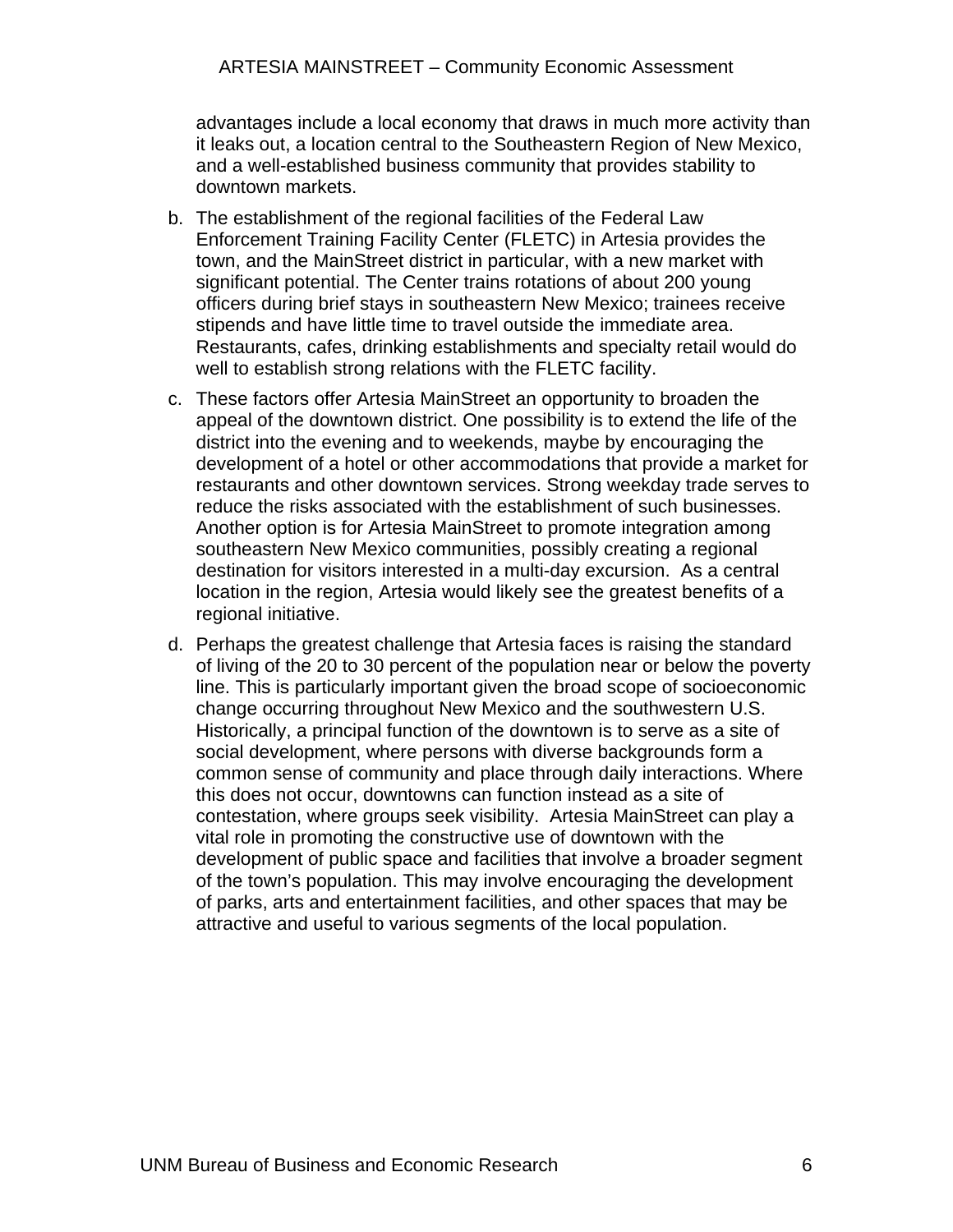advantages include a local economy that draws in much more activity than it leaks out, a location central to the Southeastern Region of New Mexico, and a well-established business community that provides stability to downtown markets.

b. The establishment of the regional facilities of the Federal Law Enforcement Training Facility Center (FLETC) in Artesia provides the town, and the MainStreet district in particular, with a new market with significant potential. The Center trains rotations of about 200 young officers during brief stays in southeastern New Mexico; trainees receive stipends and have little time to travel outside the immediate area. Restaurants, cafes, drinking establishments and specialty retail would do well to establish strong relations with the FLETC facility.

c. These factors offer Artesia MainStreet an opportunity to broaden the appeal of the downtown district. One possibility is to extend the life of the district into the evening and to weekends, maybe by encouraging the development of a hotel or other accommodations that provide a market for restaurants and other downtown services. Strong weekday trade serves to reduce the risks associated with the establishment of such businesses. Another option is for Artesia MainStreet to promote integration among southeastern New Mexico communities, possibly creating a regional destination for visitors interested in a multi-day excursion. As a central location in the region, Artesia would likely see the greatest benefits of a regional initiative.

d. Perhaps the greatest challenge that Artesia faces is raising the standard of living of the 20 to 30 percent of the population near or below the poverty line. This is particularly important given the broad scope of socioeconomic change occurring throughout New Mexico and the southwestern U.S. Historically, a principal function of the downtown is to serve as a site of social development, where persons with diverse backgrounds form a common sense of community and place through daily interactions. Where this does not occur, downtowns can function instead as a site of contestation, where groups seek visibility. Artesia MainStreet can play a vital role in promoting the constructive use of downtown with the development of public space and facilities that involve a broader segment of the town's population. This may involve encouraging the development of parks, arts and entertainment facilities, and other spaces that may be attractive and useful to various segments of the local population.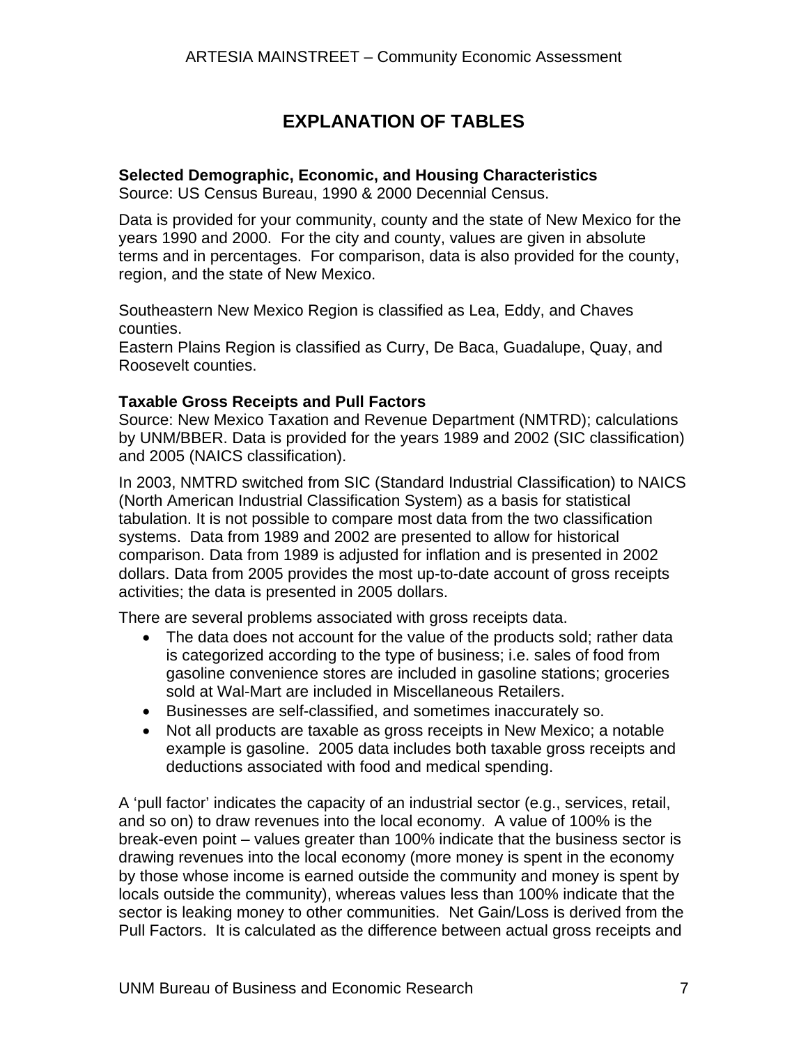# EXPLANATION OF TABLES

**Selected Demographic, Economic, and Housing Characteristics**
Source: US Census Bureau, 1990 & 2000 Decennial Census.

Data is provided for your community, county and the state of New Mexico for the years 1990 and 2000. For the city and county, values are given in absolute terms and in percentages. For comparison, data is also provided for the county, region, and the state of New Mexico.

Southeastern New Mexico Region is classified as Lea, Eddy, and Chaves counties.
Eastern Plains Region is classified as Curry, De Baca, Guadalupe, Quay, and Roosevelt counties.

**Taxable Gross Receipts and Pull Factors**
Source: New Mexico Taxation and Revenue Department (NMTRD); calculations by UNM/BBER. Data is provided for the years 1989 and 2002 (SIC classification) and 2005 (NAICS classification).

In 2003, NMTRD switched from SIC (Standard Industrial Classification) to NAICS (North American Industrial Classification System) as a basis for statistical tabulation. It is not possible to compare most data from the two classification systems. Data from 1989 and 2002 are presented to allow for historical comparison. Data from 1989 is adjusted for inflation and is presented in 2002 dollars. Data from 2005 provides the most up-to-date account of gross receipts activities; the data is presented in 2005 dollars.

There are several problems associated with gross receipts data.

- The data does not account for the value of the products sold; rather data is categorized according to the type of business; i.e. sales of food from gasoline convenience stores are included in gasoline stations; groceries sold at Wal-Mart are included in Miscellaneous Retailers.
- Businesses are self-classified, and sometimes inaccurately so.
- Not all products are taxable as gross receipts in New Mexico; a notable example is gasoline. 2005 data includes both taxable gross receipts and deductions associated with food and medical spending.

A 'pull factor' indicates the capacity of an industrial sector (e.g., services, retail, and so on) to draw revenues into the local economy. A value of 100% is the break-even point – values greater than 100% indicate that the business sector is drawing revenues into the local economy (more money is spent in the economy by those whose income is earned outside the community and money is spent by locals outside the community), whereas values less than 100% indicate that the sector is leaking money to other communities. Net Gain/Loss is derived from the Pull Factors. It is calculated as the difference between actual gross receipts and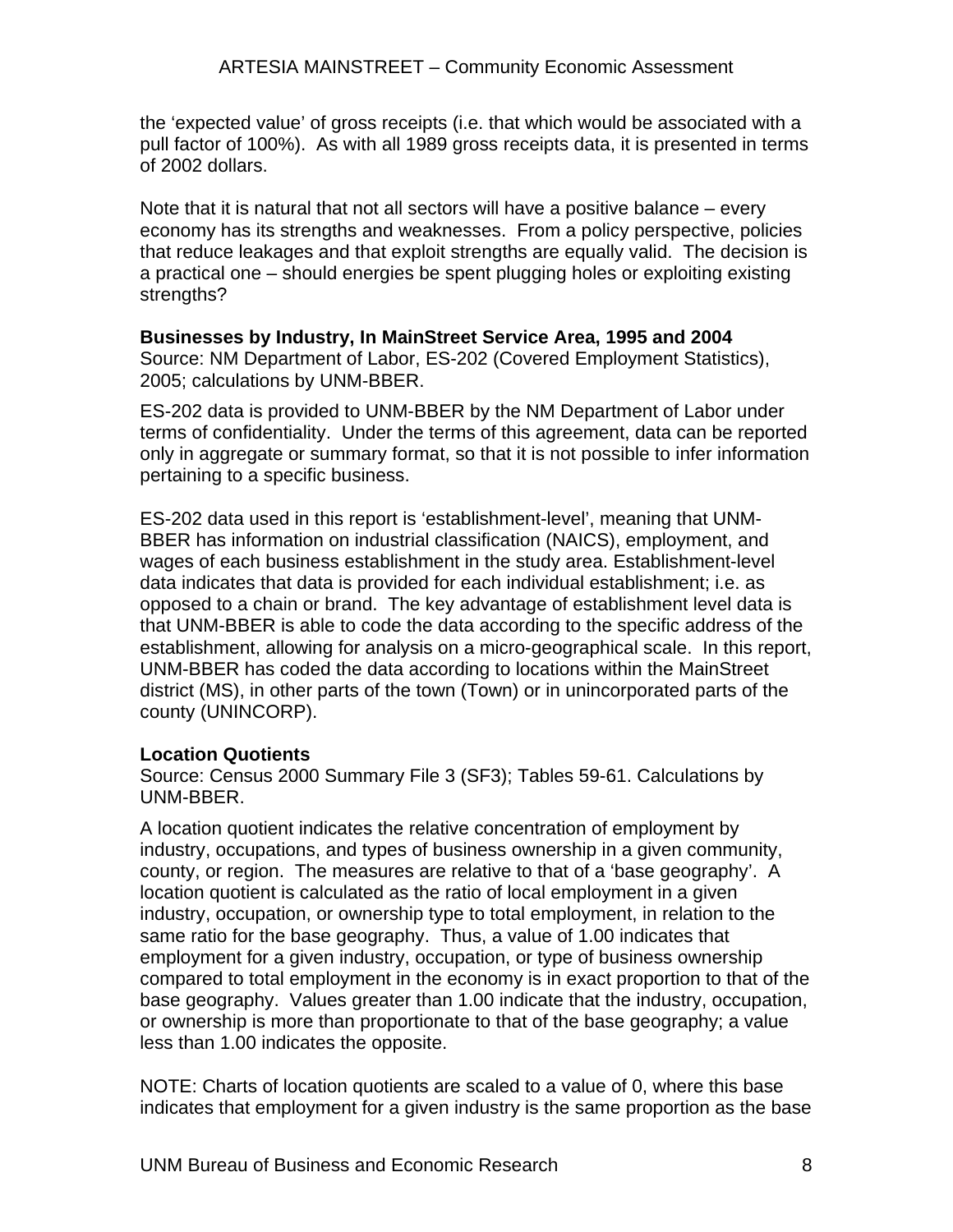the 'expected value' of gross receipts (i.e. that which would be associated with a pull factor of 100%). As with all 1989 gross receipts data, it is presented in terms of 2002 dollars.

Note that it is natural that not all sectors will have a positive balance – every economy has its strengths and weaknesses. From a policy perspective, policies that reduce leakages and that exploit strengths are equally valid. The decision is a practical one – should energies be spent plugging holes or exploiting existing strengths?

**Businesses by Industry, In MainStreet Service Area, 1995 and 2004**
Source: NM Department of Labor, ES-202 (Covered Employment Statistics), 2005; calculations by UNM-BBER.

ES-202 data is provided to UNM-BBER by the NM Department of Labor under terms of confidentiality. Under the terms of this agreement, data can be reported only in aggregate or summary format, so that it is not possible to infer information pertaining to a specific business.

ES-202 data used in this report is 'establishment-level', meaning that UNM-BBER has information on industrial classification (NAICS), employment, and wages of each business establishment in the study area. Establishment-level data indicates that data is provided for each individual establishment; i.e. as opposed to a chain or brand. The key advantage of establishment level data is that UNM-BBER is able to code the data according to the specific address of the establishment, allowing for analysis on a micro-geographical scale. In this report, UNM-BBER has coded the data according to locations within the MainStreet district (MS), in other parts of the town (Town) or in unincorporated parts of the county (UNINCORP).

**Location Quotients**
Source: Census 2000 Summary File 3 (SF3); Tables 59-61. Calculations by UNM-BBER.

A location quotient indicates the relative concentration of employment by industry, occupations, and types of business ownership in a given community, county, or region. The measures are relative to that of a 'base geography'. A location quotient is calculated as the ratio of local employment in a given industry, occupation, or ownership type to total employment, in relation to the same ratio for the base geography. Thus, a value of 1.00 indicates that employment for a given industry, occupation, or type of business ownership compared to total employment in the economy is in exact proportion to that of the base geography. Values greater than 1.00 indicate that the industry, occupation, or ownership is more than proportionate to that of the base geography; a value less than 1.00 indicates the opposite.

NOTE: Charts of location quotients are scaled to a value of 0, where this base indicates that employment for a given industry is the same proportion as the base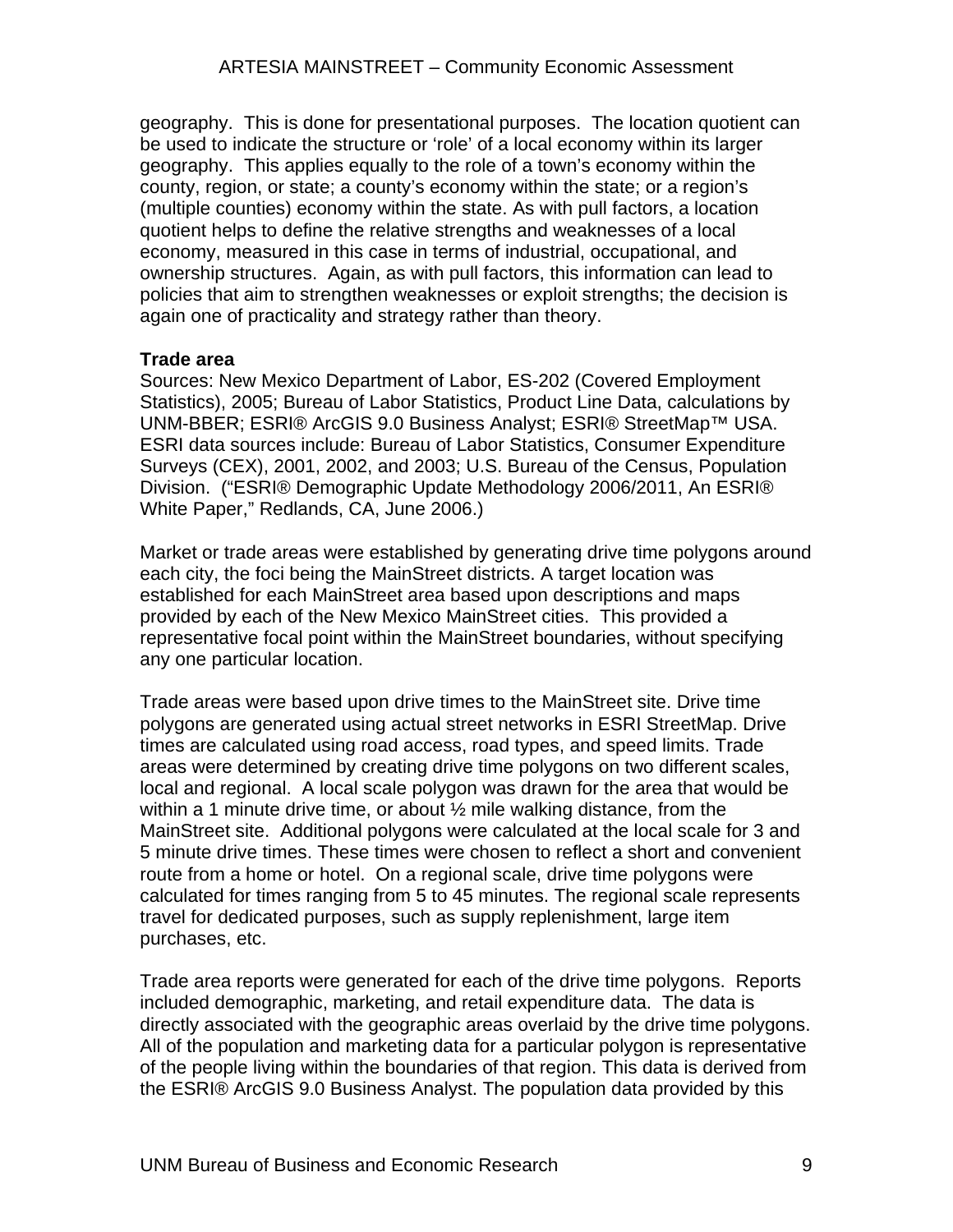geography. This is done for presentational purposes. The location quotient can be used to indicate the structure or 'role' of a local economy within its larger geography. This applies equally to the role of a town's economy within the county, region, or state; a county's economy within the state; or a region's (multiple counties) economy within the state. As with pull factors, a location quotient helps to define the relative strengths and weaknesses of a local economy, measured in this case in terms of industrial, occupational, and ownership structures. Again, as with pull factors, this information can lead to policies that aim to strengthen weaknesses or exploit strengths; the decision is again one of practicality and strategy rather than theory.

**Trade area**

Sources: New Mexico Department of Labor, ES-202 (Covered Employment Statistics), 2005; Bureau of Labor Statistics, Product Line Data, calculations by UNM-BBER; ESRI® ArcGIS 9.0 Business Analyst; ESRI® StreetMap™ USA. ESRI data sources include: Bureau of Labor Statistics, Consumer Expenditure Surveys (CEX), 2001, 2002, and 2003; U.S. Bureau of the Census, Population Division. ("ESRI® Demographic Update Methodology 2006/2011, An ESRI® White Paper," Redlands, CA, June 2006.)

Market or trade areas were established by generating drive time polygons around each city, the foci being the MainStreet districts. A target location was established for each MainStreet area based upon descriptions and maps provided by each of the New Mexico MainStreet cities. This provided a representative focal point within the MainStreet boundaries, without specifying any one particular location.

Trade areas were based upon drive times to the MainStreet site. Drive time polygons are generated using actual street networks in ESRI StreetMap. Drive times are calculated using road access, road types, and speed limits. Trade areas were determined by creating drive time polygons on two different scales, local and regional. A local scale polygon was drawn for the area that would be within a 1 minute drive time, or about ½ mile walking distance, from the MainStreet site. Additional polygons were calculated at the local scale for 3 and 5 minute drive times. These times were chosen to reflect a short and convenient route from a home or hotel. On a regional scale, drive time polygons were calculated for times ranging from 5 to 45 minutes. The regional scale represents travel for dedicated purposes, such as supply replenishment, large item purchases, etc.

Trade area reports were generated for each of the drive time polygons. Reports included demographic, marketing, and retail expenditure data. The data is directly associated with the geographic areas overlaid by the drive time polygons. All of the population and marketing data for a particular polygon is representative of the people living within the boundaries of that region. This data is derived from the ESRI® ArcGIS 9.0 Business Analyst. The population data provided by this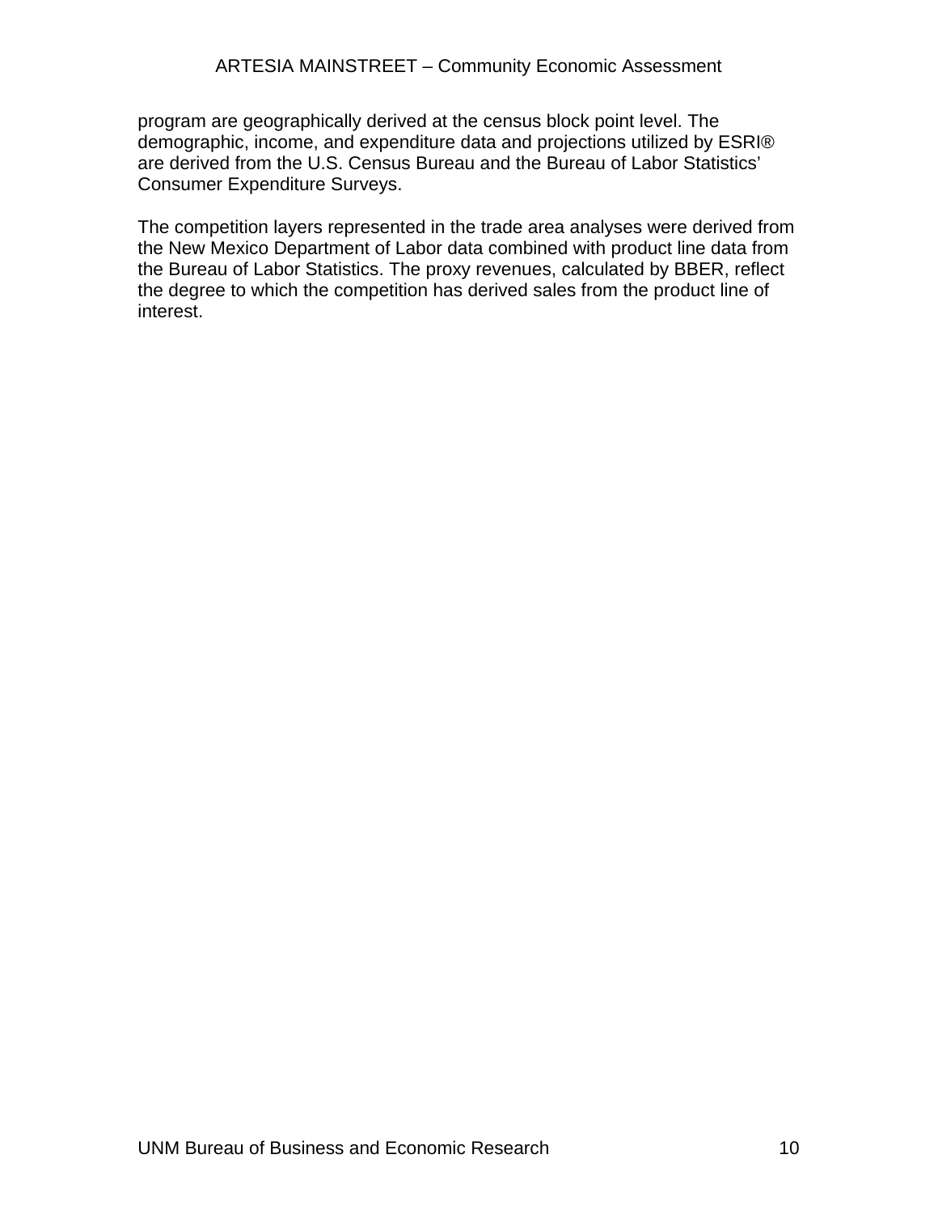program are geographically derived at the census block point level. The demographic, income, and expenditure data and projections utilized by ESRI® are derived from the U.S. Census Bureau and the Bureau of Labor Statistics' Consumer Expenditure Surveys.

The competition layers represented in the trade area analyses were derived from the New Mexico Department of Labor data combined with product line data from the Bureau of Labor Statistics. The proxy revenues, calculated by BBER, reflect the degree to which the competition has derived sales from the product line of interest.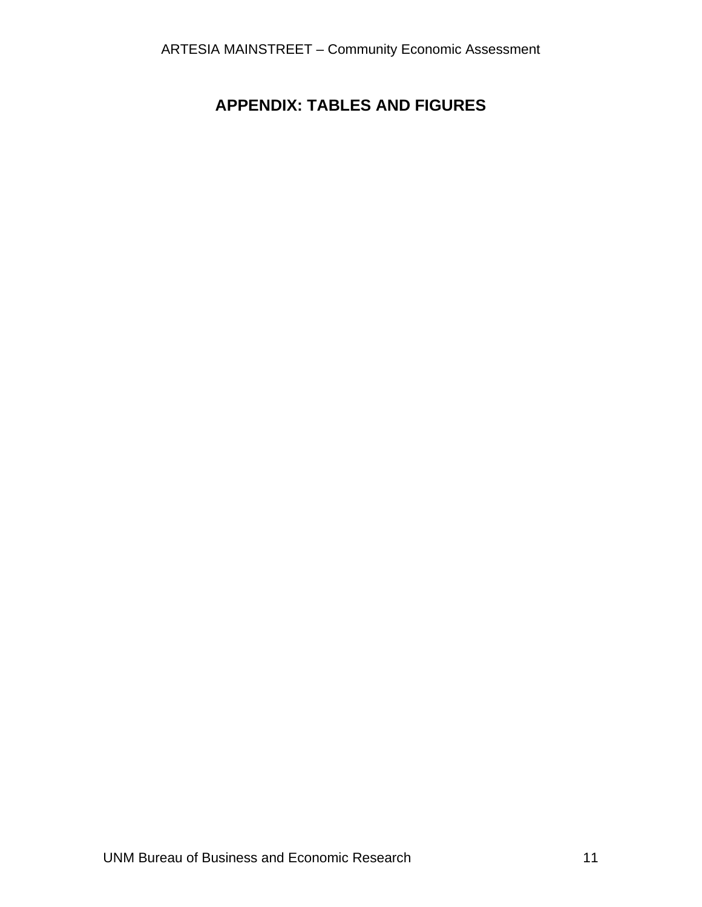# APPENDIX: TABLES AND FIGURES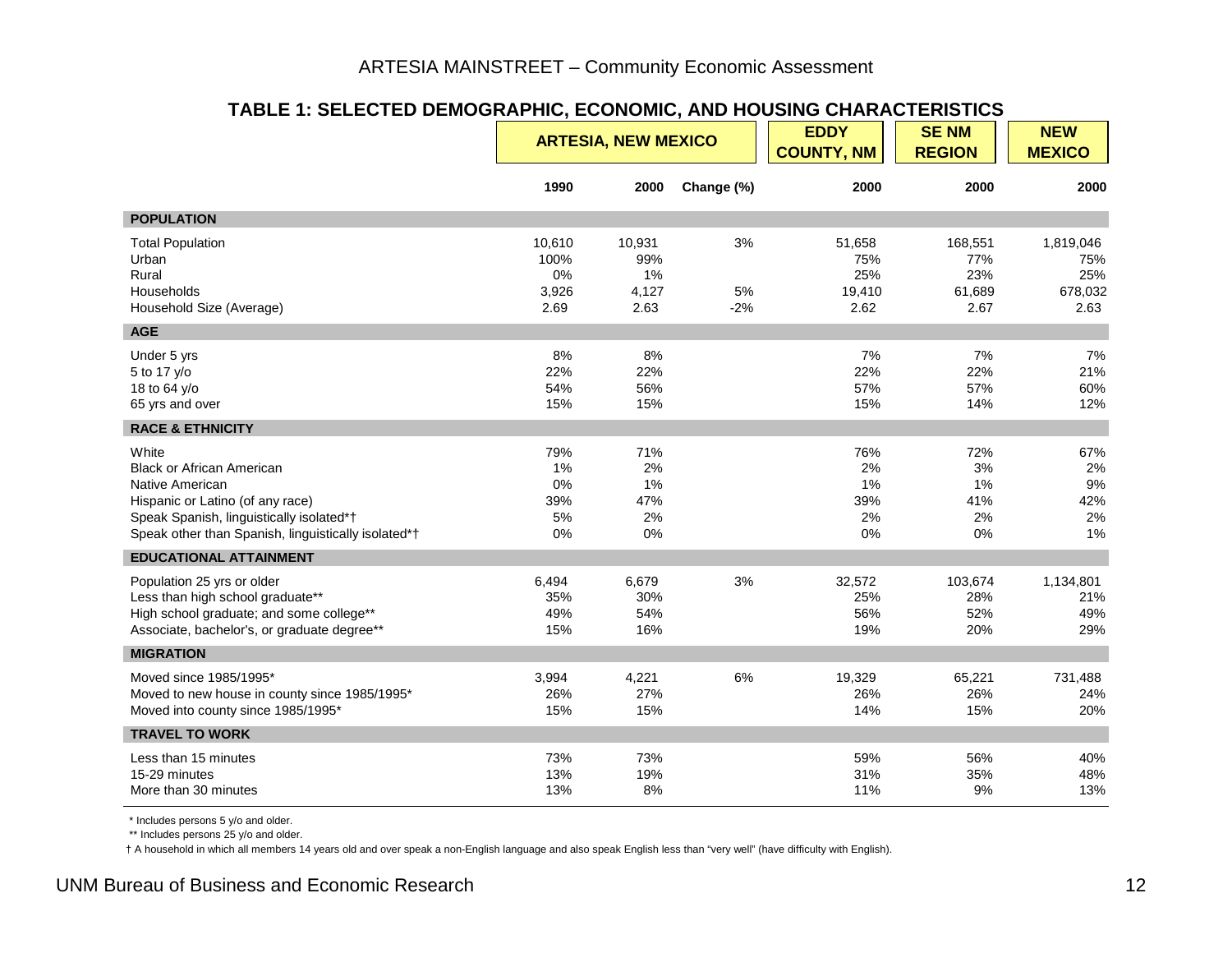## TABLE 1: SELECTED DEMOGRAPHIC, ECONOMIC, AND HOUSING CHARACTERISTICS

| | ARTESIA, NEW MEXICO | | | EDDY COUNTY, NM | SE NM REGION | NEW MEXICO |
|---|---|---|---|---|---|---|
| | 1990 | 2000 | Change (%) | 2000 | 2000 | 2000 |
| **POPULATION** | | | | | | |
| Total Population | 10,610 | 10,931 | 3% | 51,658 | 168,551 | 1,819,046 |
| Urban | 100% | 99% | | 75% | 77% | 75% |
| Rural | 0% | 1% | | 25% | 23% | 25% |
| Households | 3,926 | 4,127 | 5% | 19,410 | 61,689 | 678,032 |
| Household Size (Average) | 2.69 | 2.63 | -2% | 2.62 | 2.67 | 2.63 |
| **AGE** | | | | | | |
| Under 5 yrs | 8% | 8% | | 7% | 7% | 7% |
| 5 to 17 y/o | 22% | 22% | | 22% | 22% | 21% |
| 18 to 64 y/o | 54% | 56% | | 57% | 57% | 60% |
| 65 yrs and over | 15% | 15% | | 15% | 14% | 12% |
| **RACE & ETHNICITY** | | | | | | |
| White | 79% | 71% | | 76% | 72% | 67% |
| Black or African American | 1% | 2% | | 2% | 3% | 2% |
| Native American | 0% | 1% | | 1% | 1% | 9% |
| Hispanic or Latino (of any race) | 39% | 47% | | 39% | 41% | 42% |
| Speak Spanish, linguistically isolated*† | 5% | 2% | | 2% | 2% | 2% |
| Speak other than Spanish, linguistically isolated*† | 0% | 0% | | 0% | 0% | 1% |
| **EDUCATIONAL ATTAINMENT** | | | | | | |
| Population 25 yrs or older | 6,494 | 6,679 | 3% | 32,572 | 103,674 | 1,134,801 |
| Less than high school graduate** | 35% | 30% | | 25% | 28% | 21% |
| High school graduate; and some college** | 49% | 54% | | 56% | 52% | 49% |
| Associate, bachelor's, or graduate degree** | 15% | 16% | | 19% | 20% | 29% |
| **MIGRATION** | | | | | | |
| Moved since 1985/1995* | 3,994 | 4,221 | 6% | 19,329 | 65,221 | 731,488 |
| Moved to new house in county since 1985/1995* | 26% | 27% | | 26% | 26% | 24% |
| Moved into county since 1985/1995* | 15% | 15% | | 14% | 15% | 20% |
| **TRAVEL TO WORK** | | | | | | |
| Less than 15 minutes | 73% | 73% | | 59% | 56% | 40% |
| 15-29 minutes | 13% | 19% | | 31% | 35% | 48% |
| More than 30 minutes | 13% | 8% | | 11% | 9% | 13% |

* Includes persons 5 y/o and older.

** Includes persons 25 y/o and older.

† A household in which all members 14 years old and over speak a non-English language and also speak English less than "very well" (have difficulty with English).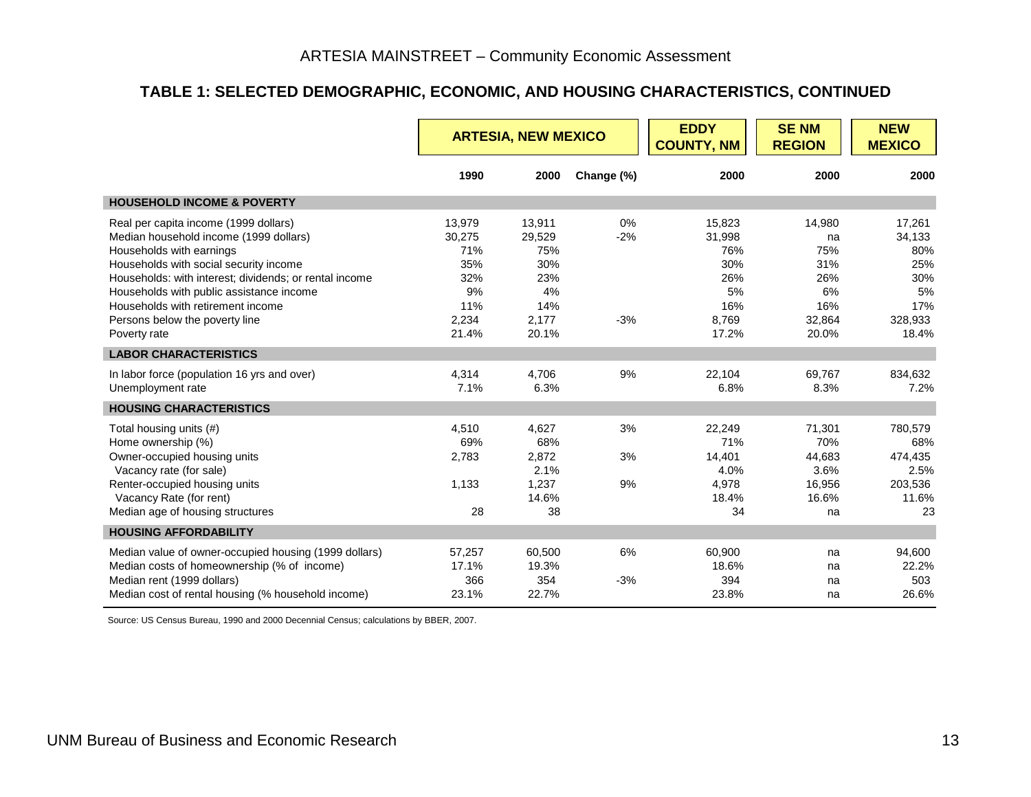## TABLE 1: SELECTED DEMOGRAPHIC, ECONOMIC, AND HOUSING CHARACTERISTICS, CONTINUED

| | ARTESIA, NEW MEXICO | | | EDDY COUNTY, NM | SE NM REGION | NEW MEXICO |
|---|---|---|---|---|---|---|
| | 1990 | 2000 | Change (%) | 2000 | 2000 | 2000 |
| **HOUSEHOLD INCOME & POVERTY** | | | | | | |
| Real per capita income (1999 dollars) | 13,979 | 13,911 | 0% | 15,823 | 14,980 | 17,261 |
| Median household income (1999 dollars) | 30,275 | 29,529 | -2% | 31,998 | na | 34,133 |
| Households with earnings | 71% | 75% | | 76% | 75% | 80% |
| Households with social security income | 35% | 30% | | 30% | 31% | 25% |
| Households: with interest; dividends; or rental income | 32% | 23% | | 26% | 26% | 30% |
| Households with public assistance income | 9% | 4% | | 5% | 6% | 5% |
| Households with retirement income | 11% | 14% | | 16% | 16% | 17% |
| Persons below the poverty line | 2,234 | 2,177 | -3% | 8,769 | 32,864 | 328,933 |
| Poverty rate | 21.4% | 20.1% | | 17.2% | 20.0% | 18.4% |
| **LABOR CHARACTERISTICS** | | | | | | |
| In labor force (population 16 yrs and over) | 4,314 | 4,706 | 9% | 22,104 | 69,767 | 834,632 |
| Unemployment rate | 7.1% | 6.3% | | 6.8% | 8.3% | 7.2% |
| **HOUSING CHARACTERISTICS** | | | | | | |
| Total housing units (#) | 4,510 | 4,627 | 3% | 22,249 | 71,301 | 780,579 |
| Home ownership (%) | 69% | 68% | | 71% | 70% | 68% |
| Owner-occupied housing units | 2,783 | 2,872 | 3% | 14,401 | 44,683 | 474,435 |
| Vacancy rate (for sale) | | 2.1% | | 4.0% | 3.6% | 2.5% |
| Renter-occupied housing units | 1,133 | 1,237 | 9% | 4,978 | 16,956 | 203,536 |
| Vacancy Rate (for rent) | | 14.6% | | 18.4% | 16.6% | 11.6% |
| Median age of housing structures | 28 | 38 | | 34 | na | 23 |
| **HOUSING AFFORDABILITY** | | | | | | |
| Median value of owner-occupied housing (1999 dollars) | 57,257 | 60,500 | 6% | 60,900 | na | 94,600 |
| Median costs of homeownership (% of income) | 17.1% | 19.3% | | 18.6% | na | 22.2% |
| Median rent (1999 dollars) | 366 | 354 | -3% | 394 | na | 503 |
| Median cost of rental housing (% household income) | 23.1% | 22.7% | | 23.8% | na | 26.6% |

Source: US Census Bureau, 1990 and 2000 Decennial Census; calculations by BBER, 2007.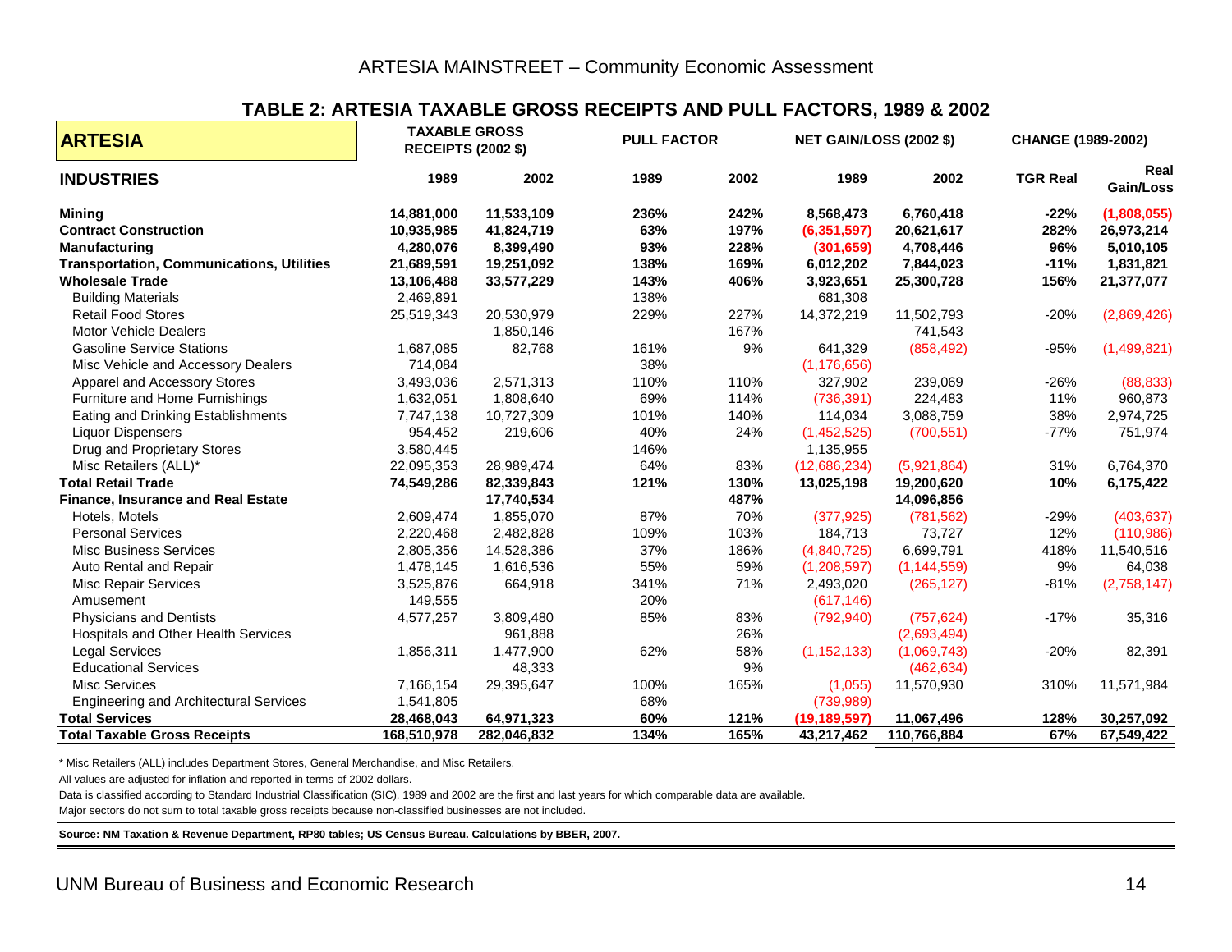## TABLE 2: ARTESIA TAXABLE GROSS RECEIPTS AND PULL FACTORS, 1989 & 2002

| ARTESIA | TAXABLE GROSS RECEIPTS (2002 $) | | PULL FACTOR | | NET GAIN/LOSS (2002 $) | | CHANGE (1989-2002) | |
|---|---|---|---|---|---|---|---|---|
| **INDUSTRIES** | **1989** | **2002** | **1989** | **2002** | **1989** | **2002** | **TGR Real** | **Real Gain/Loss** |
| **Mining** | **14,881,000** | **11,533,109** | **236%** | **242%** | **8,568,473** | **6,760,418** | **-22%** | **(1,808,055)** |
| **Contract Construction** | **10,935,985** | **41,824,719** | **63%** | **197%** | **(6,351,597)** | **20,621,617** | **282%** | **26,973,214** |
| **Manufacturing** | **4,280,076** | **8,399,490** | **93%** | **228%** | **(301,659)** | **4,708,446** | **96%** | **5,010,105** |
| **Transportation, Communications, Utilities** | **21,689,591** | **19,251,092** | **138%** | **169%** | **6,012,202** | **7,844,023** | **-11%** | **1,831,821** |
| **Wholesale Trade** | **13,106,488** | **33,577,229** | **143%** | **406%** | **3,923,651** | **25,300,728** | **156%** | **21,377,077** |
| Building Materials | 2,469,891 | | 138% | | 681,308 | | | |
| Retail Food Stores | 25,519,343 | 20,530,979 | 229% | 227% | 14,372,219 | 11,502,793 | -20% | (2,869,426) |
| Motor Vehicle Dealers | | 1,850,146 | | 167% | | 741,543 | | |
| Gasoline Service Stations | 1,687,085 | 82,768 | 161% | 9% | 641,329 | (858,492) | -95% | (1,499,821) |
| Misc Vehicle and Accessory Dealers | 714,084 | | 38% | | (1,176,656) | | | |
| Apparel and Accessory Stores | 3,493,036 | 2,571,313 | 110% | 110% | 327,902 | 239,069 | -26% | (88,833) |
| Furniture and Home Furnishings | 1,632,051 | 1,808,640 | 69% | 114% | (736,391) | 224,483 | 11% | 960,873 |
| Eating and Drinking Establishments | 7,747,138 | 10,727,309 | 101% | 140% | 114,034 | 3,088,759 | 38% | 2,974,725 |
| Liquor Dispensers | 954,452 | 219,606 | 40% | 24% | (1,452,525) | (700,551) | -77% | 751,974 |
| Drug and Proprietary Stores | 3,580,445 | | 146% | | 1,135,955 | | | |
| Misc Retailers (ALL)* | 22,095,353 | 28,989,474 | 64% | 83% | (12,686,234) | (5,921,864) | 31% | 6,764,370 |
| **Total Retail Trade** | **74,549,286** | **82,339,843** | **121%** | **130%** | **13,025,198** | **19,200,620** | **10%** | **6,175,422** |
| **Finance, Insurance and Real Estate** | | **17,740,534** | | **487%** | | **14,096,856** | | |
| Hotels, Motels | 2,609,474 | 1,855,070 | 87% | 70% | (377,925) | (781,562) | -29% | (403,637) |
| Personal Services | 2,220,468 | 2,482,828 | 109% | 103% | 184,713 | 73,727 | 12% | (110,986) |
| Misc Business Services | 2,805,356 | 14,528,386 | 37% | 186% | (4,840,725) | 6,699,791 | 418% | 11,540,516 |
| Auto Rental and Repair | 1,478,145 | 1,616,536 | 55% | 59% | (1,208,597) | (1,144,559) | 9% | 64,038 |
| Misc Repair Services | 3,525,876 | 664,918 | 341% | 71% | 2,493,020 | (265,127) | -81% | (2,758,147) |
| Amusement | 149,555 | | 20% | | (617,146) | | | |
| Physicians and Dentists | 4,577,257 | 3,809,480 | 85% | 83% | (792,940) | (757,624) | -17% | 35,316 |
| Hospitals and Other Health Services | | 961,888 | | 26% | | (2,693,494) | | |
| Legal Services | 1,856,311 | 1,477,900 | 62% | 58% | (1,152,133) | (1,069,743) | -20% | 82,391 |
| Educational Services | | 48,333 | | 9% | | (462,634) | | |
| Misc Services | 7,166,154 | 29,395,647 | 100% | 165% | (1,055) | 11,570,930 | 310% | 11,571,984 |
| Engineering and Architectural Services | 1,541,805 | | 68% | | (739,989) | | | |
| **Total Services** | **28,468,043** | **64,971,323** | **60%** | **121%** | **(19,189,597)** | **11,067,496** | **128%** | **30,257,092** |
| **Total Taxable Gross Receipts** | **168,510,978** | **282,046,832** | **134%** | **165%** | **43,217,462** | **110,766,884** | **67%** | **67,549,422** |

\* Misc Retailers (ALL) includes Department Stores, General Merchandise, and Misc Retailers.

All values are adjusted for inflation and reported in terms of 2002 dollars.

Data is classified according to Standard Industrial Classification (SIC). 1989 and 2002 are the first and last years for which comparable data are available.

Major sectors do not sum to total taxable gross receipts because non-classified businesses are not included.

**Source: NM Taxation & Revenue Department, RP80 tables; US Census Bureau. Calculations by BBER, 2007.**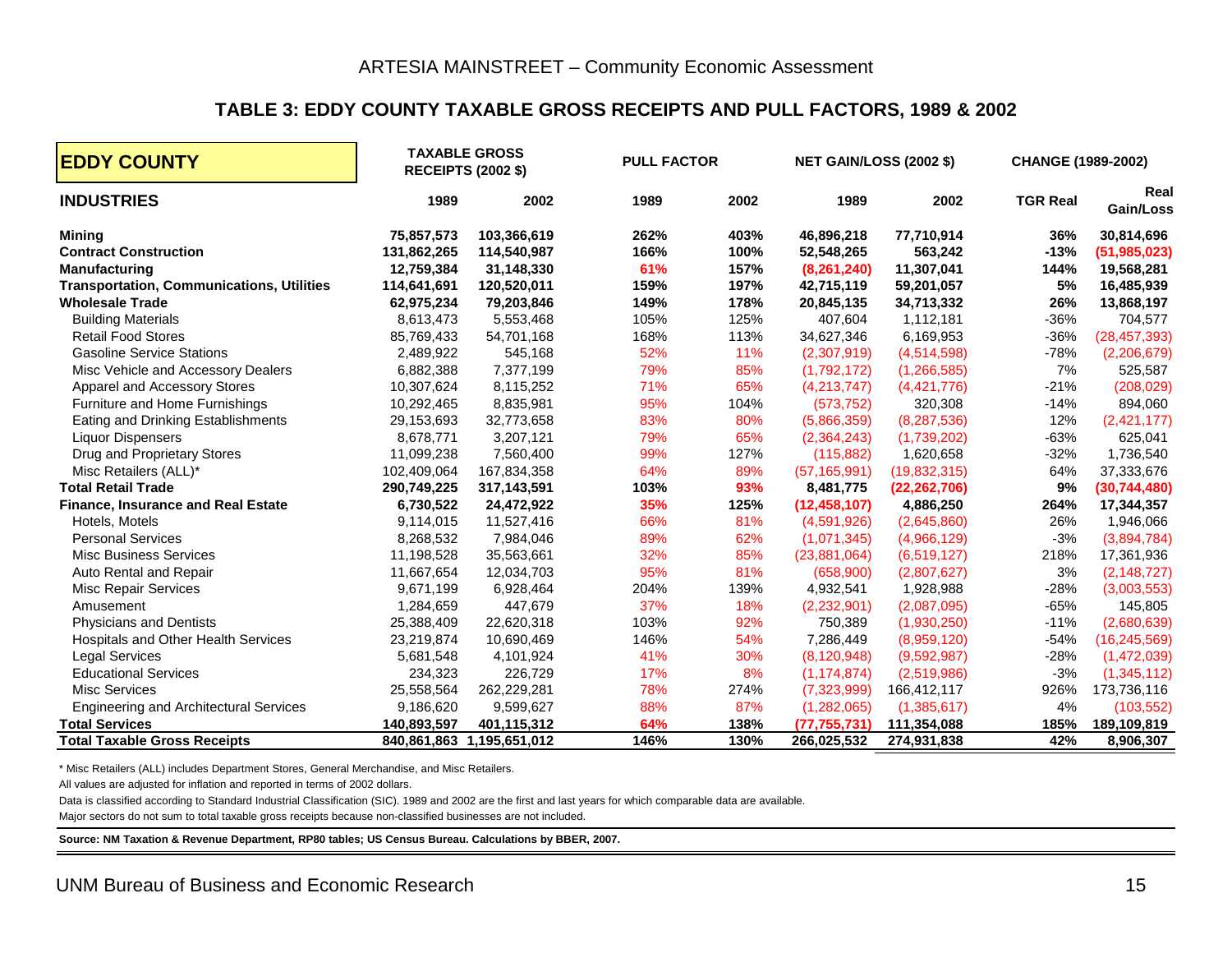### TABLE 3: EDDY COUNTY TAXABLE GROSS RECEIPTS AND PULL FACTORS, 1989 & 2002

| EDDY COUNTY | TAXABLE GROSS RECEIPTS (2002 $) | | PULL FACTOR | | NET GAIN/LOSS (2002 $) | | CHANGE (1989-2002) | |
|---|---|---|---|---|---|---|---|---|
| **INDUSTRIES** | **1989** | **2002** | **1989** | **2002** | **1989** | **2002** | **TGR Real** | **Real Gain/Loss** |
| **Mining** | **75,857,573** | **103,366,619** | **262%** | **403%** | **46,896,218** | **77,710,914** | **36%** | **30,814,696** |
| **Contract Construction** | **131,862,265** | **114,540,987** | **166%** | **100%** | **52,548,265** | **563,242** | **-13%** | **(51,985,023)** |
| **Manufacturing** | **12,759,384** | **31,148,330** | **61%** | **157%** | **(8,261,240)** | **11,307,041** | **144%** | **19,568,281** |
| **Transportation, Communications, Utilities** | **114,641,691** | **120,520,011** | **159%** | **197%** | **42,715,119** | **59,201,057** | **5%** | **16,485,939** |
| **Wholesale Trade** | **62,975,234** | **79,203,846** | **149%** | **178%** | **20,845,135** | **34,713,332** | **26%** | **13,868,197** |
| Building Materials | 8,613,473 | 5,553,468 | 105% | 125% | 407,604 | 1,112,181 | -36% | 704,577 |
| Retail Food Stores | 85,769,433 | 54,701,168 | 168% | 113% | 34,627,346 | 6,169,953 | -36% | (28,457,393) |
| Gasoline Service Stations | 2,489,922 | 545,168 | 52% | 11% | (2,307,919) | (4,514,598) | -78% | (2,206,679) |
| Misc Vehicle and Accessory Dealers | 6,882,388 | 7,377,199 | 79% | 85% | (1,792,172) | (1,266,585) | 7% | 525,587 |
| Apparel and Accessory Stores | 10,307,624 | 8,115,252 | 71% | 65% | (4,213,747) | (4,421,776) | -21% | (208,029) |
| Furniture and Home Furnishings | 10,292,465 | 8,835,981 | 95% | 104% | (573,752) | 320,308 | -14% | 894,060 |
| Eating and Drinking Establishments | 29,153,693 | 32,773,658 | 83% | 80% | (5,866,359) | (8,287,536) | 12% | (2,421,177) |
| Liquor Dispensers | 8,678,771 | 3,207,121 | 79% | 65% | (2,364,243) | (1,739,202) | -63% | 625,041 |
| Drug and Proprietary Stores | 11,099,238 | 7,560,400 | 99% | 127% | (115,882) | 1,620,658 | -32% | 1,736,540 |
| Misc Retailers (ALL)* | 102,409,064 | 167,834,358 | 64% | 89% | (57,165,991) | (19,832,315) | 64% | 37,333,676 |
| **Total Retail Trade** | **290,749,225** | **317,143,591** | **103%** | **93%** | **8,481,775** | **(22,262,706)** | **9%** | **(30,744,480)** |
| **Finance, Insurance and Real Estate** | **6,730,522** | **24,472,922** | **35%** | **125%** | **(12,458,107)** | **4,886,250** | **264%** | **17,344,357** |
| Hotels, Motels | 9,114,015 | 11,527,416 | 66% | 81% | (4,591,926) | (2,645,860) | 26% | 1,946,066 |
| Personal Services | 8,268,532 | 7,984,046 | 89% | 62% | (1,071,345) | (4,966,129) | -3% | (3,894,784) |
| Misc Business Services | 11,198,528 | 35,563,661 | 32% | 85% | (23,881,064) | (6,519,127) | 218% | 17,361,936 |
| Auto Rental and Repair | 11,667,654 | 12,034,703 | 95% | 81% | (658,900) | (2,807,627) | 3% | (2,148,727) |
| Misc Repair Services | 9,671,199 | 6,928,464 | 204% | 139% | 4,932,541 | 1,928,988 | -28% | (3,003,553) |
| Amusement | 1,284,659 | 447,679 | 37% | 18% | (2,232,901) | (2,087,095) | -65% | 145,805 |
| Physicians and Dentists | 25,388,409 | 22,620,318 | 103% | 92% | 750,389 | (1,930,250) | -11% | (2,680,639) |
| Hospitals and Other Health Services | 23,219,874 | 10,690,469 | 146% | 54% | 7,286,449 | (8,959,120) | -54% | (16,245,569) |
| Legal Services | 5,681,548 | 4,101,924 | 41% | 30% | (8,120,948) | (9,592,987) | -28% | (1,472,039) |
| Educational Services | 234,323 | 226,729 | 17% | 8% | (1,174,874) | (2,519,986) | -3% | (1,345,112) |
| Misc Services | 25,558,564 | 262,229,281 | 78% | 274% | (7,323,999) | 166,412,117 | 926% | 173,736,116 |
| Engineering and Architectural Services | 9,186,620 | 9,599,627 | 88% | 87% | (1,282,065) | (1,385,617) | 4% | (103,552) |
| **Total Services** | **140,893,597** | **401,115,312** | **64%** | **138%** | **(77,755,731)** | **111,354,088** | **185%** | **189,109,819** |
| **Total Taxable Gross Receipts** | **840,861,863** | **1,195,651,012** | **146%** | **130%** | **266,025,532** | **274,931,838** | **42%** | **8,906,307** |

* Misc Retailers (ALL) includes Department Stores, General Merchandise, and Misc Retailers.

All values are adjusted for inflation and reported in terms of 2002 dollars.

Data is classified according to Standard Industrial Classification (SIC). 1989 and 2002 are the first and last years for which comparable data are available.

Major sectors do not sum to total taxable gross receipts because non-classified businesses are not included.

**Source: NM Taxation & Revenue Department, RP80 tables; US Census Bureau. Calculations by BBER, 2007.**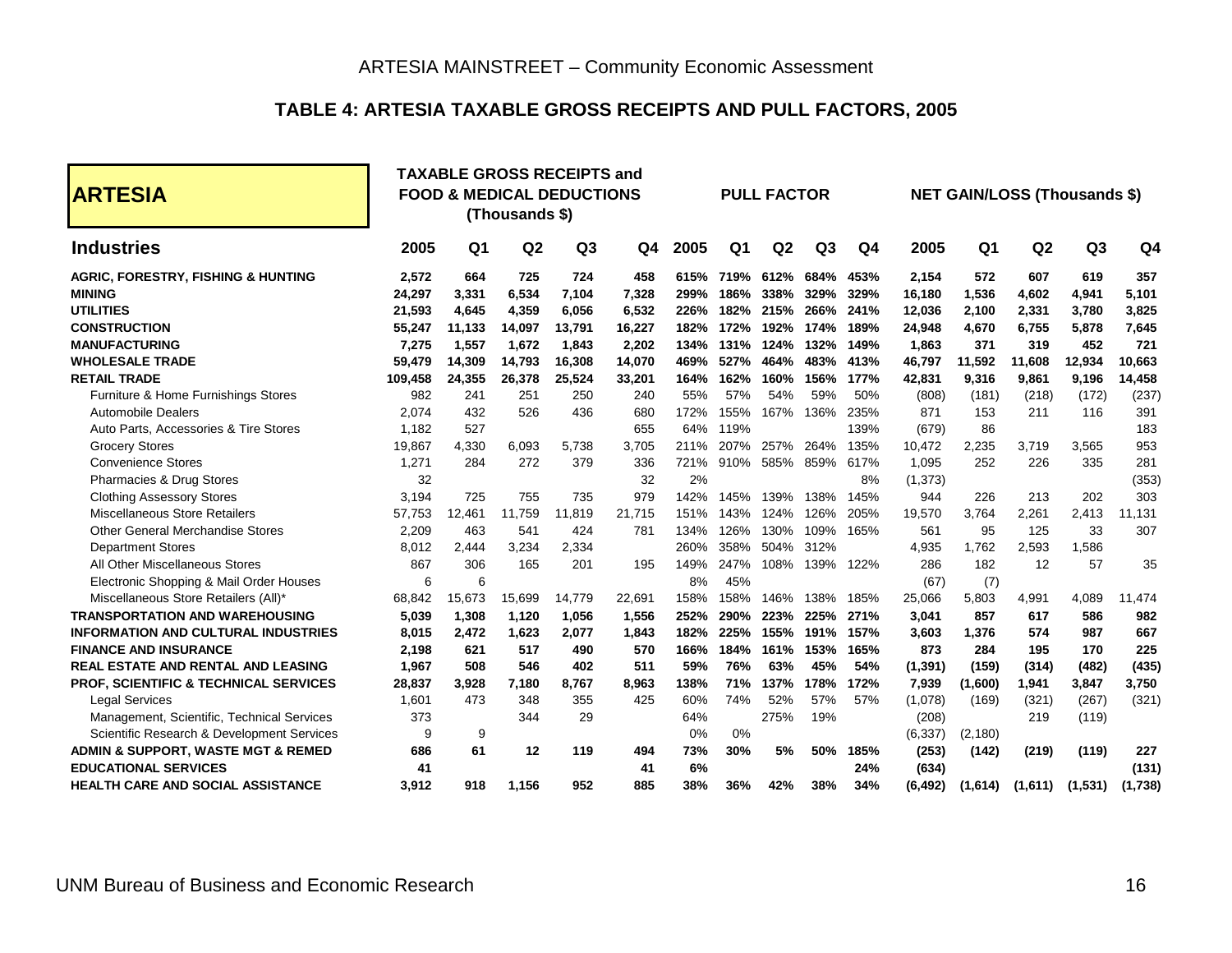# ARTESIA MAINSTREET – Community Economic Assessment

## TABLE 4: ARTESIA TAXABLE GROSS RECEIPTS AND PULL FACTORS, 2005

| ARTESIA | TAXABLE GROSS RECEIPTS and FOOD & MEDICAL DEDUCTIONS (Thousands $) | | | | | PULL FACTOR | | | | | NET GAIN/LOSS (Thousands $) | | | | |
|---|---|---|---|---|---|---|---|---|---|---|---|---|---|---|---|
| **Industries** | **2005** | **Q1** | **Q2** | **Q3** | **Q4** | **2005** | **Q1** | **Q2** | **Q3** | **Q4** | **2005** | **Q1** | **Q2** | **Q3** | **Q4** |
| **AGRIC, FORESTRY, FISHING & HUNTING** | **2,572** | **664** | **725** | **724** | **458** | **615%** | **719%** | **612%** | **684%** | **453%** | **2,154** | **572** | **607** | **619** | **357** |
| **MINING** | **24,297** | **3,331** | **6,534** | **7,104** | **7,328** | **299%** | **186%** | **338%** | **329%** | **329%** | **16,180** | **1,536** | **4,602** | **4,941** | **5,101** |
| **UTILITIES** | **21,593** | **4,645** | **4,359** | **6,056** | **6,532** | **226%** | **182%** | **215%** | **266%** | **241%** | **12,036** | **2,100** | **2,331** | **3,780** | **3,825** |
| **CONSTRUCTION** | **55,247** | **11,133** | **14,097** | **13,791** | **16,227** | **182%** | **172%** | **192%** | **174%** | **189%** | **24,948** | **4,670** | **6,755** | **5,878** | **7,645** |
| **MANUFACTURING** | **7,275** | **1,557** | **1,672** | **1,843** | **2,202** | **134%** | **131%** | **124%** | **132%** | **149%** | **1,863** | **371** | **319** | **452** | **721** |
| **WHOLESALE TRADE** | **59,479** | **14,309** | **14,793** | **16,308** | **14,070** | **469%** | **527%** | **464%** | **483%** | **413%** | **46,797** | **11,592** | **11,608** | **12,934** | **10,663** |
| **RETAIL TRADE** | **109,458** | **24,355** | **26,378** | **25,524** | **33,201** | **164%** | **162%** | **160%** | **156%** | **177%** | **42,831** | **9,316** | **9,861** | **9,196** | **14,458** |
| Furniture & Home Furnishings Stores | 982 | 241 | 251 | 250 | 240 | 55% | 57% | 54% | 59% | 50% | (808) | (181) | (218) | (172) | (237) |
| Automobile Dealers | 2,074 | 432 | 526 | 436 | 680 | 172% | 155% | 167% | 136% | 235% | 871 | 153 | 211 | 116 | 391 |
| Auto Parts, Accessories & Tire Stores | 1,182 | 527 | | | 655 | 64% | 119% | | | 139% | (679) | 86 | | | 183 |
| Grocery Stores | 19,867 | 4,330 | 6,093 | 5,738 | 3,705 | 211% | 207% | 257% | 264% | 135% | 10,472 | 2,235 | 3,719 | 3,565 | 953 |
| Convenience Stores | 1,271 | 284 | 272 | 379 | 336 | 721% | 910% | 585% | 859% | 617% | 1,095 | 252 | 226 | 335 | 281 |
| Pharmacies & Drug Stores | 32 | | | | 32 | 2% | | | | 8% | (1,373) | | | | (353) |
| Clothing Assessory Stores | 3,194 | 725 | 755 | 735 | 979 | 142% | 145% | 139% | 138% | 145% | 944 | 226 | 213 | 202 | 303 |
| Miscellaneous Store Retailers | 57,753 | 12,461 | 11,759 | 11,819 | 21,715 | 151% | 143% | 124% | 126% | 205% | 19,570 | 3,764 | 2,261 | 2,413 | 11,131 |
| Other General Merchandise Stores | 2,209 | 463 | 541 | 424 | 781 | 134% | 126% | 130% | 109% | 165% | 561 | 95 | 125 | 33 | 307 |
| Department Stores | 8,012 | 2,444 | 3,234 | 2,334 | | 260% | 358% | 504% | 312% | | 4,935 | 1,762 | 2,593 | 1,586 | |
| All Other Miscellaneous Stores | 867 | 306 | 165 | 201 | 195 | 149% | 247% | 108% | 139% | 122% | 286 | 182 | 12 | 57 | 35 |
| Electronic Shopping & Mail Order Houses | 6 | 6 | | | | 8% | 45% | | | | (67) | (7) | | | |
| Miscellaneous Store Retailers (All)* | 68,842 | 15,673 | 15,699 | 14,779 | 22,691 | 158% | 158% | 146% | 138% | 185% | 25,066 | 5,803 | 4,991 | 4,089 | 11,474 |
| **TRANSPORTATION AND WAREHOUSING** | **5,039** | **1,308** | **1,120** | **1,056** | **1,556** | **252%** | **290%** | **223%** | **225%** | **271%** | **3,041** | **857** | **617** | **586** | **982** |
| **INFORMATION AND CULTURAL INDUSTRIES** | **8,015** | **2,472** | **1,623** | **2,077** | **1,843** | **182%** | **225%** | **155%** | **191%** | **157%** | **3,603** | **1,376** | **574** | **987** | **667** |
| **FINANCE AND INSURANCE** | **2,198** | **621** | **517** | **490** | **570** | **166%** | **184%** | **161%** | **153%** | **165%** | **873** | **284** | **195** | **170** | **225** |
| **REAL ESTATE AND RENTAL AND LEASING** | **1,967** | **508** | **546** | **402** | **511** | **59%** | **76%** | **63%** | **45%** | **54%** | **(1,391)** | **(159)** | **(314)** | **(482)** | **(435)** |
| **PROF, SCIENTIFIC & TECHNICAL SERVICES** | **28,837** | **3,928** | **7,180** | **8,767** | **8,963** | **138%** | **71%** | **137%** | **178%** | **172%** | **7,939** | **(1,600)** | **1,941** | **3,847** | **3,750** |
| Legal Services | 1,601 | 473 | 348 | 355 | 425 | 60% | 74% | 52% | 57% | 57% | (1,078) | (169) | (321) | (267) | (321) |
| Management, Scientific, Technical Services | 373 | | 344 | 29 | | 64% | | 275% | 19% | | (208) | | 219 | (119) | |
| Scientific Research & Development Services | 9 | 9 | | | | 0% | 0% | | | | (6,337) | (2,180) | | | |
| **ADMIN & SUPPORT, WASTE MGT & REMED** | **686** | **61** | **12** | **119** | **494** | **73%** | **30%** | **5%** | **50%** | **185%** | **(253)** | **(142)** | **(219)** | **(119)** | **227** |
| **EDUCATIONAL SERVICES** | **41** | | | | **41** | **6%** | | | | **24%** | **(634)** | | | | **(131)** |
| **HEALTH CARE AND SOCIAL ASSISTANCE** | **3,912** | **918** | **1,156** | **952** | **885** | **38%** | **36%** | **42%** | **38%** | **34%** | **(6,492)** | **(1,614)** | **(1,611)** | **(1,531)** | **(1,738)** |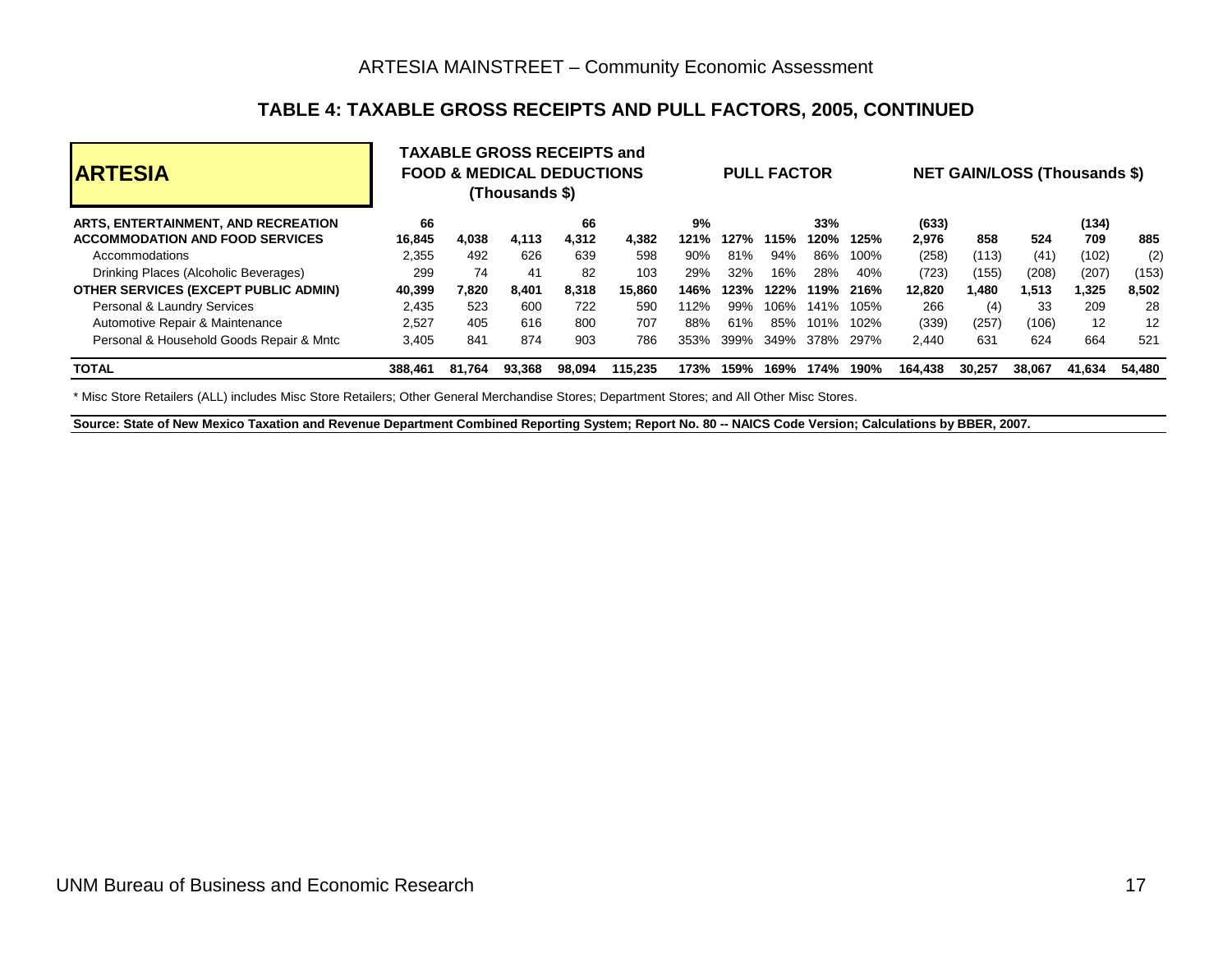## TABLE 4: TAXABLE GROSS RECEIPTS AND PULL FACTORS, 2005, CONTINUED

| ARTESIA | TAXABLE GROSS RECEIPTS and FOOD & MEDICAL DEDUCTIONS (Thousands $) | | | | | PULL FACTOR | | | | | NET GAIN/LOSS (Thousands $) | | | | |
|---|---|---|---|---|---|---|---|---|---|---|---|---|---|---|---|
| **ARTS, ENTERTAINMENT, AND RECREATION** | **66** | | | **66** | | **9%** | | | **33%** | | **(633)** | | | **(134)** | |
| **ACCOMMODATION AND FOOD SERVICES** | **16,845** | **4,038** | **4,113** | **4,312** | **4,382** | **121%** | **127%** | **115%** | **120%** | **125%** | **2,976** | **858** | **524** | **709** | **885** |
| Accommodations | 2,355 | 492 | 626 | 639 | 598 | 90% | 81% | 94% | 86% | 100% | (258) | (113) | (41) | (102) | (2) |
| Drinking Places (Alcoholic Beverages) | 299 | 74 | 41 | 82 | 103 | 29% | 32% | 16% | 28% | 40% | (723) | (155) | (208) | (207) | (153) |
| **OTHER SERVICES (EXCEPT PUBLIC ADMIN)** | **40,399** | **7,820** | **8,401** | **8,318** | **15,860** | **146%** | **123%** | **122%** | **119%** | **216%** | **12,820** | **1,480** | **1,513** | **1,325** | **8,502** |
| Personal & Laundry Services | 2,435 | 523 | 600 | 722 | 590 | 112% | 99% | 106% | 141% | 105% | 266 | (4) | 33 | 209 | 28 |
| Automotive Repair & Maintenance | 2,527 | 405 | 616 | 800 | 707 | 88% | 61% | 85% | 101% | 102% | (339) | (257) | (106) | 12 | 12 |
| Personal & Household Goods Repair & Mntc | 3,405 | 841 | 874 | 903 | 786 | 353% | 399% | 349% | 378% | 297% | 2,440 | 631 | 624 | 664 | 521 |
| **TOTAL** | **388,461** | **81,764** | **93,368** | **98,094** | **115,235** | **173%** | **159%** | **169%** | **174%** | **190%** | **164,438** | **30,257** | **38,067** | **41,634** | **54,480** |

* Misc Store Retailers (ALL) includes Misc Store Retailers; Other General Merchandise Stores; Department Stores; and All Other Misc Stores.

**Source: State of New Mexico Taxation and Revenue Department Combined Reporting System; Report No. 80 -- NAICS Code Version; Calculations by BBER, 2007.**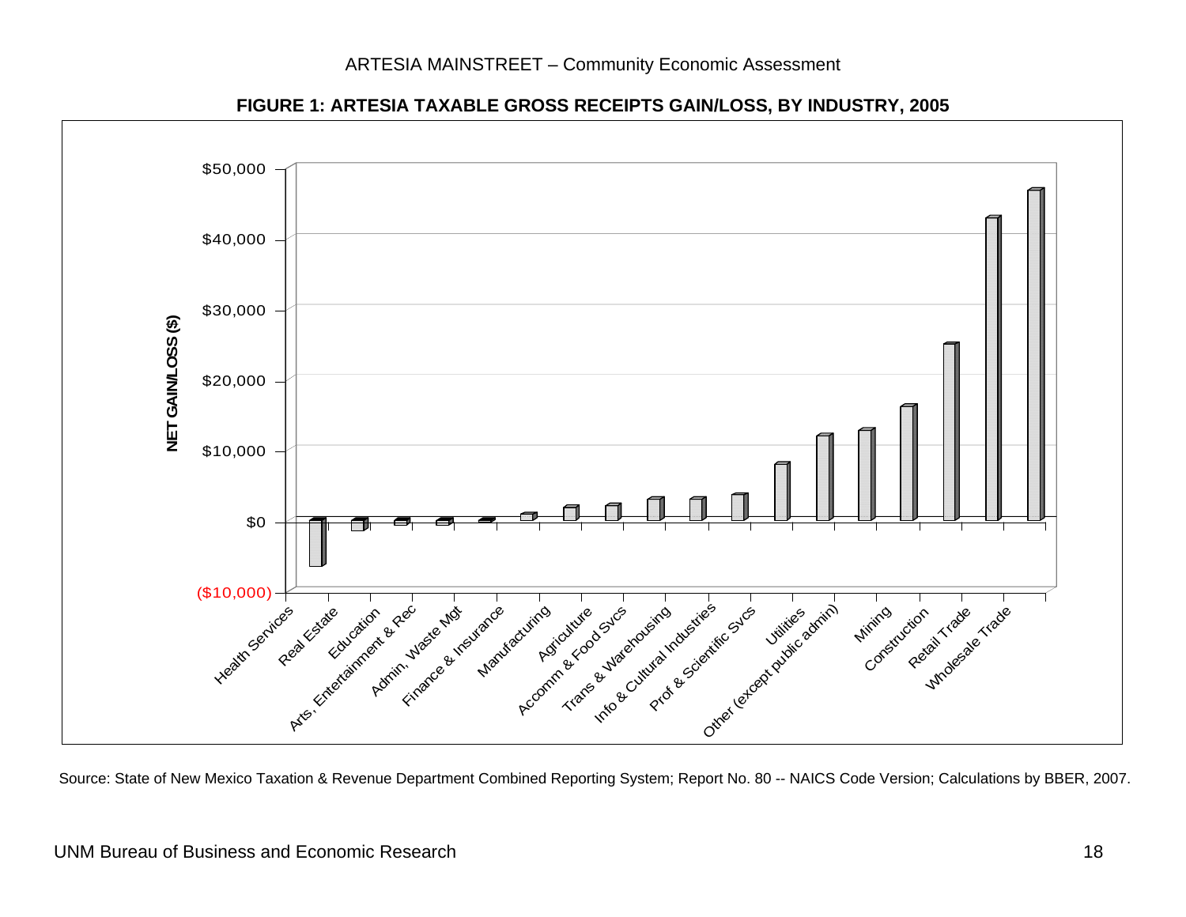**FIGURE 1: ARTESIA TAXABLE GROSS RECEIPTS GAIN/LOSS, BY INDUSTRY, 2005**

Source: State of New Mexico Taxation & Revenue Department Combined Reporting System; Report No. 80 -- NAICS Code Version; Calculations by BBER, 2007.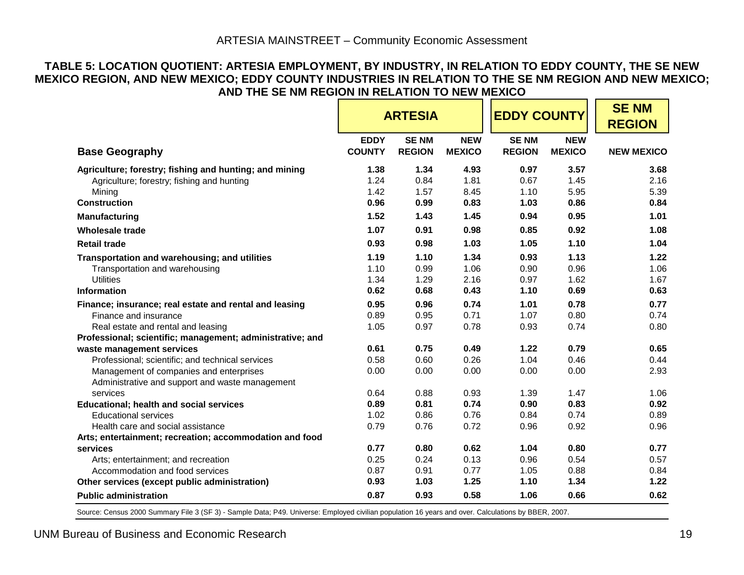**TABLE 5: LOCATION QUOTIENT: ARTESIA EMPLOYMENT, BY INDUSTRY, IN RELATION TO EDDY COUNTY, THE SE NEW MEXICO REGION, AND NEW MEXICO; EDDY COUNTY INDUSTRIES IN RELATION TO THE SE NM REGION AND NEW MEXICO; AND THE SE NM REGION IN RELATION TO NEW MEXICO**

| | ARTESIA | | | EDDY COUNTY | | SE NM REGION |
|---|---|---|---|---|---|---|
| **Base Geography** | **EDDY COUNTY** | **SE NM REGION** | **NEW MEXICO** | **SE NM REGION** | **NEW MEXICO** | **NEW MEXICO** |
| **Agriculture; forestry; fishing and hunting; and mining** | **1.38** | **1.34** | **4.93** | **0.97** | **3.57** | **3.68** |
| Agriculture; forestry; fishing and hunting | 1.24 | 0.84 | 1.81 | 0.67 | 1.45 | 2.16 |
| Mining | 1.42 | 1.57 | 8.45 | 1.10 | 5.95 | 5.39 |
| **Construction** | **0.96** | **0.99** | **0.83** | **1.03** | **0.86** | **0.84** |
| **Manufacturing** | **1.52** | **1.43** | **1.45** | **0.94** | **0.95** | **1.01** |
| **Wholesale trade** | **1.07** | **0.91** | **0.98** | **0.85** | **0.92** | **1.08** |
| **Retail trade** | **0.93** | **0.98** | **1.03** | **1.05** | **1.10** | **1.04** |
| **Transportation and warehousing; and utilities** | **1.19** | **1.10** | **1.34** | **0.93** | **1.13** | **1.22** |
| Transportation and warehousing | 1.10 | 0.99 | 1.06 | 0.90 | 0.96 | 1.06 |
| Utilities | 1.34 | 1.29 | 2.16 | 0.97 | 1.62 | 1.67 |
| **Information** | **0.62** | **0.68** | **0.43** | **1.10** | **0.69** | **0.63** |
| **Finance; insurance; real estate and rental and leasing** | **0.95** | **0.96** | **0.74** | **1.01** | **0.78** | **0.77** |
| Finance and insurance | 0.89 | 0.95 | 0.71 | 1.07 | 0.80 | 0.74 |
| Real estate and rental and leasing | 1.05 | 0.97 | 0.78 | 0.93 | 0.74 | 0.80 |
| **Professional; scientific; management; administrative; and waste management services** | **0.61** | **0.75** | **0.49** | **1.22** | **0.79** | **0.65** |
| Professional; scientific; and technical services | 0.58 | 0.60 | 0.26 | 1.04 | 0.46 | 0.44 |
| Management of companies and enterprises | 0.00 | 0.00 | 0.00 | 0.00 | 0.00 | 2.93 |
| Administrative and support and waste management services | 0.64 | 0.88 | 0.93 | 1.39 | 1.47 | 1.06 |
| **Educational; health and social services** | **0.89** | **0.81** | **0.74** | **0.90** | **0.83** | **0.92** |
| Educational services | 1.02 | 0.86 | 0.76 | 0.84 | 0.74 | 0.89 |
| Health care and social assistance | 0.79 | 0.76 | 0.72 | 0.96 | 0.92 | 0.96 |
| **Arts; entertainment; recreation; accommodation and food services** | **0.77** | **0.80** | **0.62** | **1.04** | **0.80** | **0.77** |
| Arts; entertainment; and recreation | 0.25 | 0.24 | 0.13 | 0.96 | 0.54 | 0.57 |
| Accommodation and food services | 0.87 | 0.91 | 0.77 | 1.05 | 0.88 | 0.84 |
| **Other services (except public administration)** | **0.93** | **1.03** | **1.25** | **1.10** | **1.34** | **1.22** |
| **Public administration** | **0.87** | **0.93** | **0.58** | **1.06** | **0.66** | **0.62** |

Source: Census 2000 Summary File 3 (SF 3) - Sample Data; P49. Universe: Employed civilian population 16 years and over. Calculations by BBER, 2007.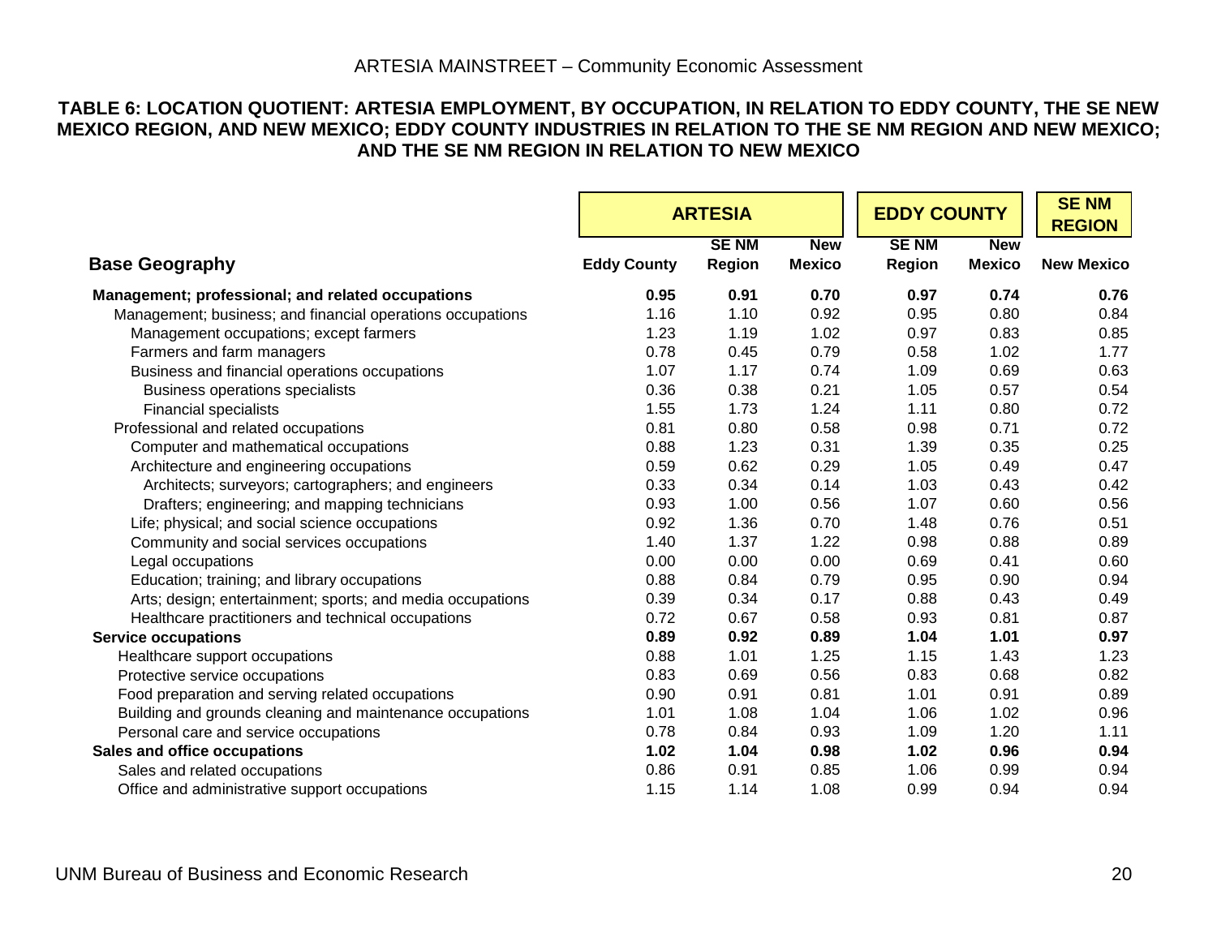**TABLE 6: LOCATION QUOTIENT: ARTESIA EMPLOYMENT, BY OCCUPATION, IN RELATION TO EDDY COUNTY, THE SE NEW MEXICO REGION, AND NEW MEXICO; EDDY COUNTY INDUSTRIES IN RELATION TO THE SE NM REGION AND NEW MEXICO; AND THE SE NM REGION IN RELATION TO NEW MEXICO**

| | ARTESIA | | | EDDY COUNTY | | SE NM REGION |
|---|---|---|---|---|---|---|
| **Base Geography** | **Eddy County** | **SE NM Region** | **New Mexico** | **SE NM Region** | **New Mexico** | **New Mexico** |
| **Management; professional; and related occupations** | **0.95** | **0.91** | **0.70** | **0.97** | **0.74** | **0.76** |
| Management; business; and financial operations occupations | 1.16 | 1.10 | 0.92 | 0.95 | 0.80 | 0.84 |
| Management occupations; except farmers | 1.23 | 1.19 | 1.02 | 0.97 | 0.83 | 0.85 |
| Farmers and farm managers | 0.78 | 0.45 | 0.79 | 0.58 | 1.02 | 1.77 |
| Business and financial operations occupations | 1.07 | 1.17 | 0.74 | 1.09 | 0.69 | 0.63 |
| Business operations specialists | 0.36 | 0.38 | 0.21 | 1.05 | 0.57 | 0.54 |
| Financial specialists | 1.55 | 1.73 | 1.24 | 1.11 | 0.80 | 0.72 |
| Professional and related occupations | 0.81 | 0.80 | 0.58 | 0.98 | 0.71 | 0.72 |
| Computer and mathematical occupations | 0.88 | 1.23 | 0.31 | 1.39 | 0.35 | 0.25 |
| Architecture and engineering occupations | 0.59 | 0.62 | 0.29 | 1.05 | 0.49 | 0.47 |
| Architects; surveyors; cartographers; and engineers | 0.33 | 0.34 | 0.14 | 1.03 | 0.43 | 0.42 |
| Drafters; engineering; and mapping technicians | 0.93 | 1.00 | 0.56 | 1.07 | 0.60 | 0.56 |
| Life; physical; and social science occupations | 0.92 | 1.36 | 0.70 | 1.48 | 0.76 | 0.51 |
| Community and social services occupations | 1.40 | 1.37 | 1.22 | 0.98 | 0.88 | 0.89 |
| Legal occupations | 0.00 | 0.00 | 0.00 | 0.69 | 0.41 | 0.60 |
| Education; training; and library occupations | 0.88 | 0.84 | 0.79 | 0.95 | 0.90 | 0.94 |
| Arts; design; entertainment; sports; and media occupations | 0.39 | 0.34 | 0.17 | 0.88 | 0.43 | 0.49 |
| Healthcare practitioners and technical occupations | 0.72 | 0.67 | 0.58 | 0.93 | 0.81 | 0.87 |
| **Service occupations** | **0.89** | **0.92** | **0.89** | **1.04** | **1.01** | **0.97** |
| Healthcare support occupations | 0.88 | 1.01 | 1.25 | 1.15 | 1.43 | 1.23 |
| Protective service occupations | 0.83 | 0.69 | 0.56 | 0.83 | 0.68 | 0.82 |
| Food preparation and serving related occupations | 0.90 | 0.91 | 0.81 | 1.01 | 0.91 | 0.89 |
| Building and grounds cleaning and maintenance occupations | 1.01 | 1.08 | 1.04 | 1.06 | 1.02 | 0.96 |
| Personal care and service occupations | 0.78 | 0.84 | 0.93 | 1.09 | 1.20 | 1.11 |
| **Sales and office occupations** | **1.02** | **1.04** | **0.98** | **1.02** | **0.96** | **0.94** |
| Sales and related occupations | 0.86 | 0.91 | 0.85 | 1.06 | 0.99 | 0.94 |
| Office and administrative support occupations | 1.15 | 1.14 | 1.08 | 0.99 | 0.94 | 0.94 |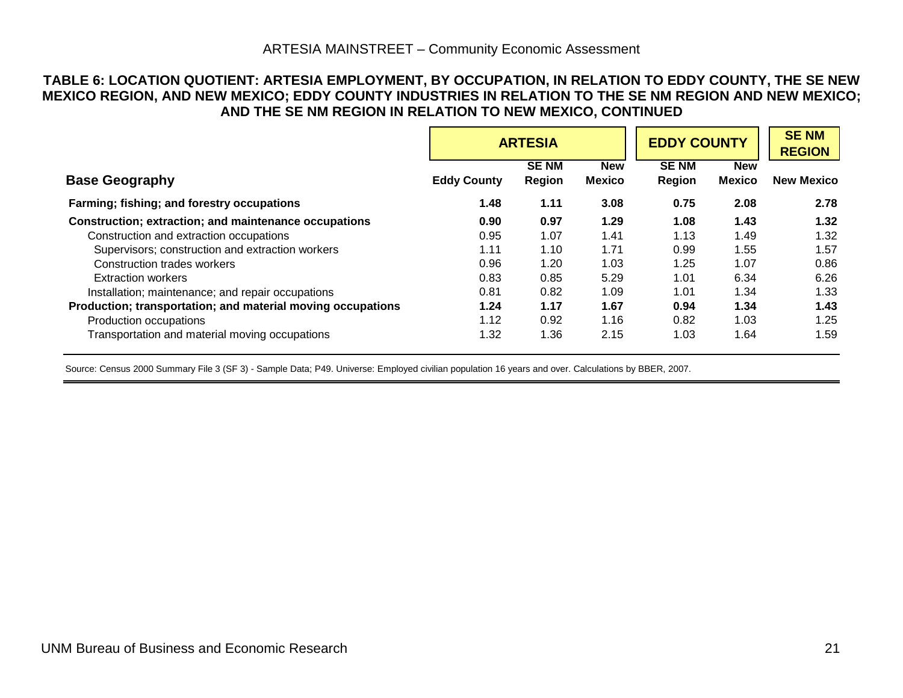**TABLE 6: LOCATION QUOTIENT: ARTESIA EMPLOYMENT, BY OCCUPATION, IN RELATION TO EDDY COUNTY, THE SE NEW MEXICO REGION, AND NEW MEXICO; EDDY COUNTY INDUSTRIES IN RELATION TO THE SE NM REGION AND NEW MEXICO; AND THE SE NM REGION IN RELATION TO NEW MEXICO, CONTINUED**

| | ARTESIA | | | EDDY COUNTY | | SE NM REGION |
|---|---|---|---|---|---|---|
| **Base Geography** | **Eddy County** | **SE NM Region** | **New Mexico** | **SE NM Region** | **New Mexico** | **New Mexico** |
| **Farming; fishing; and forestry occupations** | **1.48** | **1.11** | **3.08** | **0.75** | **2.08** | **2.78** |
| **Construction; extraction; and maintenance occupations** | **0.90** | **0.97** | **1.29** | **1.08** | **1.43** | **1.32** |
| Construction and extraction occupations | 0.95 | 1.07 | 1.41 | 1.13 | 1.49 | 1.32 |
| Supervisors; construction and extraction workers | 1.11 | 1.10 | 1.71 | 0.99 | 1.55 | 1.57 |
| Construction trades workers | 0.96 | 1.20 | 1.03 | 1.25 | 1.07 | 0.86 |
| Extraction workers | 0.83 | 0.85 | 5.29 | 1.01 | 6.34 | 6.26 |
| Installation; maintenance; and repair occupations | 0.81 | 0.82 | 1.09 | 1.01 | 1.34 | 1.33 |
| **Production; transportation; and material moving occupations** | **1.24** | **1.17** | **1.67** | **0.94** | **1.34** | **1.43** |
| Production occupations | 1.12 | 0.92 | 1.16 | 0.82 | 1.03 | 1.25 |
| Transportation and material moving occupations | 1.32 | 1.36 | 2.15 | 1.03 | 1.64 | 1.59 |

Source: Census 2000 Summary File 3 (SF 3) - Sample Data; P49. Universe: Employed civilian population 16 years and over. Calculations by BBER, 2007.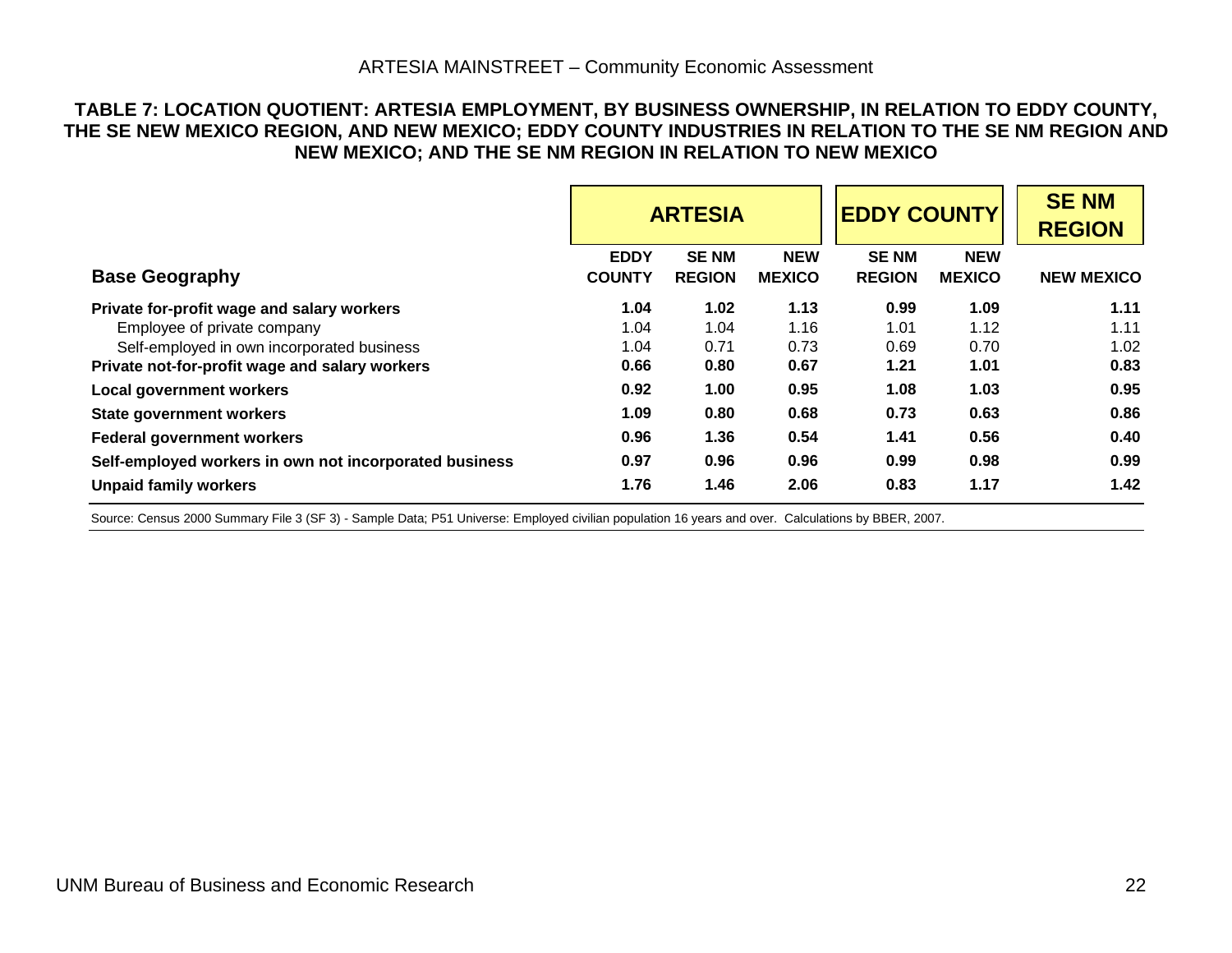### TABLE 7: LOCATION QUOTIENT: ARTESIA EMPLOYMENT, BY BUSINESS OWNERSHIP, IN RELATION TO EDDY COUNTY, THE SE NEW MEXICO REGION, AND NEW MEXICO; EDDY COUNTY INDUSTRIES IN RELATION TO THE SE NM REGION AND NEW MEXICO; AND THE SE NM REGION IN RELATION TO NEW MEXICO

| | ARTESIA | | | EDDY COUNTY | | SE NM REGION |
|---|---|---|---|---|---|---|
| **Base Geography** | **EDDY COUNTY** | **SE NM REGION** | **NEW MEXICO** | **SE NM REGION** | **NEW MEXICO** | **NEW MEXICO** |
| **Private for-profit wage and salary workers** | **1.04** | **1.02** | **1.13** | **0.99** | **1.09** | **1.11** |
| Employee of private company | 1.04 | 1.04 | 1.16 | 1.01 | 1.12 | 1.11 |
| Self-employed in own incorporated business | 1.04 | 0.71 | 0.73 | 0.69 | 0.70 | 1.02 |
| **Private not-for-profit wage and salary workers** | **0.66** | **0.80** | **0.67** | **1.21** | **1.01** | **0.83** |
| **Local government workers** | **0.92** | **1.00** | **0.95** | **1.08** | **1.03** | **0.95** |
| **State government workers** | **1.09** | **0.80** | **0.68** | **0.73** | **0.63** | **0.86** |
| **Federal government workers** | **0.96** | **1.36** | **0.54** | **1.41** | **0.56** | **0.40** |
| **Self-employed workers in own not incorporated business** | **0.97** | **0.96** | **0.96** | **0.99** | **0.98** | **0.99** |
| **Unpaid family workers** | **1.76** | **1.46** | **2.06** | **0.83** | **1.17** | **1.42** |

Source: Census 2000 Summary File 3 (SF 3) - Sample Data; P51 Universe: Employed civilian population 16 years and over. Calculations by BBER, 2007.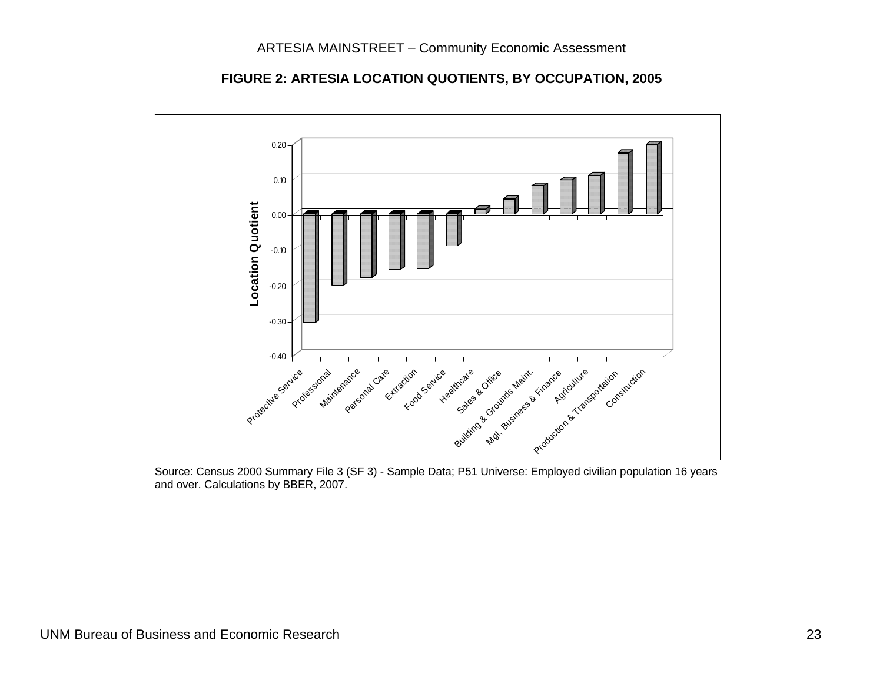**FIGURE 2: ARTESIA LOCATION QUOTIENTS, BY OCCUPATION, 2005**

Source: Census 2000 Summary File 3 (SF 3) - Sample Data; P51 Universe: Employed civilian population 16 years and over. Calculations by BBER, 2007.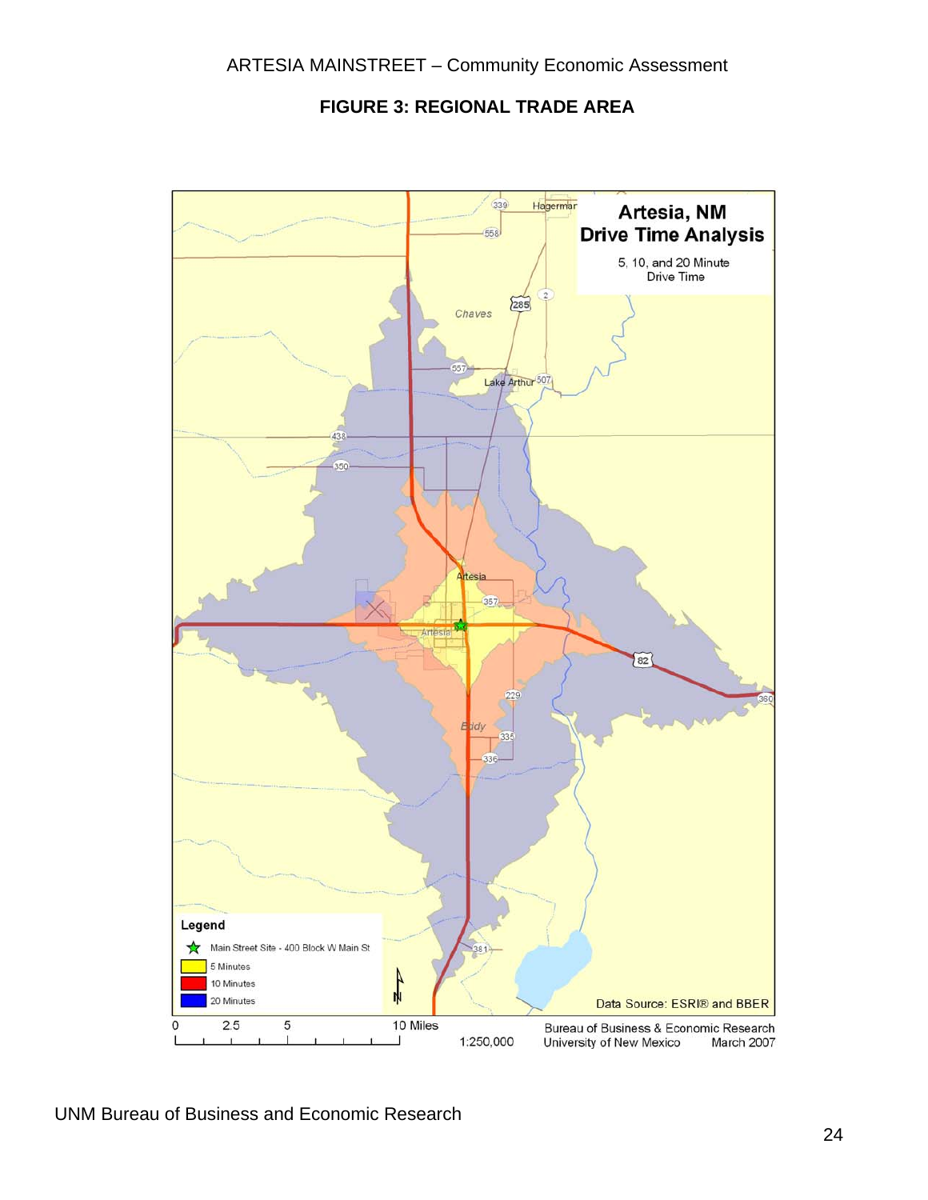## FIGURE 3: REGIONAL TRADE AREA

**Artesia, NM**
**Drive Time Analysis**

5, 10, and 20 Minute Drive Time

**Legend**

- Main Street Site - 400 Block W Main St
- 5 Minutes
- 10 Minutes
- 20 Minutes

Data Source: ESRI® and BBER

0 2.5 5 10 Miles

1:250,000

Bureau of Business & Economic Research
University of New Mexico March 2007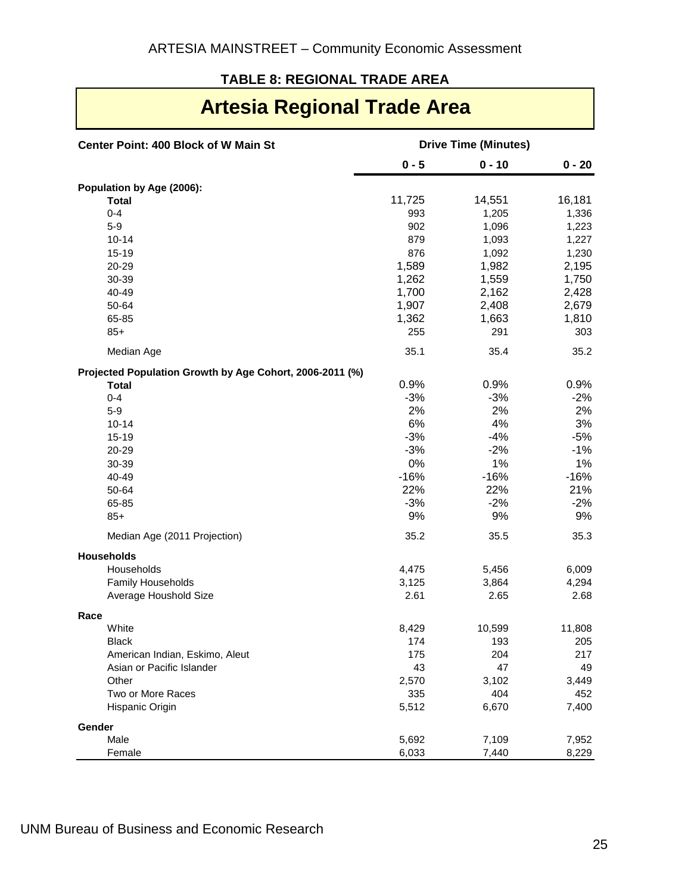### TABLE 8: REGIONAL TRADE AREA

## Artesia Regional Trade Area

| Center Point: 400 Block of W Main St | Drive Time (Minutes) | | |
|---|---|---|---|
| | **0 - 5** | **0 - 10** | **0 - 20** |
| **Population by Age (2006):** | | | |
| **Total** | 11,725 | 14,551 | 16,181 |
| 0-4 | 993 | 1,205 | 1,336 |
| 5-9 | 902 | 1,096 | 1,223 |
| 10-14 | 879 | 1,093 | 1,227 |
| 15-19 | 876 | 1,092 | 1,230 |
| 20-29 | 1,589 | 1,982 | 2,195 |
| 30-39 | 1,262 | 1,559 | 1,750 |
| 40-49 | 1,700 | 2,162 | 2,428 |
| 50-64 | 1,907 | 2,408 | 2,679 |
| 65-85 | 1,362 | 1,663 | 1,810 |
| 85+ | 255 | 291 | 303 |
| Median Age | 35.1 | 35.4 | 35.2 |
| **Projected Population Growth by Age Cohort, 2006-2011 (%)** | | | |
| **Total** | 0.9% | 0.9% | 0.9% |
| 0-4 | -3% | -3% | -2% |
| 5-9 | 2% | 2% | 2% |
| 10-14 | 6% | 4% | 3% |
| 15-19 | -3% | -4% | -5% |
| 20-29 | -3% | -2% | -1% |
| 30-39 | 0% | 1% | 1% |
| 40-49 | -16% | -16% | -16% |
| 50-64 | 22% | 22% | 21% |
| 65-85 | -3% | -2% | -2% |
| 85+ | 9% | 9% | 9% |
| Median Age (2011 Projection) | 35.2 | 35.5 | 35.3 |
| **Households** | | | |
| Households | 4,475 | 5,456 | 6,009 |
| Family Households | 3,125 | 3,864 | 4,294 |
| Average Houshold Size | 2.61 | 2.65 | 2.68 |
| **Race** | | | |
| White | 8,429 | 10,599 | 11,808 |
| Black | 174 | 193 | 205 |
| American Indian, Eskimo, Aleut | 175 | 204 | 217 |
| Asian or Pacific Islander | 43 | 47 | 49 |
| Other | 2,570 | 3,102 | 3,449 |
| Two or More Races | 335 | 404 | 452 |
| Hispanic Origin | 5,512 | 6,670 | 7,400 |
| **Gender** | | | |
| Male | 5,692 | 7,109 | 7,952 |
| Female | 6,033 | 7,440 | 8,229 |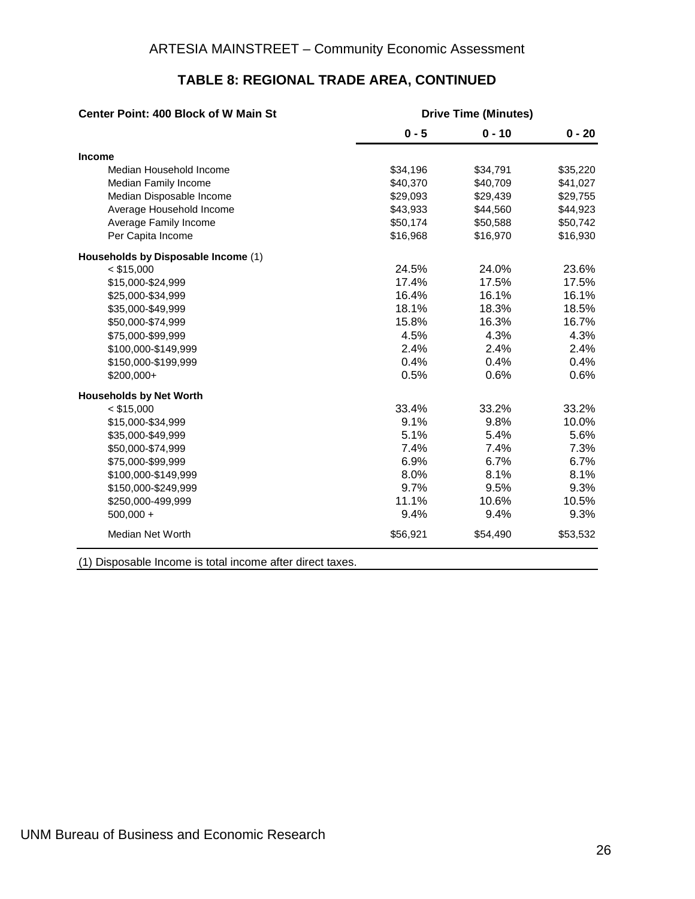## TABLE 8: REGIONAL TRADE AREA, CONTINUED

| Center Point: 400 Block of W Main St | Drive Time (Minutes) | | |
|---|---|---|---|
| | 0 - 5 | 0 - 10 | 0 - 20 |
| **Income** | | | |
| Median Household Income | $34,196 | $34,791 | $35,220 |
| Median Family Income | $40,370 | $40,709 | $41,027 |
| Median Disposable Income | $29,093 | $29,439 | $29,755 |
| Average Household Income | $43,933 | $44,560 | $44,923 |
| Average Family Income | $50,174 | $50,588 | $50,742 |
| Per Capita Income | $16,968 | $16,970 | $16,930 |
| **Households by Disposable Income** (1) | | | |
| < $15,000 | 24.5% | 24.0% | 23.6% |
| $15,000-$24,999 | 17.4% | 17.5% | 17.5% |
| $25,000-$34,999 | 16.4% | 16.1% | 16.1% |
| $35,000-$49,999 | 18.1% | 18.3% | 18.5% |
| $50,000-$74,999 | 15.8% | 16.3% | 16.7% |
| $75,000-$99,999 | 4.5% | 4.3% | 4.3% |
| $100,000-$149,999 | 2.4% | 2.4% | 2.4% |
| $150,000-$199,999 | 0.4% | 0.4% | 0.4% |
| $200,000+ | 0.5% | 0.6% | 0.6% |
| **Households by Net Worth** | | | |
| < $15,000 | 33.4% | 33.2% | 33.2% |
| $15,000-$34,999 | 9.1% | 9.8% | 10.0% |
| $35,000-$49,999 | 5.1% | 5.4% | 5.6% |
| $50,000-$74,999 | 7.4% | 7.4% | 7.3% |
| $75,000-$99,999 | 6.9% | 6.7% | 6.7% |
| $100,000-$149,999 | 8.0% | 8.1% | 8.1% |
| $150,000-$249,999 | 9.7% | 9.5% | 9.3% |
| $250,000-499,999 | 11.1% | 10.6% | 10.5% |
| 500,000 + | 9.4% | 9.4% | 9.3% |
| Median Net Worth | $56,921 | $54,490 | $53,532 |

(1) Disposable Income is total income after direct taxes.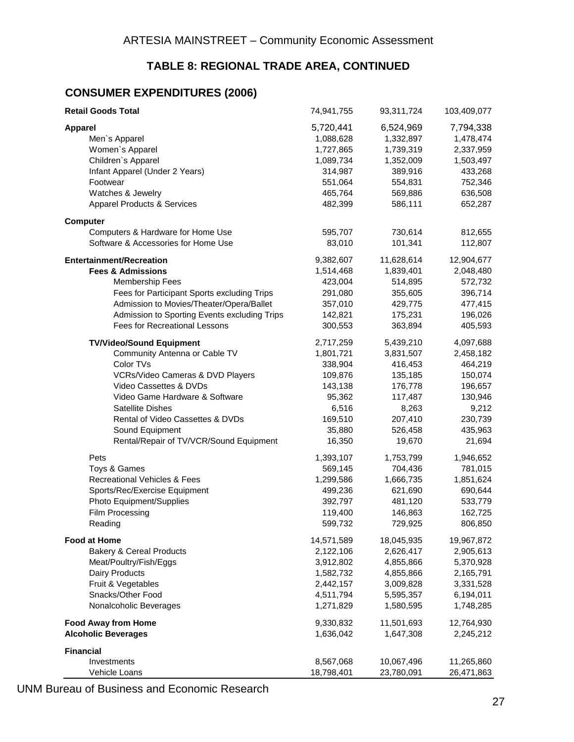## TABLE 8: REGIONAL TRADE AREA, CONTINUED

### CONSUMER EXPENDITURES (2006)

| | | | |
|---|---|---|---|
| **Retail Goods Total** | 74,941,755 | 93,311,724 | 103,409,077 |
| **Apparel** | 5,720,441 | 6,524,969 | 7,794,338 |
| Men`s Apparel | 1,088,628 | 1,332,897 | 1,478,474 |
| Women`s Apparel | 1,727,865 | 1,739,319 | 2,337,959 |
| Children`s Apparel | 1,089,734 | 1,352,009 | 1,503,497 |
| Infant Apparel (Under 2 Years) | 314,987 | 389,916 | 433,268 |
| Footwear | 551,064 | 554,831 | 752,346 |
| Watches & Jewelry | 465,764 | 569,886 | 636,508 |
| Apparel Products & Services | 482,399 | 586,111 | 652,287 |
| **Computer** | | | |
| Computers & Hardware for Home Use | 595,707 | 730,614 | 812,655 |
| Software & Accessories for Home Use | 83,010 | 101,341 | 112,807 |
| **Entertainment/Recreation** | 9,382,607 | 11,628,614 | 12,904,677 |
| **Fees & Admissions** | 1,514,468 | 1,839,401 | 2,048,480 |
| Membership Fees | 423,004 | 514,895 | 572,732 |
| Fees for Participant Sports excluding Trips | 291,080 | 355,605 | 396,714 |
| Admission to Movies/Theater/Opera/Ballet | 357,010 | 429,775 | 477,415 |
| Admission to Sporting Events excluding Trips | 142,821 | 175,231 | 196,026 |
| Fees for Recreational Lessons | 300,553 | 363,894 | 405,593 |
| **TV/Video/Sound Equipment** | 2,717,259 | 5,439,210 | 4,097,688 |
| Community Antenna or Cable TV | 1,801,721 | 3,831,507 | 2,458,182 |
| Color TVs | 338,904 | 416,453 | 464,219 |
| VCRs/Video Cameras & DVD Players | 109,876 | 135,185 | 150,074 |
| Video Cassettes & DVDs | 143,138 | 176,778 | 196,657 |
| Video Game Hardware & Software | 95,362 | 117,487 | 130,946 |
| Satellite Dishes | 6,516 | 8,263 | 9,212 |
| Rental of Video Cassettes & DVDs | 169,510 | 207,410 | 230,739 |
| Sound Equipment | 35,880 | 526,458 | 435,963 |
| Rental/Repair of TV/VCR/Sound Equipment | 16,350 | 19,670 | 21,694 |
| Pets | 1,393,107 | 1,753,799 | 1,946,652 |
| Toys & Games | 569,145 | 704,436 | 781,015 |
| Recreational Vehicles & Fees | 1,299,586 | 1,666,735 | 1,851,624 |
| Sports/Rec/Exercise Equipment | 499,236 | 621,690 | 690,644 |
| Photo Equipment/Supplies | 392,797 | 481,120 | 533,779 |
| Film Processing | 119,400 | 146,863 | 162,725 |
| Reading | 599,732 | 729,925 | 806,850 |
| **Food at Home** | 14,571,589 | 18,045,935 | 19,967,872 |
| Bakery & Cereal Products | 2,122,106 | 2,626,417 | 2,905,613 |
| Meat/Poultry/Fish/Eggs | 3,912,802 | 4,855,866 | 5,370,928 |
| Dairy Products | 1,582,732 | 4,855,866 | 2,165,791 |
| Fruit & Vegetables | 2,442,157 | 3,009,828 | 3,331,528 |
| Snacks/Other Food | 4,511,794 | 5,595,357 | 6,194,011 |
| Nonalcoholic Beverages | 1,271,829 | 1,580,595 | 1,748,285 |
| **Food Away from Home** | 9,330,832 | 11,501,693 | 12,764,930 |
| **Alcoholic Beverages** | 1,636,042 | 1,647,308 | 2,245,212 |
| **Financial** | | | |
| Investments | 8,567,068 | 10,067,496 | 11,265,860 |
| Vehicle Loans | 18,798,401 | 23,780,091 | 26,471,863 |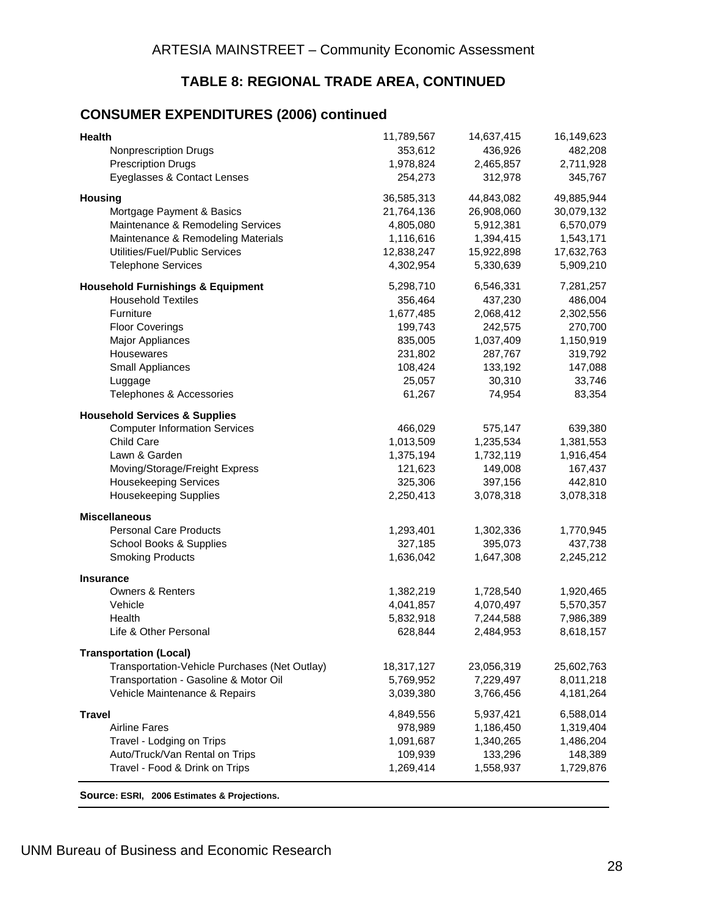## TABLE 8: REGIONAL TRADE AREA, CONTINUED

### CONSUMER EXPENDITURES (2006) continued

| | | | |
|---|---|---|---|
| **Health** | 11,789,567 | 14,637,415 | 16,149,623 |
| Nonprescription Drugs | 353,612 | 436,926 | 482,208 |
| Prescription Drugs | 1,978,824 | 2,465,857 | 2,711,928 |
| Eyeglasses & Contact Lenses | 254,273 | 312,978 | 345,767 |
| **Housing** | 36,585,313 | 44,843,082 | 49,885,944 |
| Mortgage Payment & Basics | 21,764,136 | 26,908,060 | 30,079,132 |
| Maintenance & Remodeling Services | 4,805,080 | 5,912,381 | 6,570,079 |
| Maintenance & Remodeling Materials | 1,116,616 | 1,394,415 | 1,543,171 |
| Utilities/Fuel/Public Services | 12,838,247 | 15,922,898 | 17,632,763 |
| Telephone Services | 4,302,954 | 5,330,639 | 5,909,210 |
| **Household Furnishings & Equipment** | 5,298,710 | 6,546,331 | 7,281,257 |
| Household Textiles | 356,464 | 437,230 | 486,004 |
| Furniture | 1,677,485 | 2,068,412 | 2,302,556 |
| Floor Coverings | 199,743 | 242,575 | 270,700 |
| Major Appliances | 835,005 | 1,037,409 | 1,150,919 |
| Housewares | 231,802 | 287,767 | 319,792 |
| Small Appliances | 108,424 | 133,192 | 147,088 |
| Luggage | 25,057 | 30,310 | 33,746 |
| Telephones & Accessories | 61,267 | 74,954 | 83,354 |
| **Household Services & Supplies** | | | |
| Computer Information Services | 466,029 | 575,147 | 639,380 |
| Child Care | 1,013,509 | 1,235,534 | 1,381,553 |
| Lawn & Garden | 1,375,194 | 1,732,119 | 1,916,454 |
| Moving/Storage/Freight Express | 121,623 | 149,008 | 167,437 |
| Housekeeping Services | 325,306 | 397,156 | 442,810 |
| Housekeeping Supplies | 2,250,413 | 3,078,318 | 3,078,318 |
| **Miscellaneous** | | | |
| Personal Care Products | 1,293,401 | 1,302,336 | 1,770,945 |
| School Books & Supplies | 327,185 | 395,073 | 437,738 |
| Smoking Products | 1,636,042 | 1,647,308 | 2,245,212 |
| **Insurance** | | | |
| Owners & Renters | 1,382,219 | 1,728,540 | 1,920,465 |
| Vehicle | 4,041,857 | 4,070,497 | 5,570,357 |
| Health | 5,832,918 | 7,244,588 | 7,986,389 |
| Life & Other Personal | 628,844 | 2,484,953 | 8,618,157 |
| **Transportation (Local)** | | | |
| Transportation-Vehicle Purchases (Net Outlay) | 18,317,127 | 23,056,319 | 25,602,763 |
| Transportation - Gasoline & Motor Oil | 5,769,952 | 7,229,497 | 8,011,218 |
| Vehicle Maintenance & Repairs | 3,039,380 | 3,766,456 | 4,181,264 |
| **Travel** | 4,849,556 | 5,937,421 | 6,588,014 |
| Airline Fares | 978,989 | 1,186,450 | 1,319,404 |
| Travel - Lodging on Trips | 1,091,687 | 1,340,265 | 1,486,204 |
| Auto/Truck/Van Rental on Trips | 109,939 | 133,296 | 148,389 |
| Travel - Food & Drink on Trips | 1,269,414 | 1,558,937 | 1,729,876 |

**Source: ESRI, 2006 Estimates & Projections.**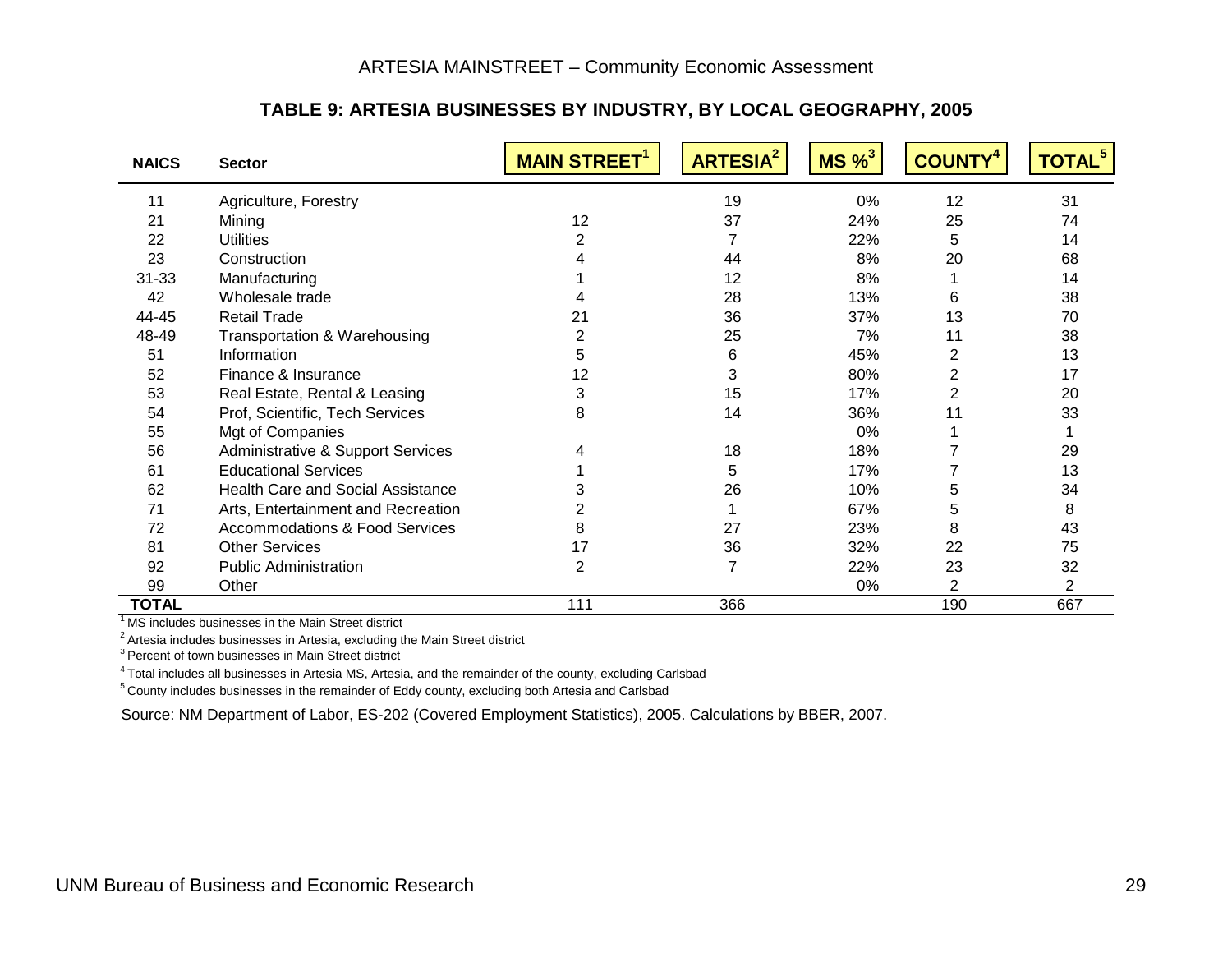### TABLE 9: ARTESIA BUSINESSES BY INDUSTRY, BY LOCAL GEOGRAPHY, 2005

| NAICS | Sector | MAIN STREET[1] | ARTESIA[2] | MS %[3] | COUNTY[4] | TOTAL[5] |
|---|---|---|---|---|---|---|
| 11 | Agriculture, Forestry | | 19 | 0% | 12 | 31 |
| 21 | Mining | 12 | 37 | 24% | 25 | 74 |
| 22 | Utilities | 2 | 7 | 22% | 5 | 14 |
| 23 | Construction | 4 | 44 | 8% | 20 | 68 |
| 31-33 | Manufacturing | 1 | 12 | 8% | 1 | 14 |
| 42 | Wholesale trade | 4 | 28 | 13% | 6 | 38 |
| 44-45 | Retail Trade | 21 | 36 | 37% | 13 | 70 |
| 48-49 | Transportation & Warehousing | 2 | 25 | 7% | 11 | 38 |
| 51 | Information | 5 | 6 | 45% | 2 | 13 |
| 52 | Finance & Insurance | 12 | 3 | 80% | 2 | 17 |
| 53 | Real Estate, Rental & Leasing | 3 | 15 | 17% | 2 | 20 |
| 54 | Prof, Scientific, Tech Services | 8 | 14 | 36% | 11 | 33 |
| 55 | Mgt of Companies | | | 0% | 1 | 1 |
| 56 | Administrative & Support Services | 4 | 18 | 18% | 7 | 29 |
| 61 | Educational Services | 1 | 5 | 17% | 7 | 13 |
| 62 | Health Care and Social Assistance | 3 | 26 | 10% | 5 | 34 |
| 71 | Arts, Entertainment and Recreation | 2 | 1 | 67% | 5 | 8 |
| 72 | Accommodations & Food Services | 8 | 27 | 23% | 8 | 43 |
| 81 | Other Services | 17 | 36 | 32% | 22 | 75 |
| 92 | Public Administration | 2 | 7 | 22% | 23 | 32 |
| 99 | Other | | | 0% | 2 | 2 |
| **TOTAL** | | 111 | 366 | | 190 | 667 |

[1] MS includes businesses in the Main Street district

[2] Artesia includes businesses in Artesia, excluding the Main Street district

[3] Percent of town businesses in Main Street district

[4] Total includes all businesses in Artesia MS, Artesia, and the remainder of the county, excluding Carlsbad

[5] County includes businesses in the remainder of Eddy county, excluding both Artesia and Carlsbad

Source: NM Department of Labor, ES-202 (Covered Employment Statistics), 2005. Calculations by BBER, 2007.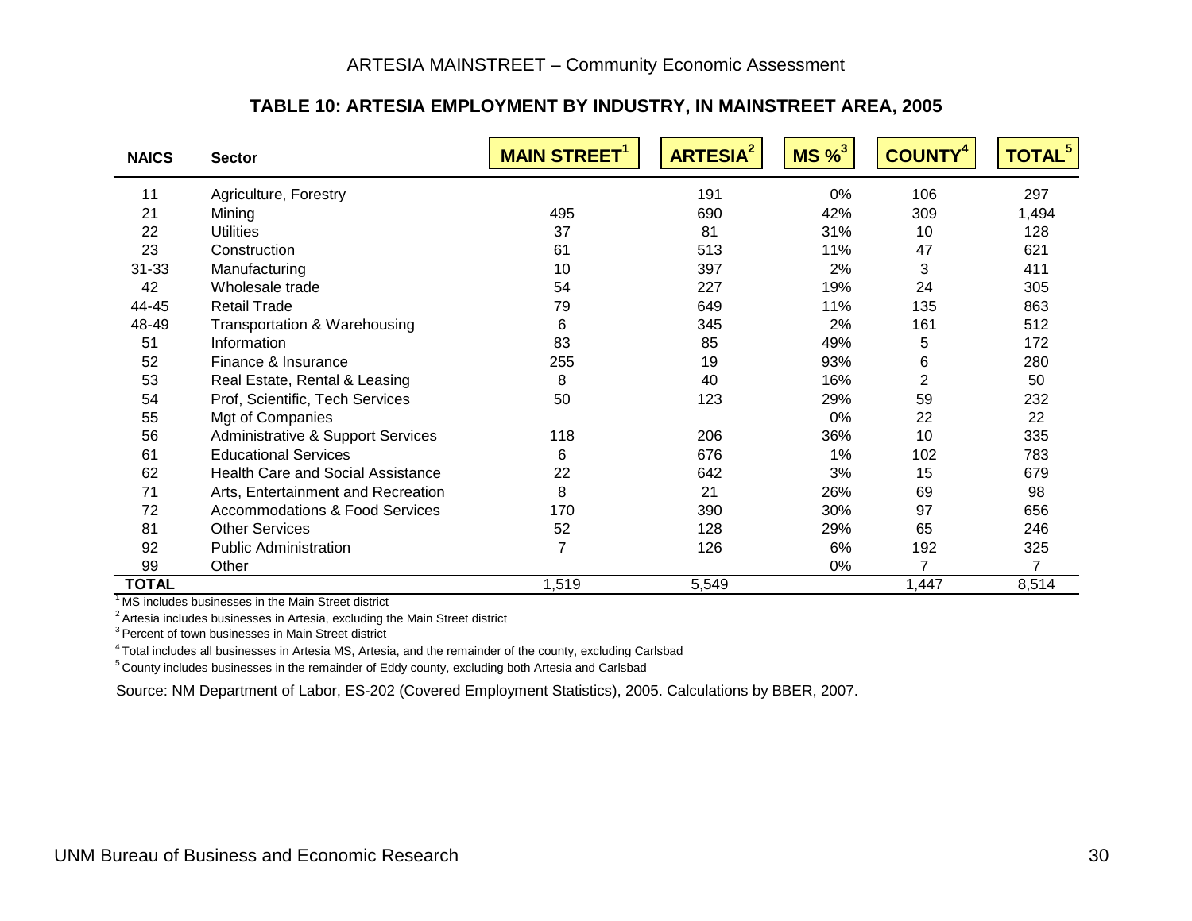## TABLE 10: ARTESIA EMPLOYMENT BY INDUSTRY, IN MAINSTREET AREA, 2005

| NAICS | Sector | MAIN STREET[1] | ARTESIA[2] | MS %[3] | COUNTY[4] | TOTAL[5] |
|---|---|---|---|---|---|---|
| 11 | Agriculture, Forestry | | 191 | 0% | 106 | 297 |
| 21 | Mining | 495 | 690 | 42% | 309 | 1,494 |
| 22 | Utilities | 37 | 81 | 31% | 10 | 128 |
| 23 | Construction | 61 | 513 | 11% | 47 | 621 |
| 31-33 | Manufacturing | 10 | 397 | 2% | 3 | 411 |
| 42 | Wholesale trade | 54 | 227 | 19% | 24 | 305 |
| 44-45 | Retail Trade | 79 | 649 | 11% | 135 | 863 |
| 48-49 | Transportation & Warehousing | 6 | 345 | 2% | 161 | 512 |
| 51 | Information | 83 | 85 | 49% | 5 | 172 |
| 52 | Finance & Insurance | 255 | 19 | 93% | 6 | 280 |
| 53 | Real Estate, Rental & Leasing | 8 | 40 | 16% | 2 | 50 |
| 54 | Prof, Scientific, Tech Services | 50 | 123 | 29% | 59 | 232 |
| 55 | Mgt of Companies | | | 0% | 22 | 22 |
| 56 | Administrative & Support Services | 118 | 206 | 36% | 10 | 335 |
| 61 | Educational Services | 6 | 676 | 1% | 102 | 783 |
| 62 | Health Care and Social Assistance | 22 | 642 | 3% | 15 | 679 |
| 71 | Arts, Entertainment and Recreation | 8 | 21 | 26% | 69 | 98 |
| 72 | Accommodations & Food Services | 170 | 390 | 30% | 97 | 656 |
| 81 | Other Services | 52 | 128 | 29% | 65 | 246 |
| 92 | Public Administration | 7 | 126 | 6% | 192 | 325 |
| 99 | Other | | | 0% | 7 | 7 |
| **TOTAL** | | 1,519 | 5,549 | | 1,447 | 8,514 |

[1] MS includes businesses in the Main Street district

[2] Artesia includes businesses in Artesia, excluding the Main Street district

[3] Percent of town businesses in Main Street district

[4] Total includes all businesses in Artesia MS, Artesia, and the remainder of the county, excluding Carlsbad

[5] County includes businesses in the remainder of Eddy county, excluding both Artesia and Carlsbad

Source: NM Department of Labor, ES-202 (Covered Employment Statistics), 2005. Calculations by BBER, 2007.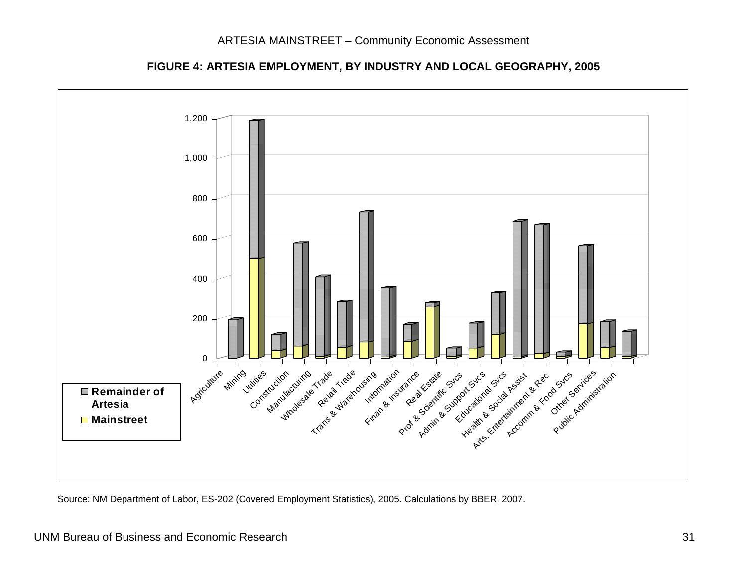**FIGURE 4: ARTESIA EMPLOYMENT, BY INDUSTRY AND LOCAL GEOGRAPHY, 2005**

Source: NM Department of Labor, ES-202 (Covered Employment Statistics), 2005. Calculations by BBER, 2007.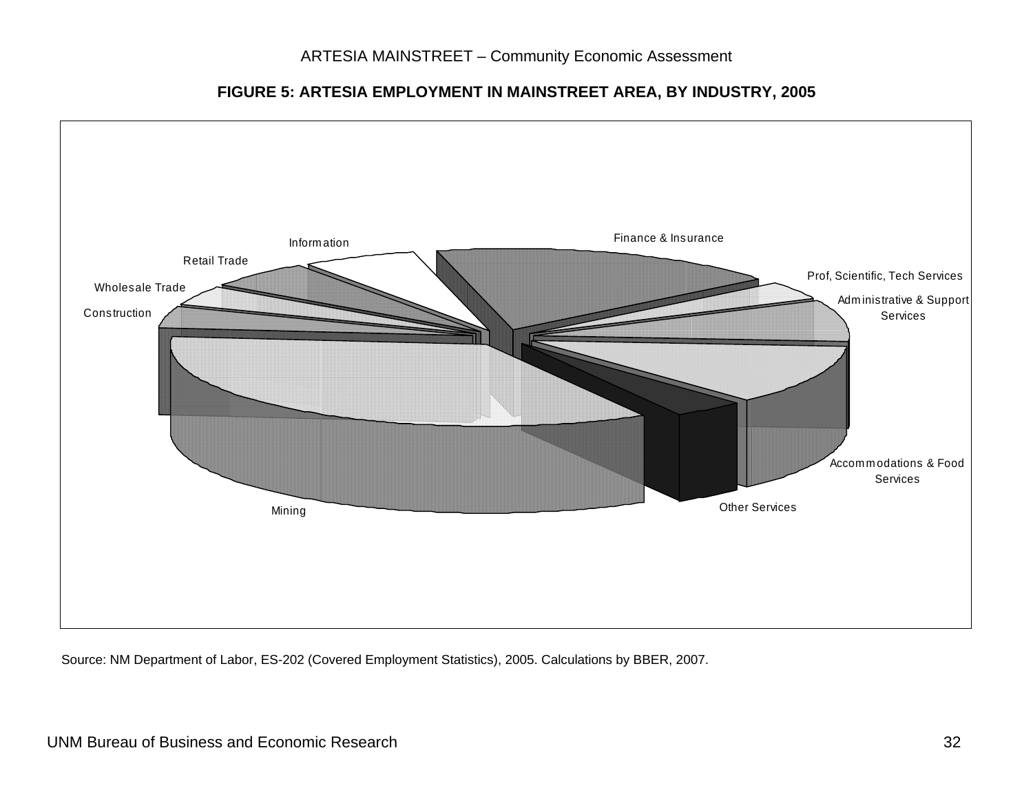**FIGURE 5: ARTESIA EMPLOYMENT IN MAINSTREET AREA, BY INDUSTRY, 2005**

Finance & Insurance

Prof, Scientific, Tech Services

Administrative & Support Services

Accommodations & Food Services

Other Services

Mining

Construction

Wholesale Trade

Retail Trade

Information

Source: NM Department of Labor, ES-202 (Covered Employment Statistics), 2005. Calculations by BBER, 2007.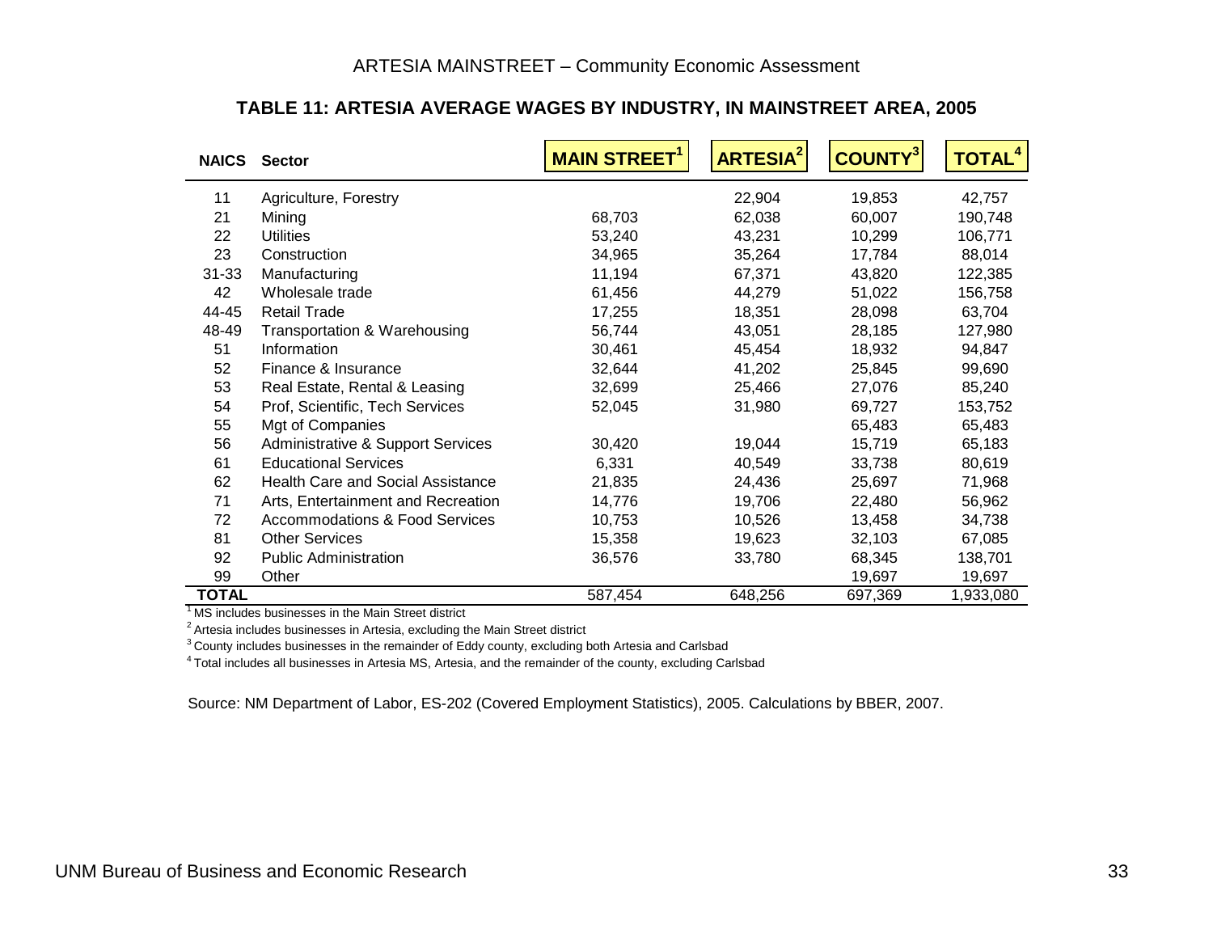### TABLE 11: ARTESIA AVERAGE WAGES BY INDUSTRY, IN MAINSTREET AREA, 2005

| NAICS | Sector | MAIN STREET[1] | ARTESIA[2] | COUNTY[3] | TOTAL[4] |
|---|---|---|---|---|---|
| 11 | Agriculture, Forestry | | 22,904 | 19,853 | 42,757 |
| 21 | Mining | 68,703 | 62,038 | 60,007 | 190,748 |
| 22 | Utilities | 53,240 | 43,231 | 10,299 | 106,771 |
| 23 | Construction | 34,965 | 35,264 | 17,784 | 88,014 |
| 31-33 | Manufacturing | 11,194 | 67,371 | 43,820 | 122,385 |
| 42 | Wholesale trade | 61,456 | 44,279 | 51,022 | 156,758 |
| 44-45 | Retail Trade | 17,255 | 18,351 | 28,098 | 63,704 |
| 48-49 | Transportation & Warehousing | 56,744 | 43,051 | 28,185 | 127,980 |
| 51 | Information | 30,461 | 45,454 | 18,932 | 94,847 |
| 52 | Finance & Insurance | 32,644 | 41,202 | 25,845 | 99,690 |
| 53 | Real Estate, Rental & Leasing | 32,699 | 25,466 | 27,076 | 85,240 |
| 54 | Prof, Scientific, Tech Services | 52,045 | 31,980 | 69,727 | 153,752 |
| 55 | Mgt of Companies | | | 65,483 | 65,483 |
| 56 | Administrative & Support Services | 30,420 | 19,044 | 15,719 | 65,183 |
| 61 | Educational Services | 6,331 | 40,549 | 33,738 | 80,619 |
| 62 | Health Care and Social Assistance | 21,835 | 24,436 | 25,697 | 71,968 |
| 71 | Arts, Entertainment and Recreation | 14,776 | 19,706 | 22,480 | 56,962 |
| 72 | Accommodations & Food Services | 10,753 | 10,526 | 13,458 | 34,738 |
| 81 | Other Services | 15,358 | 19,623 | 32,103 | 67,085 |
| 92 | Public Administration | 36,576 | 33,780 | 68,345 | 138,701 |
| 99 | Other | | | 19,697 | 19,697 |
| **TOTAL** | | 587,454 | 648,256 | 697,369 | 1,933,080 |

[1] MS includes businesses in the Main Street district

[2] Artesia includes businesses in Artesia, excluding the Main Street district

[3] County includes businesses in the remainder of Eddy county, excluding both Artesia and Carlsbad

[4] Total includes all businesses in Artesia MS, Artesia, and the remainder of the county, excluding Carlsbad

Source: NM Department of Labor, ES-202 (Covered Employment Statistics), 2005. Calculations by BBER, 2007.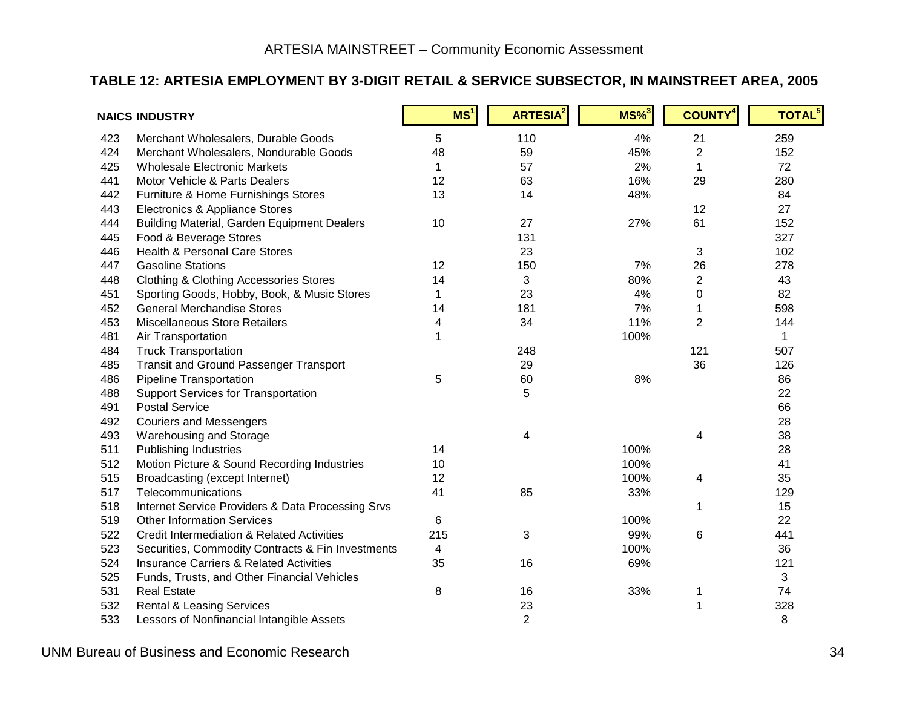### TABLE 12: ARTESIA EMPLOYMENT BY 3-DIGIT RETAIL & SERVICE SUBSECTOR, IN MAINSTREET AREA, 2005

| NAICS | INDUSTRY | MS[1] | ARTESIA[2] | MS%[3] | COUNTY[4] | TOTAL[5] |
|---|---|---|---|---|---|---|
| 423 | Merchant Wholesalers, Durable Goods | 5 | 110 | 4% | 21 | 259 |
| 424 | Merchant Wholesalers, Nondurable Goods | 48 | 59 | 45% | 2 | 152 |
| 425 | Wholesale Electronic Markets | 1 | 57 | 2% | 1 | 72 |
| 441 | Motor Vehicle & Parts Dealers | 12 | 63 | 16% | 29 | 280 |
| 442 | Furniture & Home Furnishings Stores | 13 | 14 | 48% | | 84 |
| 443 | Electronics & Appliance Stores | | | | 12 | 27 |
| 444 | Building Material, Garden Equipment Dealers | 10 | 27 | 27% | 61 | 152 |
| 445 | Food & Beverage Stores | | 131 | | | 327 |
| 446 | Health & Personal Care Stores | | 23 | | 3 | 102 |
| 447 | Gasoline Stations | 12 | 150 | 7% | 26 | 278 |
| 448 | Clothing & Clothing Accessories Stores | 14 | 3 | 80% | 2 | 43 |
| 451 | Sporting Goods, Hobby, Book, & Music Stores | 1 | 23 | 4% | 0 | 82 |
| 452 | General Merchandise Stores | 14 | 181 | 7% | 1 | 598 |
| 453 | Miscellaneous Store Retailers | 4 | 34 | 11% | 2 | 144 |
| 481 | Air Transportation | 1 | | 100% | | 1 |
| 484 | Truck Transportation | | 248 | | 121 | 507 |
| 485 | Transit and Ground Passenger Transport | | 29 | | 36 | 126 |
| 486 | Pipeline Transportation | 5 | 60 | 8% | | 86 |
| 488 | Support Services for Transportation | | 5 | | | 22 |
| 491 | Postal Service | | | | | 66 |
| 492 | Couriers and Messengers | | | | | 28 |
| 493 | Warehousing and Storage | | 4 | | 4 | 38 |
| 511 | Publishing Industries | 14 | | 100% | | 28 |
| 512 | Motion Picture & Sound Recording Industries | 10 | | 100% | | 41 |
| 515 | Broadcasting (except Internet) | 12 | | 100% | 4 | 35 |
| 517 | Telecommunications | 41 | 85 | 33% | | 129 |
| 518 | Internet Service Providers & Data Processing Srvs | | | | 1 | 15 |
| 519 | Other Information Services | 6 | | 100% | | 22 |
| 522 | Credit Intermediation & Related Activities | 215 | 3 | 99% | 6 | 441 |
| 523 | Securities, Commodity Contracts & Fin Investments | 4 | | 100% | | 36 |
| 524 | Insurance Carriers & Related Activities | 35 | 16 | 69% | | 121 |
| 525 | Funds, Trusts, and Other Financial Vehicles | | | | | 3 |
| 531 | Real Estate | 8 | 16 | 33% | 1 | 74 |
| 532 | Rental & Leasing Services | | 23 | | 1 | 328 |
| 533 | Lessors of Nonfinancial Intangible Assets | | 2 | | | 8 |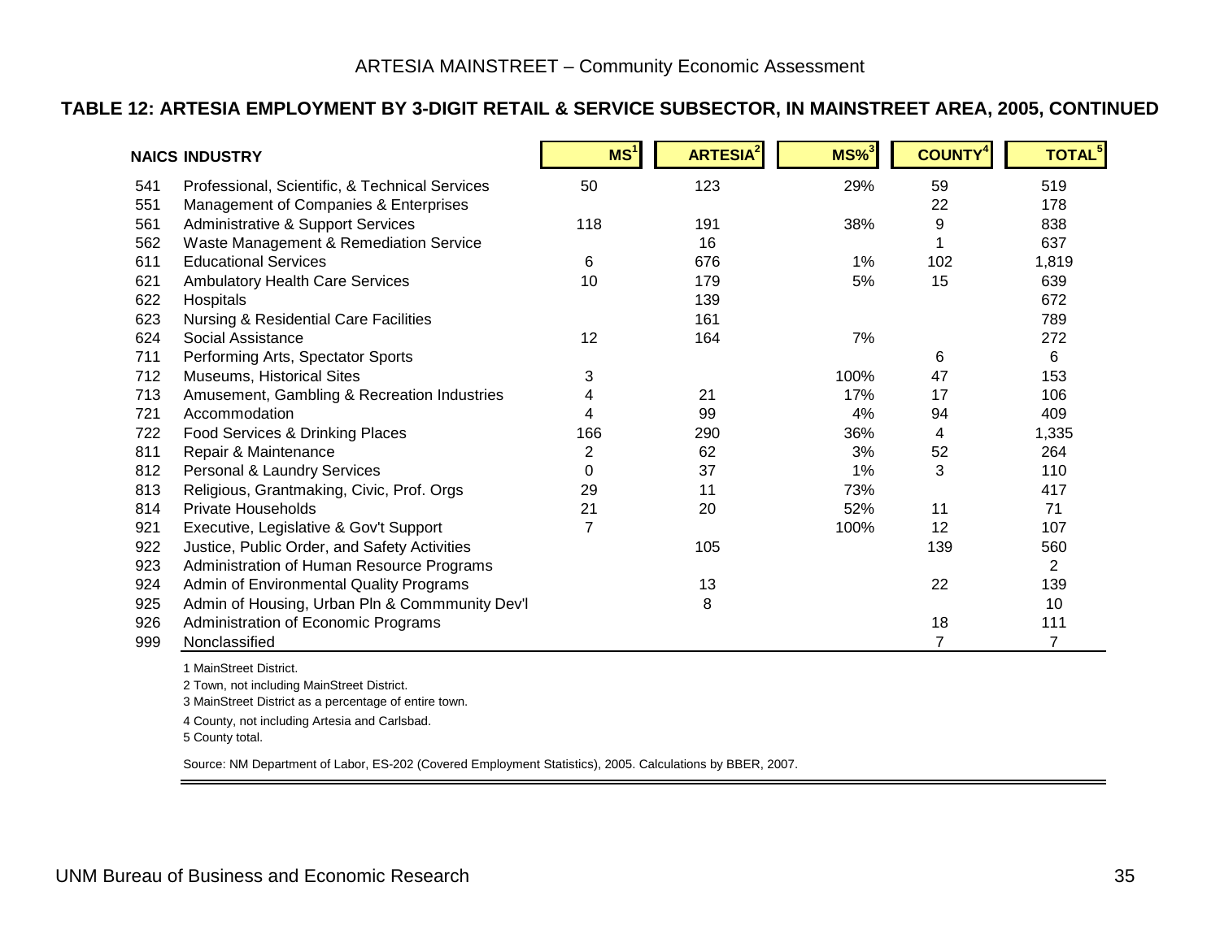### TABLE 12: ARTESIA EMPLOYMENT BY 3-DIGIT RETAIL & SERVICE SUBSECTOR, IN MAINSTREET AREA, 2005, CONTINUED

| NAICS | INDUSTRY | MS[1] | ARTESIA[2] | MS%[3] | COUNTY[4] | TOTAL[5] |
|---|---|---|---|---|---|---|
| 541 | Professional, Scientific, & Technical Services | 50 | 123 | 29% | 59 | 519 |
| 551 | Management of Companies & Enterprises | | | | 22 | 178 |
| 561 | Administrative & Support Services | 118 | 191 | 38% | 9 | 838 |
| 562 | Waste Management & Remediation Service | | 16 | | 1 | 637 |
| 611 | Educational Services | 6 | 676 | 1% | 102 | 1,819 |
| 621 | Ambulatory Health Care Services | 10 | 179 | 5% | 15 | 639 |
| 622 | Hospitals | | 139 | | | 672 |
| 623 | Nursing & Residential Care Facilities | | 161 | | | 789 |
| 624 | Social Assistance | 12 | 164 | 7% | | 272 |
| 711 | Performing Arts, Spectator Sports | | | | 6 | 6 |
| 712 | Museums, Historical Sites | 3 | | 100% | 47 | 153 |
| 713 | Amusement, Gambling & Recreation Industries | 4 | 21 | 17% | 17 | 106 |
| 721 | Accommodation | 4 | 99 | 4% | 94 | 409 |
| 722 | Food Services & Drinking Places | 166 | 290 | 36% | 4 | 1,335 |
| 811 | Repair & Maintenance | 2 | 62 | 3% | 52 | 264 |
| 812 | Personal & Laundry Services | 0 | 37 | 1% | 3 | 110 |
| 813 | Religious, Grantmaking, Civic, Prof. Orgs | 29 | 11 | 73% | | 417 |
| 814 | Private Households | 21 | 20 | 52% | 11 | 71 |
| 921 | Executive, Legislative & Gov't Support | 7 | | 100% | 12 | 107 |
| 922 | Justice, Public Order, and Safety Activities | | 105 | | 139 | 560 |
| 923 | Administration of Human Resource Programs | | | | | 2 |
| 924 | Admin of Environmental Quality Programs | | 13 | | 22 | 139 |
| 925 | Admin of Housing, Urban Pln & Commmunity Dev'l | | 8 | | | 10 |
| 926 | Administration of Economic Programs | | | | 18 | 111 |
| 999 | Nonclassified | | | | 7 | 7 |

1 MainStreet District.

2 Town, not including MainStreet District.

3 MainStreet District as a percentage of entire town.

4 County, not including Artesia and Carlsbad.

5 County total.

Source: NM Department of Labor, ES-202 (Covered Employment Statistics), 2005. Calculations by BBER, 2007.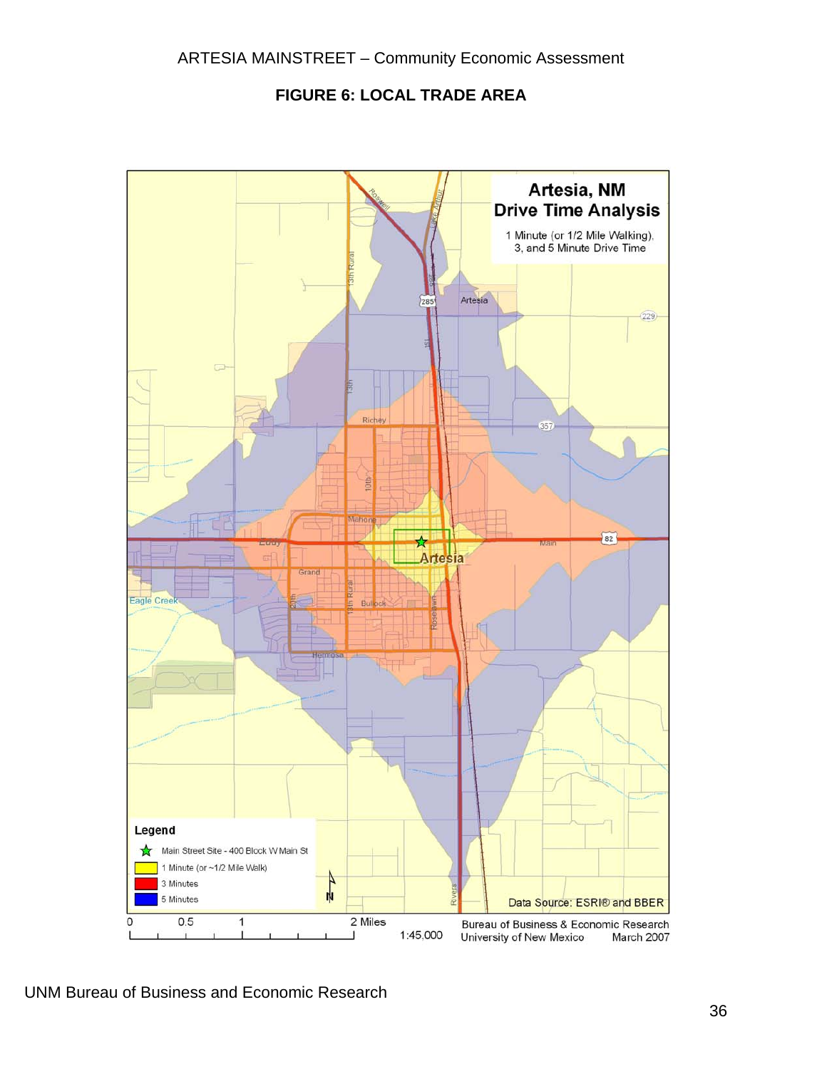# FIGURE 6: LOCAL TRADE AREA

**Artesia, NM**
**Drive Time Analysis**

1 Minute (or 1/2 Mile Walking), 3, and 5 Minute Drive Time

**Legend**

- Main Street Site - 400 Block W Main St
- 1 Minute (or ~1/2 Mile Walk)
- 3 Minutes
- 5 Minutes

Data Source: ESRI® and BBER

0 0.5 1 2 Miles

1:45,000

Bureau of Business & Economic Research
University of New Mexico March 2007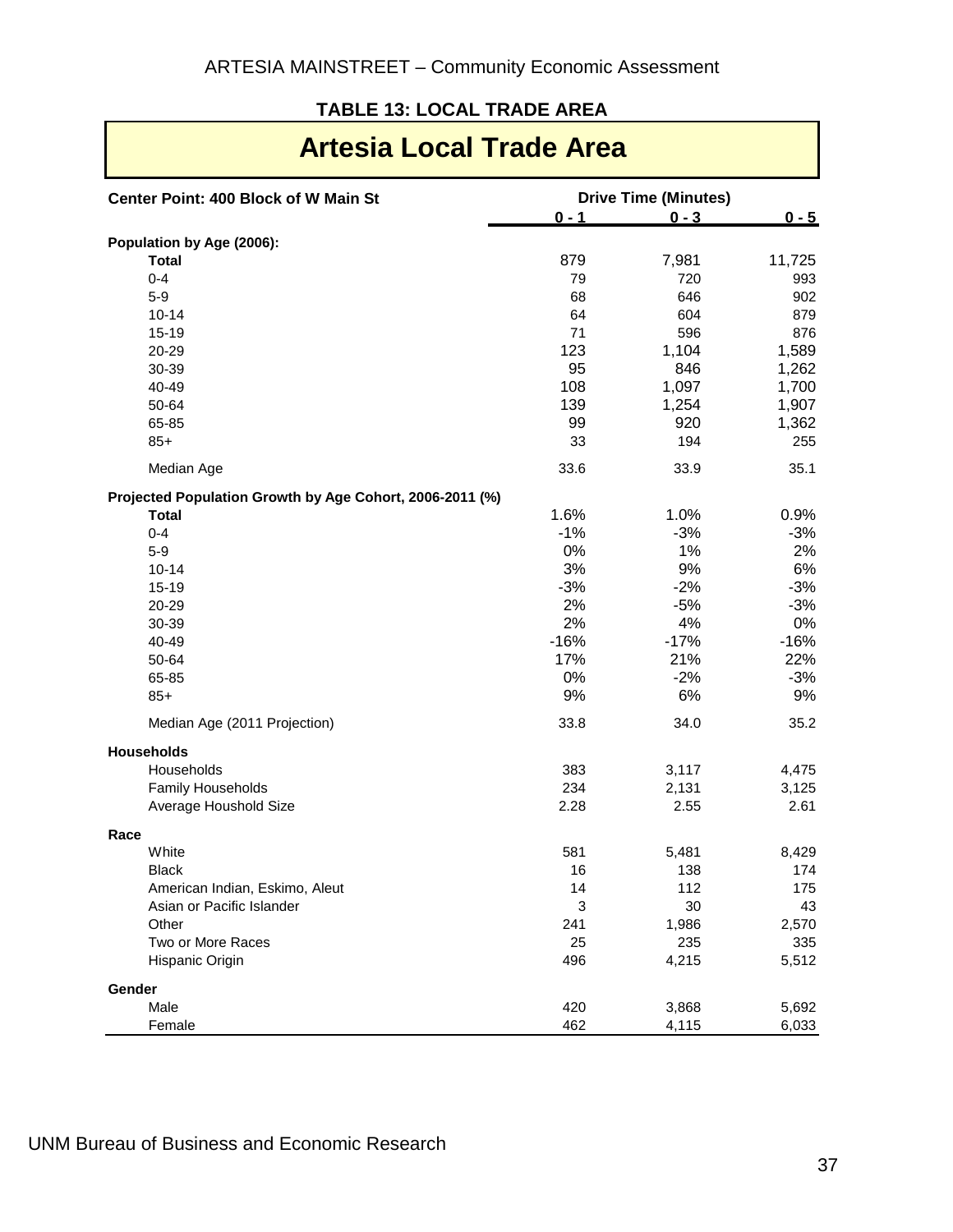**TABLE 13: LOCAL TRADE AREA**

# Artesia Local Trade Area

| Center Point: 400 Block of W Main St | Drive Time (Minutes) | | |
|---|---|---|---|
| | 0 - 1 | 0 - 3 | 0 - 5 |
| **Population by Age (2006):** | | | |
| **Total** | 879 | 7,981 | 11,725 |
| 0-4 | 79 | 720 | 993 |
| 5-9 | 68 | 646 | 902 |
| 10-14 | 64 | 604 | 879 |
| 15-19 | 71 | 596 | 876 |
| 20-29 | 123 | 1,104 | 1,589 |
| 30-39 | 95 | 846 | 1,262 |
| 40-49 | 108 | 1,097 | 1,700 |
| 50-64 | 139 | 1,254 | 1,907 |
| 65-85 | 99 | 920 | 1,362 |
| 85+ | 33 | 194 | 255 |
| Median Age | 33.6 | 33.9 | 35.1 |
| **Projected Population Growth by Age Cohort, 2006-2011 (%)** | | | |
| **Total** | 1.6% | 1.0% | 0.9% |
| 0-4 | -1% | -3% | -3% |
| 5-9 | 0% | 1% | 2% |
| 10-14 | 3% | 9% | 6% |
| 15-19 | -3% | -2% | -3% |
| 20-29 | 2% | -5% | -3% |
| 30-39 | 2% | 4% | 0% |
| 40-49 | -16% | -17% | -16% |
| 50-64 | 17% | 21% | 22% |
| 65-85 | 0% | -2% | -3% |
| 85+ | 9% | 6% | 9% |
| Median Age (2011 Projection) | 33.8 | 34.0 | 35.2 |
| **Households** | | | |
| Households | 383 | 3,117 | 4,475 |
| Family Households | 234 | 2,131 | 3,125 |
| Average Houshold Size | 2.28 | 2.55 | 2.61 |
| **Race** | | | |
| White | 581 | 5,481 | 8,429 |
| Black | 16 | 138 | 174 |
| American Indian, Eskimo, Aleut | 14 | 112 | 175 |
| Asian or Pacific Islander | 3 | 30 | 43 |
| Other | 241 | 1,986 | 2,570 |
| Two or More Races | 25 | 235 | 335 |
| Hispanic Origin | 496 | 4,215 | 5,512 |
| **Gender** | | | |
| Male | 420 | 3,868 | 5,692 |
| Female | 462 | 4,115 | 6,033 |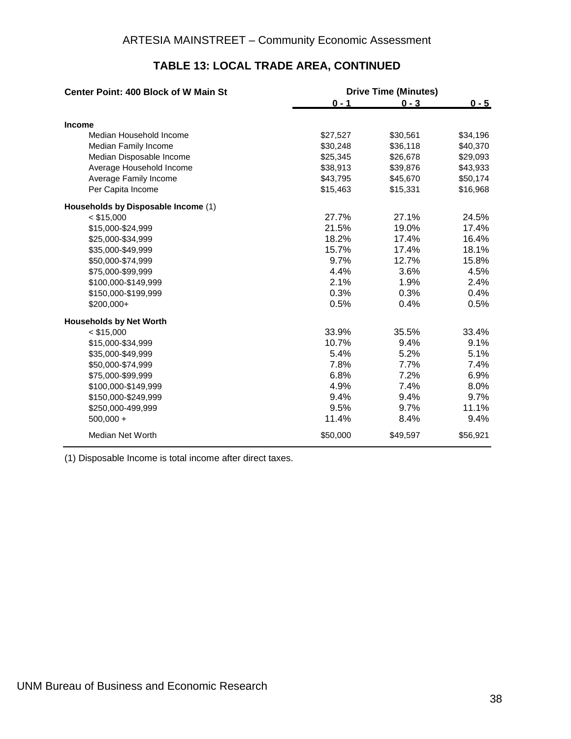## TABLE 13: LOCAL TRADE AREA, CONTINUED

| Center Point: 400 Block of W Main St | Drive Time (Minutes) | | |
|---|---|---|---|
| | 0 - 1 | 0 - 3 | 0 - 5 |
| **Income** | | | |
| Median Household Income | $27,527 | $30,561 | $34,196 |
| Median Family Income | $30,248 | $36,118 | $40,370 |
| Median Disposable Income | $25,345 | $26,678 | $29,093 |
| Average Household Income | $38,913 | $39,876 | $43,933 |
| Average Family Income | $43,795 | $45,670 | $50,174 |
| Per Capita Income | $15,463 | $15,331 | $16,968 |
| **Households by Disposable Income** (1) | | | |
| < $15,000 | 27.7% | 27.1% | 24.5% |
| $15,000-$24,999 | 21.5% | 19.0% | 17.4% |
| $25,000-$34,999 | 18.2% | 17.4% | 16.4% |
| $35,000-$49,999 | 15.7% | 17.4% | 18.1% |
| $50,000-$74,999 | 9.7% | 12.7% | 15.8% |
| $75,000-$99,999 | 4.4% | 3.6% | 4.5% |
| $100,000-$149,999 | 2.1% | 1.9% | 2.4% |
| $150,000-$199,999 | 0.3% | 0.3% | 0.4% |
| $200,000+ | 0.5% | 0.4% | 0.5% |
| **Households by Net Worth** | | | |
| < $15,000 | 33.9% | 35.5% | 33.4% |
| $15,000-$34,999 | 10.7% | 9.4% | 9.1% |
| $35,000-$49,999 | 5.4% | 5.2% | 5.1% |
| $50,000-$74,999 | 7.8% | 7.7% | 7.4% |
| $75,000-$99,999 | 6.8% | 7.2% | 6.9% |
| $100,000-$149,999 | 4.9% | 7.4% | 8.0% |
| $150,000-$249,999 | 9.4% | 9.4% | 9.7% |
| $250,000-499,999 | 9.5% | 9.7% | 11.1% |
| 500,000 + | 11.4% | 8.4% | 9.4% |
| Median Net Worth | $50,000 | $49,597 | $56,921 |

(1) Disposable Income is total income after direct taxes.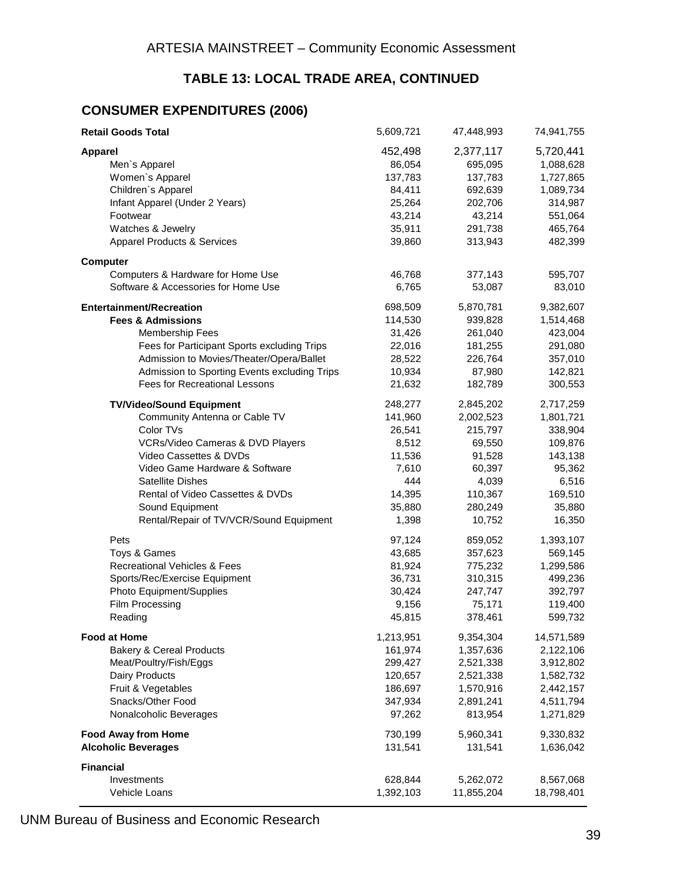ARTESIA MAINSTREET – Community Economic Assessment

## TABLE 13: LOCAL TRADE AREA, CONTINUED

### CONSUMER EXPENDITURES (2006)

| | | | |
|---|---|---|---|
| **Retail Goods Total** | 5,609,721 | 47,448,993 | 74,941,755 |
| **Apparel** | 452,498 | 2,377,117 | 5,720,441 |
| Men`s Apparel | 86,054 | 695,095 | 1,088,628 |
| Women`s Apparel | 137,783 | 137,783 | 1,727,865 |
| Children`s Apparel | 84,411 | 692,639 | 1,089,734 |
| Infant Apparel (Under 2 Years) | 25,264 | 202,706 | 314,987 |
| Footwear | 43,214 | 43,214 | 551,064 |
| Watches & Jewelry | 35,911 | 291,738 | 465,764 |
| Apparel Products & Services | 39,860 | 313,943 | 482,399 |
| **Computer** | | | |
| Computers & Hardware for Home Use | 46,768 | 377,143 | 595,707 |
| Software & Accessories for Home Use | 6,765 | 53,087 | 83,010 |
| **Entertainment/Recreation** | 698,509 | 5,870,781 | 9,382,607 |
| **Fees & Admissions** | 114,530 | 939,828 | 1,514,468 |
| Membership Fees | 31,426 | 261,040 | 423,004 |
| Fees for Participant Sports excluding Trips | 22,016 | 181,255 | 291,080 |
| Admission to Movies/Theater/Opera/Ballet | 28,522 | 226,764 | 357,010 |
| Admission to Sporting Events excluding Trips | 10,934 | 87,980 | 142,821 |
| Fees for Recreational Lessons | 21,632 | 182,789 | 300,553 |
| **TV/Video/Sound Equipment** | 248,277 | 2,845,202 | 2,717,259 |
| Community Antenna or Cable TV | 141,960 | 2,002,523 | 1,801,721 |
| Color TVs | 26,541 | 215,797 | 338,904 |
| VCRs/Video Cameras & DVD Players | 8,512 | 69,550 | 109,876 |
| Video Cassettes & DVDs | 11,536 | 91,528 | 143,138 |
| Video Game Hardware & Software | 7,610 | 60,397 | 95,362 |
| Satellite Dishes | 444 | 4,039 | 6,516 |
| Rental of Video Cassettes & DVDs | 14,395 | 110,367 | 169,510 |
| Sound Equipment | 35,880 | 280,249 | 35,880 |
| Rental/Repair of TV/VCR/Sound Equipment | 1,398 | 10,752 | 16,350 |
| Pets | 97,124 | 859,052 | 1,393,107 |
| Toys & Games | 43,685 | 357,623 | 569,145 |
| Recreational Vehicles & Fees | 81,924 | 775,232 | 1,299,586 |
| Sports/Rec/Exercise Equipment | 36,731 | 310,315 | 499,236 |
| Photo Equipment/Supplies | 30,424 | 247,747 | 392,797 |
| Film Processing | 9,156 | 75,171 | 119,400 |
| Reading | 45,815 | 378,461 | 599,732 |
| **Food at Home** | 1,213,951 | 9,354,304 | 14,571,589 |
| Bakery & Cereal Products | 161,974 | 1,357,636 | 2,122,106 |
| Meat/Poultry/Fish/Eggs | 299,427 | 2,521,338 | 3,912,802 |
| Dairy Products | 120,657 | 2,521,338 | 1,582,732 |
| Fruit & Vegetables | 186,697 | 1,570,916 | 2,442,157 |
| Snacks/Other Food | 347,934 | 2,891,241 | 4,511,794 |
| Nonalcoholic Beverages | 97,262 | 813,954 | 1,271,829 |
| **Food Away from Home** | 730,199 | 5,960,341 | 9,330,832 |
| **Alcoholic Beverages** | 131,541 | 131,541 | 1,636,042 |
| **Financial** | | | |
| Investments | 628,844 | 5,262,072 | 8,567,068 |
| Vehicle Loans | 1,392,103 | 11,855,204 | 18,798,401 |

UNM Bureau of Business and Economic Research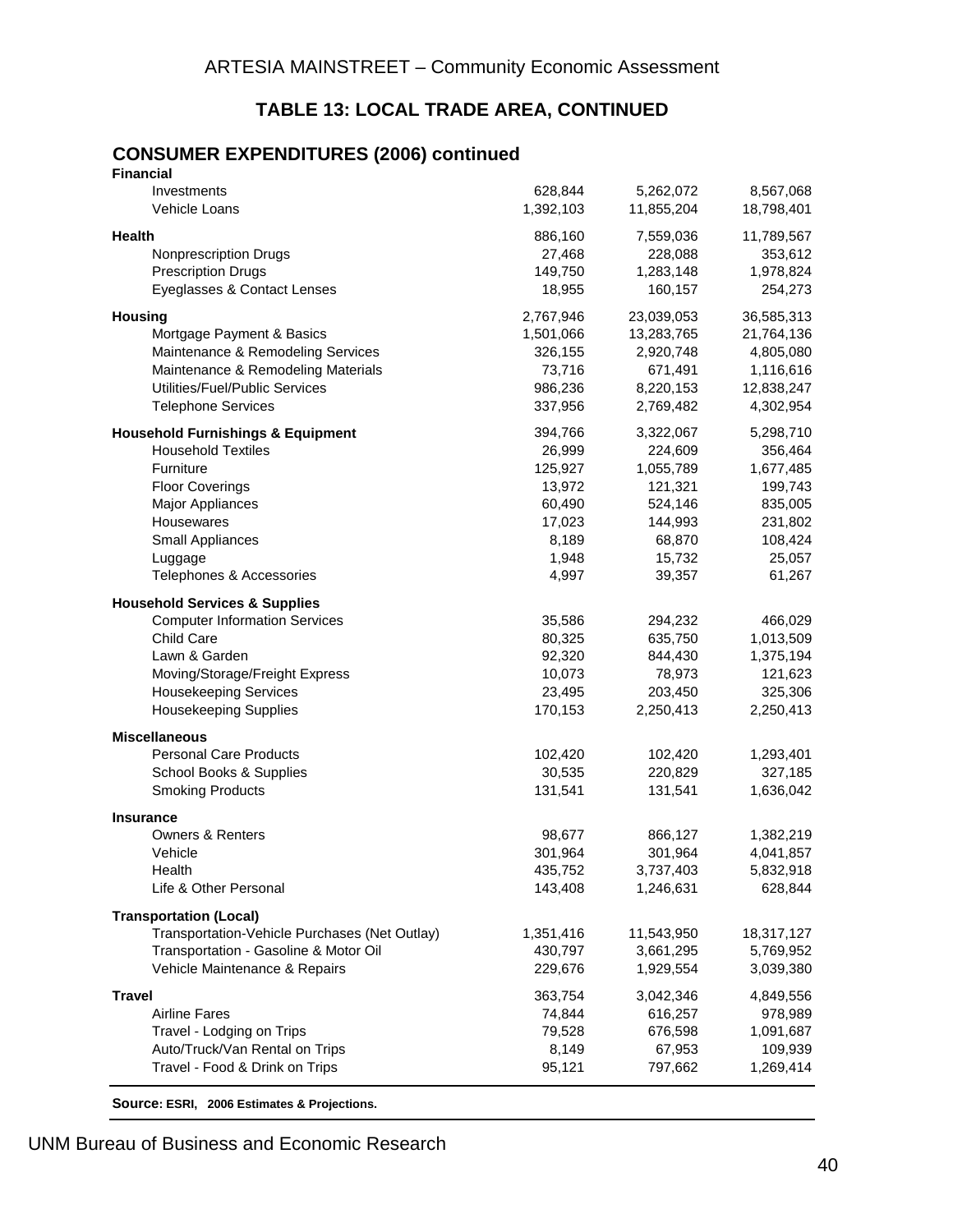# TABLE 13: LOCAL TRADE AREA, CONTINUED

## CONSUMER EXPENDITURES (2006) continued

| | | | |
|---|---|---|---|
| **Financial** | | | |
| Investments | 628,844 | 5,262,072 | 8,567,068 |
| Vehicle Loans | 1,392,103 | 11,855,204 | 18,798,401 |
| **Health** | 886,160 | 7,559,036 | 11,789,567 |
| Nonprescription Drugs | 27,468 | 228,088 | 353,612 |
| Prescription Drugs | 149,750 | 1,283,148 | 1,978,824 |
| Eyeglasses & Contact Lenses | 18,955 | 160,157 | 254,273 |
| **Housing** | 2,767,946 | 23,039,053 | 36,585,313 |
| Mortgage Payment & Basics | 1,501,066 | 13,283,765 | 21,764,136 |
| Maintenance & Remodeling Services | 326,155 | 2,920,748 | 4,805,080 |
| Maintenance & Remodeling Materials | 73,716 | 671,491 | 1,116,616 |
| Utilities/Fuel/Public Services | 986,236 | 8,220,153 | 12,838,247 |
| Telephone Services | 337,956 | 2,769,482 | 4,302,954 |
| **Household Furnishings & Equipment** | 394,766 | 3,322,067 | 5,298,710 |
| Household Textiles | 26,999 | 224,609 | 356,464 |
| Furniture | 125,927 | 1,055,789 | 1,677,485 |
| Floor Coverings | 13,972 | 121,321 | 199,743 |
| Major Appliances | 60,490 | 524,146 | 835,005 |
| Housewares | 17,023 | 144,993 | 231,802 |
| Small Appliances | 8,189 | 68,870 | 108,424 |
| Luggage | 1,948 | 15,732 | 25,057 |
| Telephones & Accessories | 4,997 | 39,357 | 61,267 |
| **Household Services & Supplies** | | | |
| Computer Information Services | 35,586 | 294,232 | 466,029 |
| Child Care | 80,325 | 635,750 | 1,013,509 |
| Lawn & Garden | 92,320 | 844,430 | 1,375,194 |
| Moving/Storage/Freight Express | 10,073 | 78,973 | 121,623 |
| Housekeeping Services | 23,495 | 203,450 | 325,306 |
| Housekeeping Supplies | 170,153 | 2,250,413 | 2,250,413 |
| **Miscellaneous** | | | |
| Personal Care Products | 102,420 | 102,420 | 1,293,401 |
| School Books & Supplies | 30,535 | 220,829 | 327,185 |
| Smoking Products | 131,541 | 131,541 | 1,636,042 |
| **Insurance** | | | |
| Owners & Renters | 98,677 | 866,127 | 1,382,219 |
| Vehicle | 301,964 | 301,964 | 4,041,857 |
| Health | 435,752 | 3,737,403 | 5,832,918 |
| Life & Other Personal | 143,408 | 1,246,631 | 628,844 |
| **Transportation (Local)** | | | |
| Transportation-Vehicle Purchases (Net Outlay) | 1,351,416 | 11,543,950 | 18,317,127 |
| Transportation - Gasoline & Motor Oil | 430,797 | 3,661,295 | 5,769,952 |
| Vehicle Maintenance & Repairs | 229,676 | 1,929,554 | 3,039,380 |
| **Travel** | 363,754 | 3,042,346 | 4,849,556 |
| Airline Fares | 74,844 | 616,257 | 978,989 |
| Travel - Lodging on Trips | 79,528 | 676,598 | 1,091,687 |
| Auto/Truck/Van Rental on Trips | 8,149 | 67,953 | 109,939 |
| Travel - Food & Drink on Trips | 95,121 | 797,662 | 1,269,414 |

**Source: ESRI, 2006 Estimates & Projections.**